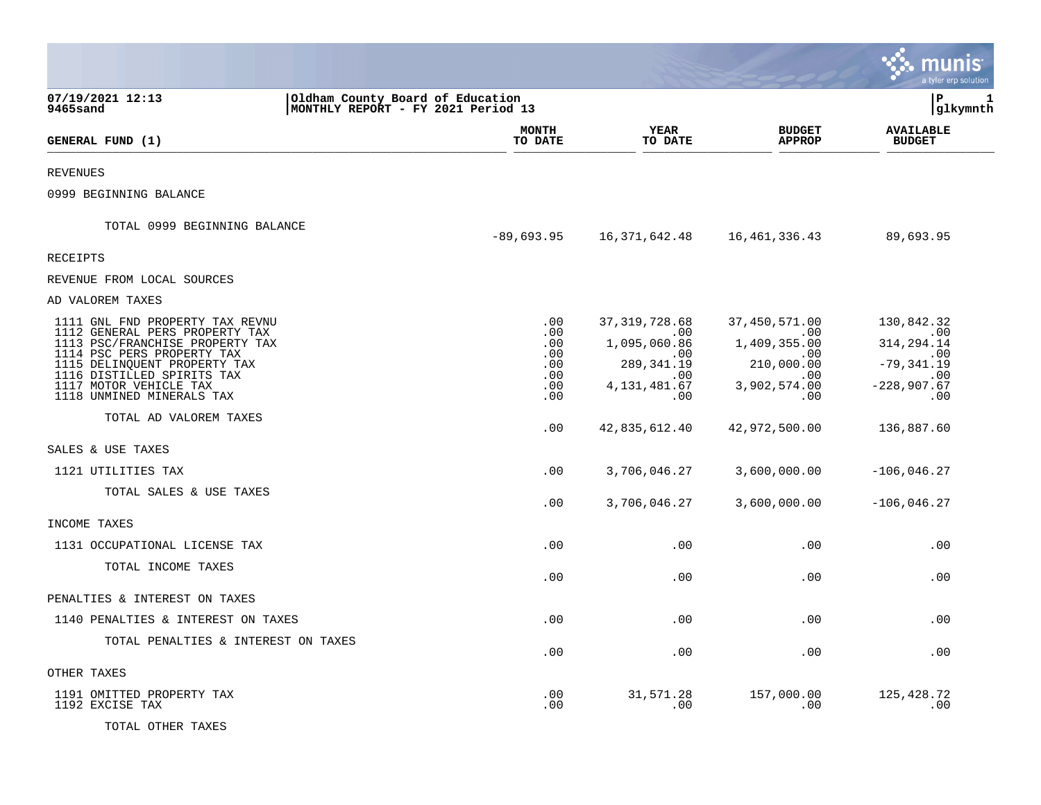07/19/2021 12:13 | Oldham County Board of Education | P 1
9465sand | MONTHLY REPORT - FY 2021 Period 13 | glkymnth

| GENERAL FUND (1) | MONTH TO DATE | YEAR TO DATE | BUDGET APPROP | AVAILABLE BUDGET |
|---|---|---|---|---|
| REVENUES | | | | |
| 0999 BEGINNING BALANCE | | | | |
| TOTAL 0999 BEGINNING BALANCE | -89,693.95 | 16,371,642.48 | 16,461,336.43 | 89,693.95 |
| RECEIPTS | | | | |
| REVENUE FROM LOCAL SOURCES | | | | |
| AD VALOREM TAXES | | | | |
| 1111 GNL FND PROPERTY TAX REVNU | .00 | 37,319,728.68 | 37,450,571.00 | 130,842.32 |
| 1112 GENERAL PERS PROPERTY TAX | .00 | .00 | .00 | .00 |
| 1113 PSC/FRANCHISE PROPERTY TAX | .00 | 1,095,060.86 | 1,409,355.00 | 314,294.14 |
| 1114 PSC PERS PROPERTY TAX | .00 | .00 | .00 | .00 |
| 1115 DELINQUENT PROPERTY TAX | .00 | 289,341.19 | 210,000.00 | -79,341.19 |
| 1116 DISTILLED SPIRITS TAX | .00 | .00 | .00 | .00 |
| 1117 MOTOR VEHICLE TAX | .00 | 4,131,481.67 | 3,902,574.00 | -228,907.67 |
| 1118 UNMINED MINERALS TAX | .00 | .00 | .00 | .00 |
| TOTAL AD VALOREM TAXES | .00 | 42,835,612.40 | 42,972,500.00 | 136,887.60 |
| SALES & USE TAXES | | | | |
| 1121 UTILITIES TAX | .00 | 3,706,046.27 | 3,600,000.00 | -106,046.27 |
| TOTAL SALES & USE TAXES | .00 | 3,706,046.27 | 3,600,000.00 | -106,046.27 |
| INCOME TAXES | | | | |
| 1131 OCCUPATIONAL LICENSE TAX | .00 | .00 | .00 | .00 |
| TOTAL INCOME TAXES | .00 | .00 | .00 | .00 |
| PENALTIES & INTEREST ON TAXES | | | | |
| 1140 PENALTIES & INTEREST ON TAXES | .00 | .00 | .00 | .00 |
| TOTAL PENALTIES & INTEREST ON TAXES | .00 | .00 | .00 | .00 |
| OTHER TAXES | | | | |
| 1191 OMITTED PROPERTY TAX | .00 | 31,571.28 | 157,000.00 | 125,428.72 |
| 1192 EXCISE TAX | .00 | .00 | .00 | .00 |
| TOTAL OTHER TAXES | | | | |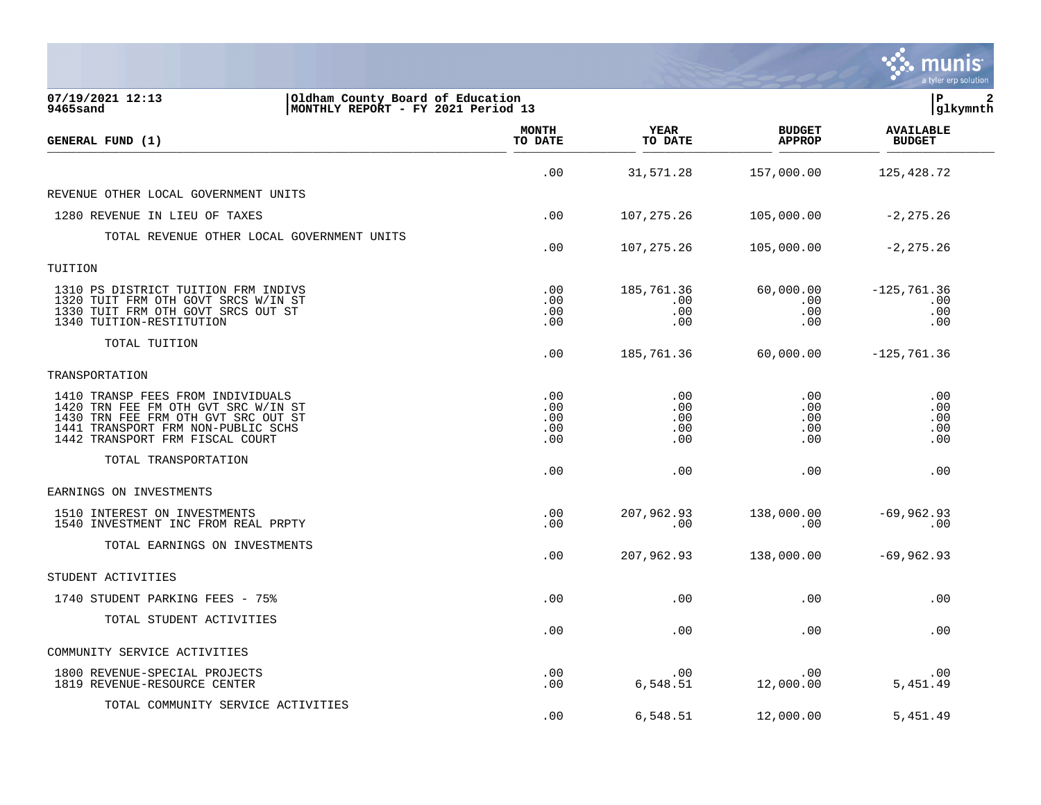**07/19/2021 12:13** | **Oldham County Board of Education**
**9465sand** | **MONTHLY REPORT - FY 2021 Period 13**

| GENERAL FUND (1) | MONTH TO DATE | YEAR TO DATE | BUDGET APPROP | AVAILABLE BUDGET |
|---|---|---|---|---|
| | .00 | 31,571.28 | 157,000.00 | 125,428.72 |
| REVENUE OTHER LOCAL GOVERNMENT UNITS | | | | |
| 1280 REVENUE IN LIEU OF TAXES | .00 | 107,275.26 | 105,000.00 | -2,275.26 |
| TOTAL REVENUE OTHER LOCAL GOVERNMENT UNITS | .00 | 107,275.26 | 105,000.00 | -2,275.26 |
| TUITION | | | | |
| 1310 PS DISTRICT TUITION FRM INDIVS | .00 | 185,761.36 | 60,000.00 | -125,761.36 |
| 1320 TUIT FRM OTH GOVT SRCS W/IN ST | .00 | .00 | .00 | .00 |
| 1330 TUIT FRM OTH GOVT SRCS OUT ST | .00 | .00 | .00 | .00 |
| 1340 TUITION-RESTITUTION | .00 | .00 | .00 | .00 |
| TOTAL TUITION | .00 | 185,761.36 | 60,000.00 | -125,761.36 |
| TRANSPORTATION | | | | |
| 1410 TRANSP FEES FROM INDIVIDUALS | .00 | .00 | .00 | .00 |
| 1420 TRN FEE FM OTH GVT SRC W/IN ST | .00 | .00 | .00 | .00 |
| 1430 TRN FEE FRM OTH GVT SRC OUT ST | .00 | .00 | .00 | .00 |
| 1441 TRANSPORT FRM NON-PUBLIC SCHS | .00 | .00 | .00 | .00 |
| 1442 TRANSPORT FRM FISCAL COURT | .00 | .00 | .00 | .00 |
| TOTAL TRANSPORTATION | .00 | .00 | .00 | .00 |
| EARNINGS ON INVESTMENTS | | | | |
| 1510 INTEREST ON INVESTMENTS | .00 | 207,962.93 | 138,000.00 | -69,962.93 |
| 1540 INVESTMENT INC FROM REAL PRPTY | .00 | .00 | .00 | .00 |
| TOTAL EARNINGS ON INVESTMENTS | .00 | 207,962.93 | 138,000.00 | -69,962.93 |
| STUDENT ACTIVITIES | | | | |
| 1740 STUDENT PARKING FEES - 75% | .00 | .00 | .00 | .00 |
| TOTAL STUDENT ACTIVITIES | .00 | .00 | .00 | .00 |
| COMMUNITY SERVICE ACTIVITIES | | | | |
| 1800 REVENUE-SPECIAL PROJECTS | .00 | .00 | .00 | .00 |
| 1819 REVENUE-RESOURCE CENTER | .00 | 6,548.51 | 12,000.00 | 5,451.49 |
| TOTAL COMMUNITY SERVICE ACTIVITIES | .00 | 6,548.51 | 12,000.00 | 5,451.49 |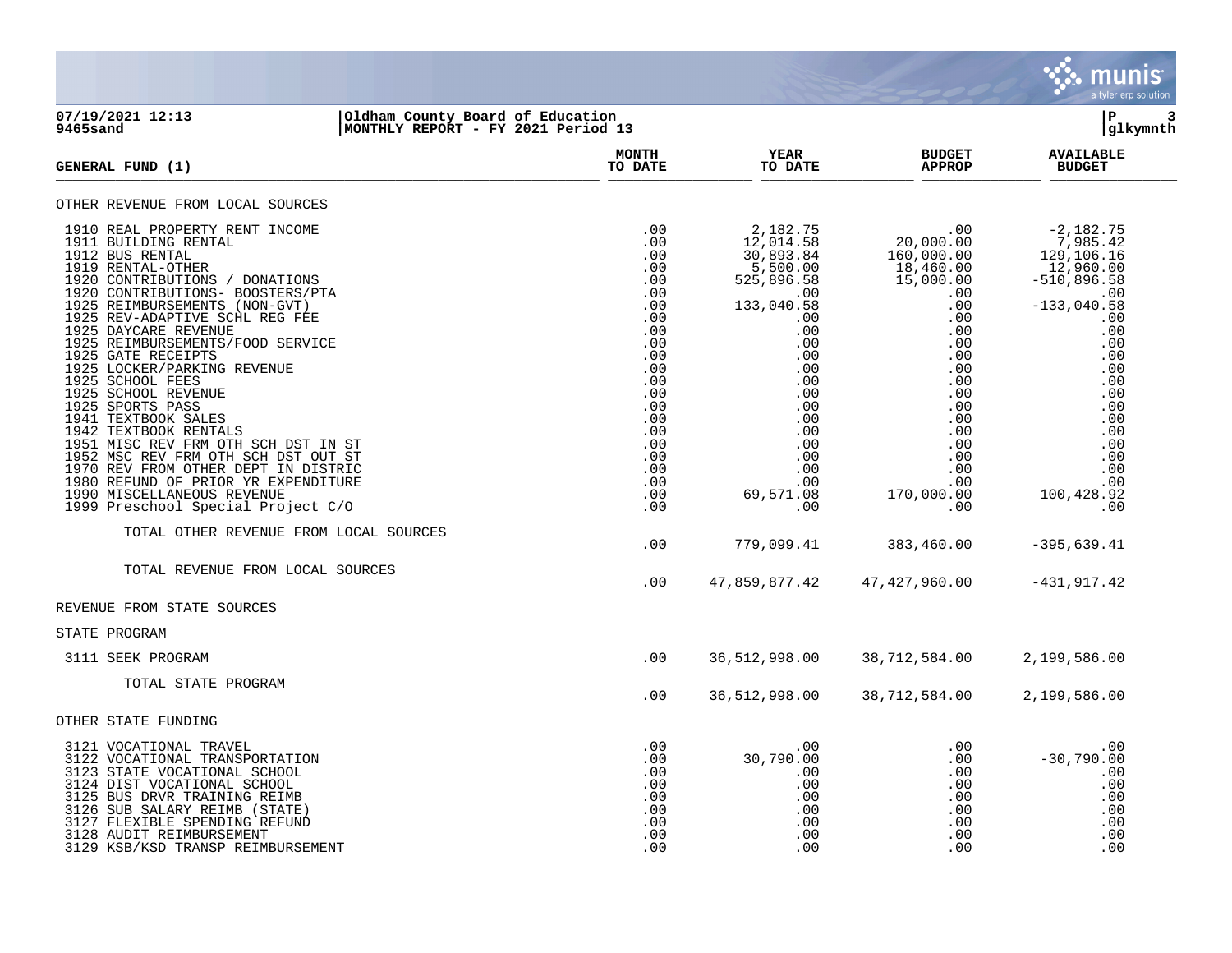07/19/2021 12:13 | Oldham County Board of Education | P 3
9465sand | MONTHLY REPORT - FY 2021 Period 13 | glkymnth

| GENERAL FUND (1) | MONTH TO DATE | YEAR TO DATE | BUDGET APPROP | AVAILABLE BUDGET |
|---|---|---|---|---|
| OTHER REVENUE FROM LOCAL SOURCES | | | | |
| 1910 REAL PROPERTY RENT INCOME | .00 | 2,182.75 | .00 | -2,182.75 |
| 1911 BUILDING RENTAL | .00 | 12,014.58 | 20,000.00 | 7,985.42 |
| 1912 BUS RENTAL | .00 | 30,893.84 | 160,000.00 | 129,106.16 |
| 1919 RENTAL-OTHER | .00 | 5,500.00 | 18,460.00 | 12,960.00 |
| 1920 CONTRIBUTIONS / DONATIONS | .00 | 525,896.58 | 15,000.00 | -510,896.58 |
| 1920 CONTRIBUTIONS- BOOSTERS/PTA | .00 | .00 | .00 | .00 |
| 1925 REIMBURSEMENTS (NON-GVT) | .00 | 133,040.58 | .00 | -133,040.58 |
| 1925 REV-ADAPTIVE SCHL REG FEE | .00 | .00 | .00 | .00 |
| 1925 DAYCARE REVENUE | .00 | .00 | .00 | .00 |
| 1925 REIMBURSEMENTS/FOOD SERVICE | .00 | .00 | .00 | .00 |
| 1925 GATE RECEIPTS | .00 | .00 | .00 | .00 |
| 1925 LOCKER/PARKING REVENUE | .00 | .00 | .00 | .00 |
| 1925 SCHOOL FEES | .00 | .00 | .00 | .00 |
| 1925 SCHOOL REVENUE | .00 | .00 | .00 | .00 |
| 1925 SPORTS PASS | .00 | .00 | .00 | .00 |
| 1941 TEXTBOOK SALES | .00 | .00 | .00 | .00 |
| 1942 TEXTBOOK RENTALS | .00 | .00 | .00 | .00 |
| 1951 MISC REV FRM OTH SCH DST IN ST | .00 | .00 | .00 | .00 |
| 1952 MSC REV FRM OTH SCH DST OUT ST | .00 | .00 | .00 | .00 |
| 1970 REV FROM OTHER DEPT IN DISTRIC | .00 | .00 | .00 | .00 |
| 1980 REFUND OF PRIOR YR EXPENDITURE | .00 | .00 | .00 | .00 |
| 1990 MISCELLANEOUS REVENUE | .00 | 69,571.08 | 170,000.00 | 100,428.92 |
| 1999 Preschool Special Project C/O | .00 | .00 | .00 | .00 |
| TOTAL OTHER REVENUE FROM LOCAL SOURCES | .00 | 779,099.41 | 383,460.00 | -395,639.41 |
| TOTAL REVENUE FROM LOCAL SOURCES | .00 | 47,859,877.42 | 47,427,960.00 | -431,917.42 |
| REVENUE FROM STATE SOURCES | | | | |
| STATE PROGRAM | | | | |
| 3111 SEEK PROGRAM | .00 | 36,512,998.00 | 38,712,584.00 | 2,199,586.00 |
| TOTAL STATE PROGRAM | .00 | 36,512,998.00 | 38,712,584.00 | 2,199,586.00 |
| OTHER STATE FUNDING | | | | |
| 3121 VOCATIONAL TRAVEL | .00 | .00 | .00 | .00 |
| 3122 VOCATIONAL TRANSPORTATION | .00 | 30,790.00 | .00 | -30,790.00 |
| 3123 STATE VOCATIONAL SCHOOL | .00 | .00 | .00 | .00 |
| 3124 DIST VOCATIONAL SCHOOL | .00 | .00 | .00 | .00 |
| 3125 BUS DRVR TRAINING REIMB | .00 | .00 | .00 | .00 |
| 3126 SUB SALARY REIMB (STATE) | .00 | .00 | .00 | .00 |
| 3127 FLEXIBLE SPENDING REFUND | .00 | .00 | .00 | .00 |
| 3128 AUDIT REIMBURSEMENT | .00 | .00 | .00 | .00 |
| 3129 KSB/KSD TRANSP REIMBURSEMENT | .00 | .00 | .00 | .00 |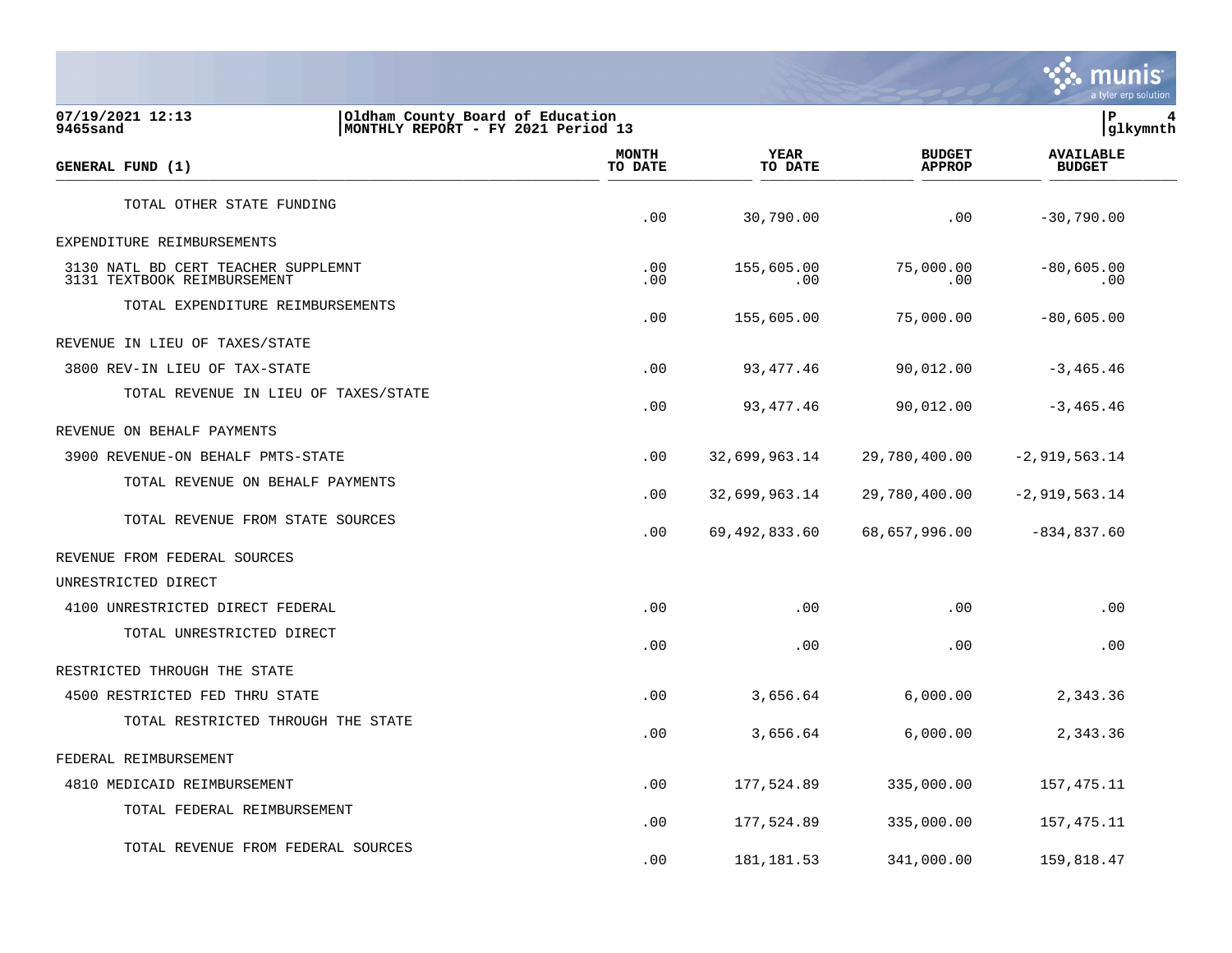07/19/2021 12:13 | Oldham County Board of Education | P 4
9465sand | MONTHLY REPORT - FY 2021 Period 13 | glkymnth

| GENERAL FUND (1) | MONTH TO DATE | YEAR TO DATE | BUDGET APPROP | AVAILABLE BUDGET |
|---|---|---|---|---|
| TOTAL OTHER STATE FUNDING | .00 | 30,790.00 | .00 | -30,790.00 |
| EXPENDITURE REIMBURSEMENTS | | | | |
| 3130 NATL BD CERT TEACHER SUPPLEMNT | .00 | 155,605.00 | 75,000.00 | -80,605.00 |
| 3131 TEXTBOOK REIMBURSEMENT | .00 | .00 | .00 | .00 |
| TOTAL EXPENDITURE REIMBURSEMENTS | .00 | 155,605.00 | 75,000.00 | -80,605.00 |
| REVENUE IN LIEU OF TAXES/STATE | | | | |
| 3800 REV-IN LIEU OF TAX-STATE | .00 | 93,477.46 | 90,012.00 | -3,465.46 |
| TOTAL REVENUE IN LIEU OF TAXES/STATE | .00 | 93,477.46 | 90,012.00 | -3,465.46 |
| REVENUE ON BEHALF PAYMENTS | | | | |
| 3900 REVENUE-ON BEHALF PMTS-STATE | .00 | 32,699,963.14 | 29,780,400.00 | -2,919,563.14 |
| TOTAL REVENUE ON BEHALF PAYMENTS | .00 | 32,699,963.14 | 29,780,400.00 | -2,919,563.14 |
| TOTAL REVENUE FROM STATE SOURCES | .00 | 69,492,833.60 | 68,657,996.00 | -834,837.60 |
| REVENUE FROM FEDERAL SOURCES | | | | |
| UNRESTRICTED DIRECT | | | | |
| 4100 UNRESTRICTED DIRECT FEDERAL | .00 | .00 | .00 | .00 |
| TOTAL UNRESTRICTED DIRECT | .00 | .00 | .00 | .00 |
| RESTRICTED THROUGH THE STATE | | | | |
| 4500 RESTRICTED FED THRU STATE | .00 | 3,656.64 | 6,000.00 | 2,343.36 |
| TOTAL RESTRICTED THROUGH THE STATE | .00 | 3,656.64 | 6,000.00 | 2,343.36 |
| FEDERAL REIMBURSEMENT | | | | |
| 4810 MEDICAID REIMBURSEMENT | .00 | 177,524.89 | 335,000.00 | 157,475.11 |
| TOTAL FEDERAL REIMBURSEMENT | .00 | 177,524.89 | 335,000.00 | 157,475.11 |
| TOTAL REVENUE FROM FEDERAL SOURCES | .00 | 181,181.53 | 341,000.00 | 159,818.47 |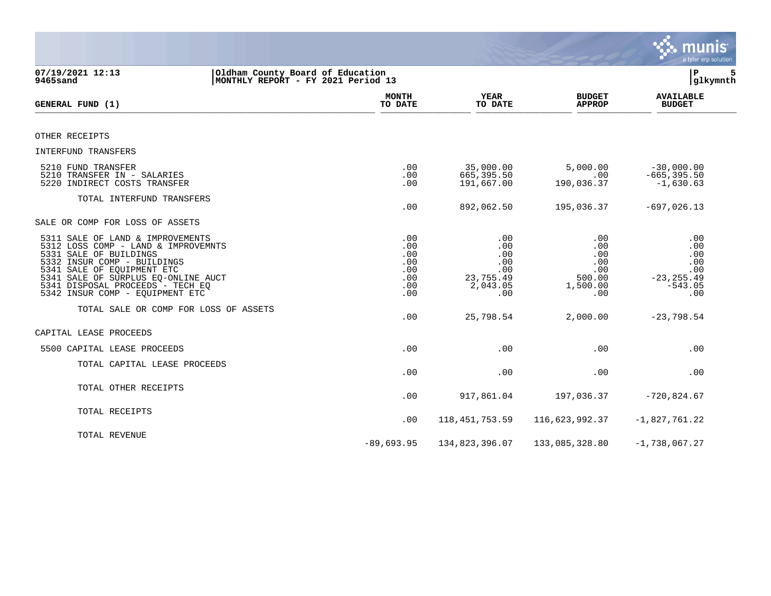**Oldham County Board of Education**
**MONTHLY REPORT - FY 2021 Period 13**

07/19/2021 12:13
9465sand

| GENERAL FUND (1) | MONTH TO DATE | YEAR TO DATE | BUDGET APPROP | AVAILABLE BUDGET |
|---|---|---|---|---|
| OTHER RECEIPTS | | | | |
| INTERFUND TRANSFERS | | | | |
| 5210 FUND TRANSFER | .00 | 35,000.00 | 5,000.00 | -30,000.00 |
| 5210 TRANSFER IN - SALARIES | .00 | 665,395.50 | .00 | -665,395.50 |
| 5220 INDIRECT COSTS TRANSFER | .00 | 191,667.00 | 190,036.37 | -1,630.63 |
| TOTAL INTERFUND TRANSFERS | .00 | 892,062.50 | 195,036.37 | -697,026.13 |
| SALE OR COMP FOR LOSS OF ASSETS | | | | |
| 5311 SALE OF LAND & IMPROVEMENTS | .00 | .00 | .00 | .00 |
| 5312 LOSS COMP - LAND & IMPROVEMNTS | .00 | .00 | .00 | .00 |
| 5331 SALE OF BUILDINGS | .00 | .00 | .00 | .00 |
| 5332 INSUR COMP - BUILDINGS | .00 | .00 | .00 | .00 |
| 5341 SALE OF EQUIPMENT ETC | .00 | .00 | .00 | .00 |
| 5341 SALE OF SURPLUS EQ-ONLINE AUCT | .00 | 23,755.49 | 500.00 | -23,255.49 |
| 5341 DISPOSAL PROCEEDS - TECH EQ | .00 | 2,043.05 | 1,500.00 | -543.05 |
| 5342 INSUR COMP - EQUIPMENT ETC | .00 | .00 | .00 | .00 |
| TOTAL SALE OR COMP FOR LOSS OF ASSETS | .00 | 25,798.54 | 2,000.00 | -23,798.54 |
| CAPITAL LEASE PROCEEDS | | | | |
| 5500 CAPITAL LEASE PROCEEDS | .00 | .00 | .00 | .00 |
| TOTAL CAPITAL LEASE PROCEEDS | .00 | .00 | .00 | .00 |
| TOTAL OTHER RECEIPTS | .00 | 917,861.04 | 197,036.37 | -720,824.67 |
| TOTAL RECEIPTS | .00 | 118,451,753.59 | 116,623,992.37 | -1,827,761.22 |
| TOTAL REVENUE | -89,693.95 | 134,823,396.07 | 133,085,328.80 | -1,738,067.27 |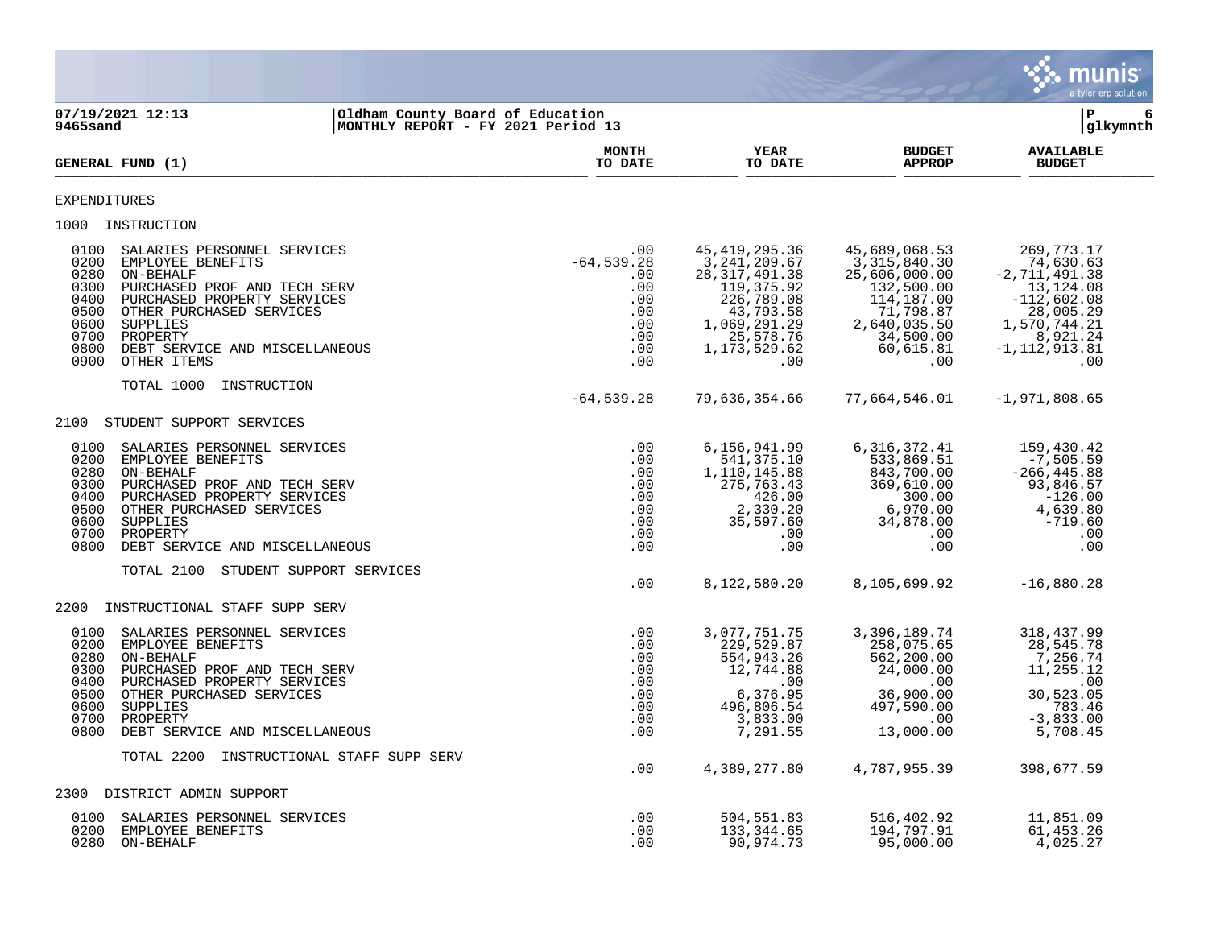**07/19/2021 12:13** | **Oldham County Board of Education**
**9465sand** | **MONTHLY REPORT - FY 2021 Period 13**

| GENERAL FUND (1) | MONTH TO DATE | YEAR TO DATE | BUDGET APPROP | AVAILABLE BUDGET |
|---|---|---|---|---|
| EXPENDITURES | | | | |
| 1000 INSTRUCTION | | | | |
| 0100 SALARIES PERSONNEL SERVICES | .00 | 45,419,295.36 | 45,689,068.53 | 269,773.17 |
| 0200 EMPLOYEE BENEFITS | -64,539.28 | 3,241,209.67 | 3,315,840.30 | 74,630.63 |
| 0280 ON-BEHALF | .00 | 28,317,491.38 | 25,606,000.00 | -2,711,491.38 |
| 0300 PURCHASED PROF AND TECH SERV | .00 | 119,375.92 | 132,500.00 | 13,124.08 |
| 0400 PURCHASED PROPERTY SERVICES | .00 | 226,789.08 | 114,187.00 | -112,602.08 |
| 0500 OTHER PURCHASED SERVICES | .00 | 43,793.58 | 71,798.87 | 28,005.29 |
| 0600 SUPPLIES | .00 | 1,069,291.29 | 2,640,035.50 | 1,570,744.21 |
| 0700 PROPERTY | .00 | 25,578.76 | 34,500.00 | 8,921.24 |
| 0800 DEBT SERVICE AND MISCELLANEOUS | .00 | 1,173,529.62 | 60,615.81 | -1,112,913.81 |
| 0900 OTHER ITEMS | .00 | .00 | .00 | .00 |
| TOTAL 1000 INSTRUCTION | -64,539.28 | 79,636,354.66 | 77,664,546.01 | -1,971,808.65 |
| 2100 STUDENT SUPPORT SERVICES | | | | |
| 0100 SALARIES PERSONNEL SERVICES | .00 | 6,156,941.99 | 6,316,372.41 | 159,430.42 |
| 0200 EMPLOYEE BENEFITS | .00 | 541,375.10 | 533,869.51 | -7,505.59 |
| 0280 ON-BEHALF | .00 | 1,110,145.88 | 843,700.00 | -266,445.88 |
| 0300 PURCHASED PROF AND TECH SERV | .00 | 275,763.43 | 369,610.00 | 93,846.57 |
| 0400 PURCHASED PROPERTY SERVICES | .00 | 426.00 | 300.00 | -126.00 |
| 0500 OTHER PURCHASED SERVICES | .00 | 2,330.20 | 6,970.00 | 4,639.80 |
| 0600 SUPPLIES | .00 | 35,597.60 | 34,878.00 | -719.60 |
| 0700 PROPERTY | .00 | .00 | .00 | .00 |
| 0800 DEBT SERVICE AND MISCELLANEOUS | .00 | .00 | .00 | .00 |
| TOTAL 2100 STUDENT SUPPORT SERVICES | .00 | 8,122,580.20 | 8,105,699.92 | -16,880.28 |
| 2200 INSTRUCTIONAL STAFF SUPP SERV | | | | |
| 0100 SALARIES PERSONNEL SERVICES | .00 | 3,077,751.75 | 3,396,189.74 | 318,437.99 |
| 0200 EMPLOYEE BENEFITS | .00 | 229,529.87 | 258,075.65 | 28,545.78 |
| 0280 ON-BEHALF | .00 | 554,943.26 | 562,200.00 | 7,256.74 |
| 0300 PURCHASED PROF AND TECH SERV | .00 | 12,744.88 | 24,000.00 | 11,255.12 |
| 0400 PURCHASED PROPERTY SERVICES | .00 | .00 | .00 | .00 |
| 0500 OTHER PURCHASED SERVICES | .00 | 6,376.95 | 36,900.00 | 30,523.05 |
| 0600 SUPPLIES | .00 | 496,806.54 | 497,590.00 | 783.46 |
| 0700 PROPERTY | .00 | 3,833.00 | .00 | -3,833.00 |
| 0800 DEBT SERVICE AND MISCELLANEOUS | .00 | 7,291.55 | 13,000.00 | 5,708.45 |
| TOTAL 2200 INSTRUCTIONAL STAFF SUPP SERV | .00 | 4,389,277.80 | 4,787,955.39 | 398,677.59 |
| 2300 DISTRICT ADMIN SUPPORT | | | | |
| 0100 SALARIES PERSONNEL SERVICES | .00 | 504,551.83 | 516,402.92 | 11,851.09 |
| 0200 EMPLOYEE BENEFITS | .00 | 133,344.65 | 194,797.91 | 61,453.26 |
| 0280 ON-BEHALF | .00 | 90,974.73 | 95,000.00 | 4,025.27 |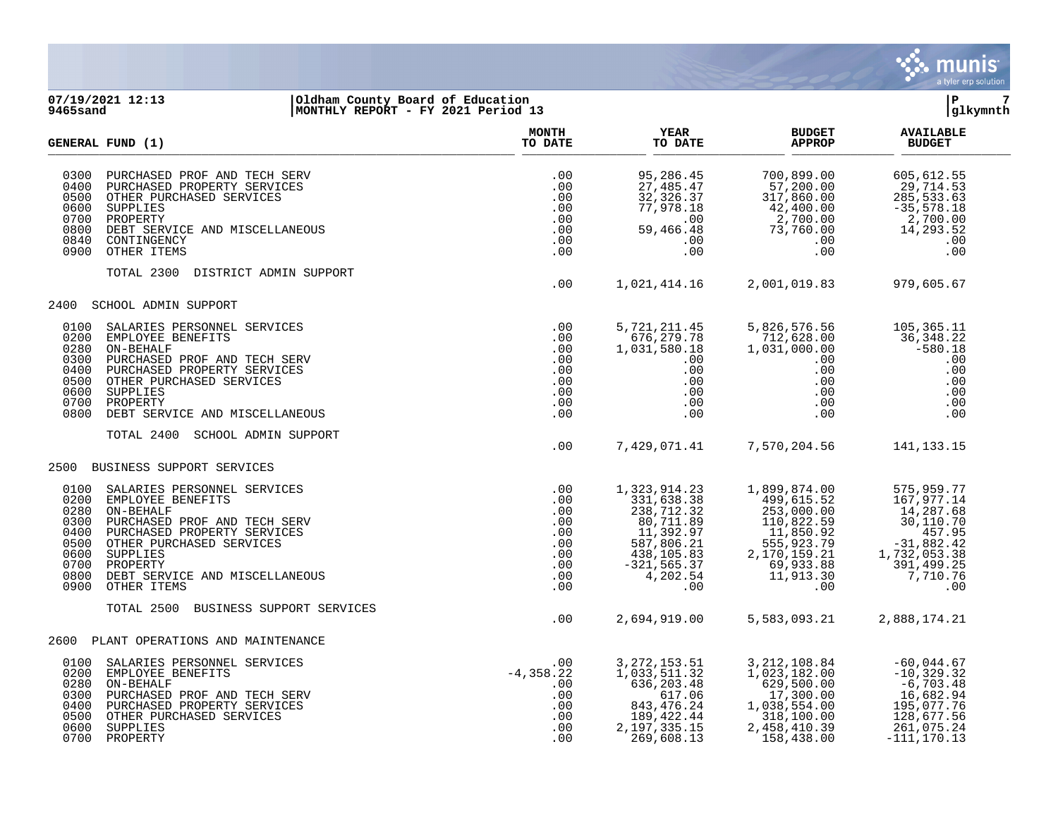07/19/2021 12:13 | Oldham County Board of Education | P 7
9465sand | MONTHLY REPORT - FY 2021 Period 13 | glkymnth

| GENERAL FUND (1) | MONTH TO DATE | YEAR TO DATE | BUDGET APPROP | AVAILABLE BUDGET |
|---|---|---|---|---|
| 0300 PURCHASED PROF AND TECH SERV | .00 | 95,286.45 | 700,899.00 | 605,612.55 |
| 0400 PURCHASED PROPERTY SERVICES | .00 | 27,485.47 | 57,200.00 | 29,714.53 |
| 0500 OTHER PURCHASED SERVICES | .00 | 32,326.37 | 317,860.00 | 285,533.63 |
| 0600 SUPPLIES | .00 | 77,978.18 | 42,400.00 | -35,578.18 |
| 0700 PROPERTY | .00 | .00 | 2,700.00 | 2,700.00 |
| 0800 DEBT SERVICE AND MISCELLANEOUS | .00 | 59,466.48 | 73,760.00 | 14,293.52 |
| 0840 CONTINGENCY | .00 | .00 | .00 | .00 |
| 0900 OTHER ITEMS | .00 | .00 | .00 | .00 |
| TOTAL 2300 DISTRICT ADMIN SUPPORT | .00 | 1,021,414.16 | 2,001,019.83 | 979,605.67 |
| **2400 SCHOOL ADMIN SUPPORT** | | | | |
| 0100 SALARIES PERSONNEL SERVICES | .00 | 5,721,211.45 | 5,826,576.56 | 105,365.11 |
| 0200 EMPLOYEE BENEFITS | .00 | 676,279.78 | 712,628.00 | 36,348.22 |
| 0280 ON-BEHALF | .00 | 1,031,580.18 | 1,031,000.00 | -580.18 |
| 0300 PURCHASED PROF AND TECH SERV | .00 | .00 | .00 | .00 |
| 0400 PURCHASED PROPERTY SERVICES | .00 | .00 | .00 | .00 |
| 0500 OTHER PURCHASED SERVICES | .00 | .00 | .00 | .00 |
| 0600 SUPPLIES | .00 | .00 | .00 | .00 |
| 0700 PROPERTY | .00 | .00 | .00 | .00 |
| 0800 DEBT SERVICE AND MISCELLANEOUS | .00 | .00 | .00 | .00 |
| TOTAL 2400 SCHOOL ADMIN SUPPORT | .00 | 7,429,071.41 | 7,570,204.56 | 141,133.15 |
| **2500 BUSINESS SUPPORT SERVICES** | | | | |
| 0100 SALARIES PERSONNEL SERVICES | .00 | 1,323,914.23 | 1,899,874.00 | 575,959.77 |
| 0200 EMPLOYEE BENEFITS | .00 | 331,638.38 | 499,615.52 | 167,977.14 |
| 0280 ON-BEHALF | .00 | 238,712.32 | 253,000.00 | 14,287.68 |
| 0300 PURCHASED PROF AND TECH SERV | .00 | 80,711.89 | 110,822.59 | 30,110.70 |
| 0400 PURCHASED PROPERTY SERVICES | .00 | 11,392.97 | 11,850.92 | 457.95 |
| 0500 OTHER PURCHASED SERVICES | .00 | 587,806.21 | 555,923.79 | -31,882.42 |
| 0600 SUPPLIES | .00 | 438,105.83 | 2,170,159.21 | 1,732,053.38 |
| 0700 PROPERTY | .00 | -321,565.37 | 69,933.88 | 391,499.25 |
| 0800 DEBT SERVICE AND MISCELLANEOUS | .00 | 4,202.54 | 11,913.30 | 7,710.76 |
| 0900 OTHER ITEMS | .00 | .00 | .00 | .00 |
| TOTAL 2500 BUSINESS SUPPORT SERVICES | .00 | 2,694,919.00 | 5,583,093.21 | 2,888,174.21 |
| **2600 PLANT OPERATIONS AND MAINTENANCE** | | | | |
| 0100 SALARIES PERSONNEL SERVICES | .00 | 3,272,153.51 | 3,212,108.84 | -60,044.67 |
| 0200 EMPLOYEE BENEFITS | -4,358.22 | 1,033,511.32 | 1,023,182.00 | -10,329.32 |
| 0280 ON-BEHALF | .00 | 636,203.48 | 629,500.00 | -6,703.48 |
| 0300 PURCHASED PROF AND TECH SERV | .00 | 617.06 | 17,300.00 | 16,682.94 |
| 0400 PURCHASED PROPERTY SERVICES | .00 | 843,476.24 | 1,038,554.00 | 195,077.76 |
| 0500 OTHER PURCHASED SERVICES | .00 | 189,422.44 | 318,100.00 | 128,677.56 |
| 0600 SUPPLIES | .00 | 2,197,335.15 | 2,458,410.39 | 261,075.24 |
| 0700 PROPERTY | .00 | 269,608.13 | 158,438.00 | -111,170.13 |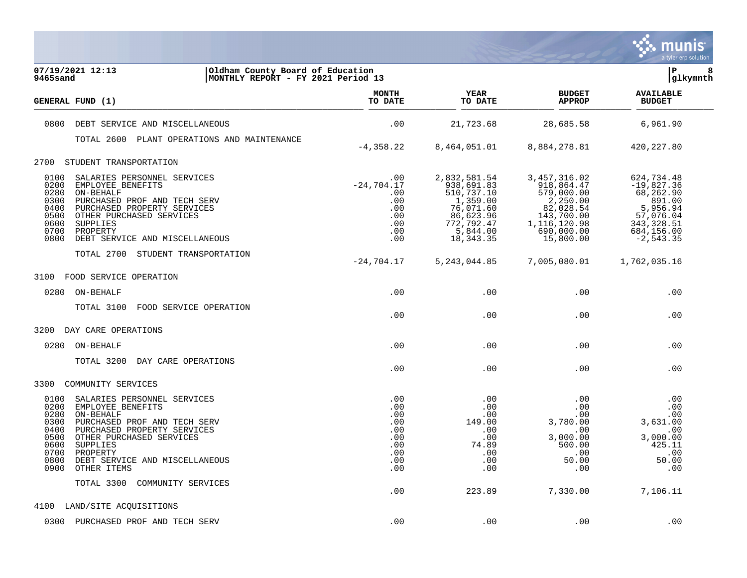07/19/2021 12:13 | Oldham County Board of Education
9465sand | MONTHLY REPORT - FY 2021 Period 13

| GENERAL FUND (1) | MONTH TO DATE | YEAR TO DATE | BUDGET APPROP | AVAILABLE BUDGET |
|---|---|---|---|---|
| 0800 DEBT SERVICE AND MISCELLANEOUS | .00 | 21,723.68 | 28,685.58 | 6,961.90 |
| TOTAL 2600 PLANT OPERATIONS AND MAINTENANCE | -4,358.22 | 8,464,051.01 | 8,884,278.81 | 420,227.80 |
| **2700 STUDENT TRANSPORTATION** | | | | |
| 0100 SALARIES PERSONNEL SERVICES | .00 | 2,832,581.54 | 3,457,316.02 | 624,734.48 |
| 0200 EMPLOYEE BENEFITS | -24,704.17 | 938,691.83 | 918,864.47 | -19,827.36 |
| 0280 ON-BEHALF | .00 | 510,737.10 | 579,000.00 | 68,262.90 |
| 0300 PURCHASED PROF AND TECH SERV | .00 | 1,359.00 | 2,250.00 | 891.00 |
| 0400 PURCHASED PROPERTY SERVICES | .00 | 76,071.60 | 82,028.54 | 5,956.94 |
| 0500 OTHER PURCHASED SERVICES | .00 | 86,623.96 | 143,700.00 | 57,076.04 |
| 0600 SUPPLIES | .00 | 772,792.47 | 1,116,120.98 | 343,328.51 |
| 0700 PROPERTY | .00 | 5,844.00 | 690,000.00 | 684,156.00 |
| 0800 DEBT SERVICE AND MISCELLANEOUS | .00 | 18,343.35 | 15,800.00 | -2,543.35 |
| TOTAL 2700 STUDENT TRANSPORTATION | -24,704.17 | 5,243,044.85 | 7,005,080.01 | 1,762,035.16 |
| **3100 FOOD SERVICE OPERATION** | | | | |
| 0280 ON-BEHALF | .00 | .00 | .00 | .00 |
| TOTAL 3100 FOOD SERVICE OPERATION | .00 | .00 | .00 | .00 |
| **3200 DAY CARE OPERATIONS** | | | | |
| 0280 ON-BEHALF | .00 | .00 | .00 | .00 |
| TOTAL 3200 DAY CARE OPERATIONS | .00 | .00 | .00 | .00 |
| **3300 COMMUNITY SERVICES** | | | | |
| 0100 SALARIES PERSONNEL SERVICES | .00 | .00 | .00 | .00 |
| 0200 EMPLOYEE BENEFITS | .00 | .00 | .00 | .00 |
| 0280 ON-BEHALF | .00 | .00 | .00 | .00 |
| 0300 PURCHASED PROF AND TECH SERV | .00 | 149.00 | 3,780.00 | 3,631.00 |
| 0400 PURCHASED PROPERTY SERVICES | .00 | .00 | .00 | .00 |
| 0500 OTHER PURCHASED SERVICES | .00 | .00 | 3,000.00 | 3,000.00 |
| 0600 SUPPLIES | .00 | 74.89 | 500.00 | 425.11 |
| 0700 PROPERTY | .00 | .00 | .00 | .00 |
| 0800 DEBT SERVICE AND MISCELLANEOUS | .00 | .00 | 50.00 | 50.00 |
| 0900 OTHER ITEMS | .00 | .00 | .00 | .00 |
| TOTAL 3300 COMMUNITY SERVICES | .00 | 223.89 | 7,330.00 | 7,106.11 |
| **4100 LAND/SITE ACQUISITIONS** | | | | |
| 0300 PURCHASED PROF AND TECH SERV | .00 | .00 | .00 | .00 |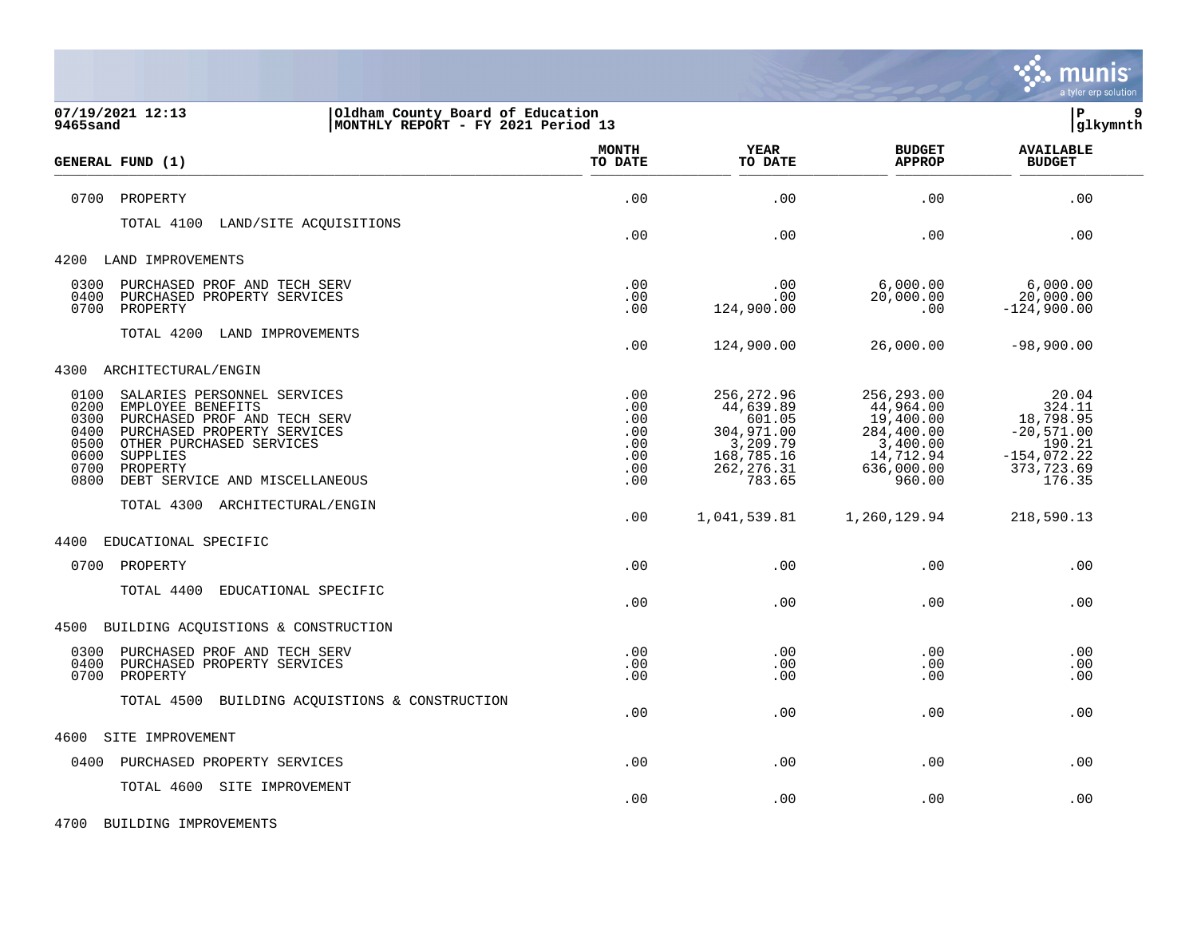07/19/2021 12:13
9465sand

Oldham County Board of Education
MONTHLY REPORT - FY 2021 Period 13

glkymnth

| GENERAL FUND (1) | MONTH TO DATE | YEAR TO DATE | BUDGET APPROP | AVAILABLE BUDGET |
|---|---|---|---|---|
| 0700 PROPERTY | .00 | .00 | .00 | .00 |
| TOTAL 4100 LAND/SITE ACQUISITIONS | .00 | .00 | .00 | .00 |
| 4200 LAND IMPROVEMENTS | | | | |
| 0300 PURCHASED PROF AND TECH SERV | .00 | .00 | 6,000.00 | 6,000.00 |
| 0400 PURCHASED PROPERTY SERVICES | .00 | .00 | 20,000.00 | 20,000.00 |
| 0700 PROPERTY | .00 | 124,900.00 | .00 | -124,900.00 |
| TOTAL 4200 LAND IMPROVEMENTS | .00 | 124,900.00 | 26,000.00 | -98,900.00 |
| 4300 ARCHITECTURAL/ENGIN | | | | |
| 0100 SALARIES PERSONNEL SERVICES | .00 | 256,272.96 | 256,293.00 | 20.04 |
| 0200 EMPLOYEE BENEFITS | .00 | 44,639.89 | 44,964.00 | 324.11 |
| 0300 PURCHASED PROF AND TECH SERV | .00 | 601.05 | 19,400.00 | 18,798.95 |
| 0400 PURCHASED PROPERTY SERVICES | .00 | 304,971.00 | 284,400.00 | -20,571.00 |
| 0500 OTHER PURCHASED SERVICES | .00 | 3,209.79 | 3,400.00 | 190.21 |
| 0600 SUPPLIES | .00 | 168,785.16 | 14,712.94 | -154,072.22 |
| 0700 PROPERTY | .00 | 262,276.31 | 636,000.00 | 373,723.69 |
| 0800 DEBT SERVICE AND MISCELLANEOUS | .00 | 783.65 | 960.00 | 176.35 |
| TOTAL 4300 ARCHITECTURAL/ENGIN | .00 | 1,041,539.81 | 1,260,129.94 | 218,590.13 |
| 4400 EDUCATIONAL SPECIFIC | | | | |
| 0700 PROPERTY | .00 | .00 | .00 | .00 |
| TOTAL 4400 EDUCATIONAL SPECIFIC | .00 | .00 | .00 | .00 |
| 4500 BUILDING ACQUISTIONS & CONSTRUCTION | | | | |
| 0300 PURCHASED PROF AND TECH SERV | .00 | .00 | .00 | .00 |
| 0400 PURCHASED PROPERTY SERVICES | .00 | .00 | .00 | .00 |
| 0700 PROPERTY | .00 | .00 | .00 | .00 |
| TOTAL 4500 BUILDING ACQUISTIONS & CONSTRUCTION | .00 | .00 | .00 | .00 |
| 4600 SITE IMPROVEMENT | | | | |
| 0400 PURCHASED PROPERTY SERVICES | .00 | .00 | .00 | .00 |
| TOTAL 4600 SITE IMPROVEMENT | .00 | .00 | .00 | .00 |
| 4700 BUILDING IMPROVEMENTS | | | | |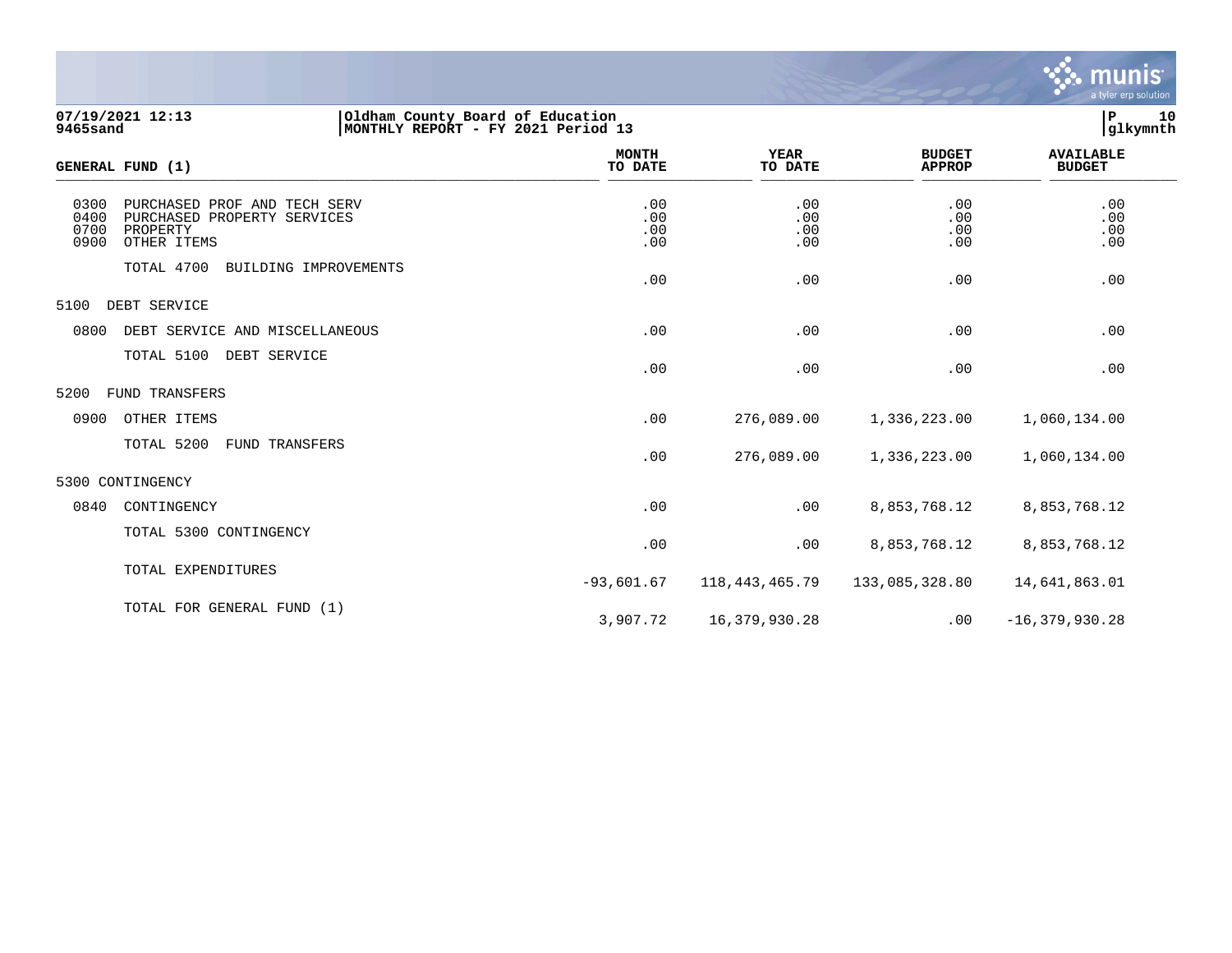07/19/2021 12:13 | Oldham County Board of Education | P 10
9465sand | MONTHLY REPORT - FY 2021 Period 13 | glkymnth

| GENERAL FUND (1) | MONTH TO DATE | YEAR TO DATE | BUDGET APPROP | AVAILABLE BUDGET |
|---|---|---|---|---|
| 0300 PURCHASED PROF AND TECH SERV | .00 | .00 | .00 | .00 |
| 0400 PURCHASED PROPERTY SERVICES | .00 | .00 | .00 | .00 |
| 0700 PROPERTY | .00 | .00 | .00 | .00 |
| 0900 OTHER ITEMS | .00 | .00 | .00 | .00 |
| TOTAL 4700 BUILDING IMPROVEMENTS | .00 | .00 | .00 | .00 |
| 5100 DEBT SERVICE | | | | |
| 0800 DEBT SERVICE AND MISCELLANEOUS | .00 | .00 | .00 | .00 |
| TOTAL 5100 DEBT SERVICE | .00 | .00 | .00 | .00 |
| 5200 FUND TRANSFERS | | | | |
| 0900 OTHER ITEMS | .00 | 276,089.00 | 1,336,223.00 | 1,060,134.00 |
| TOTAL 5200 FUND TRANSFERS | .00 | 276,089.00 | 1,336,223.00 | 1,060,134.00 |
| 5300 CONTINGENCY | | | | |
| 0840 CONTINGENCY | .00 | .00 | 8,853,768.12 | 8,853,768.12 |
| TOTAL 5300 CONTINGENCY | .00 | .00 | 8,853,768.12 | 8,853,768.12 |
| TOTAL EXPENDITURES | -93,601.67 | 118,443,465.79 | 133,085,328.80 | 14,641,863.01 |
| TOTAL FOR GENERAL FUND (1) | 3,907.72 | 16,379,930.28 | .00 | -16,379,930.28 |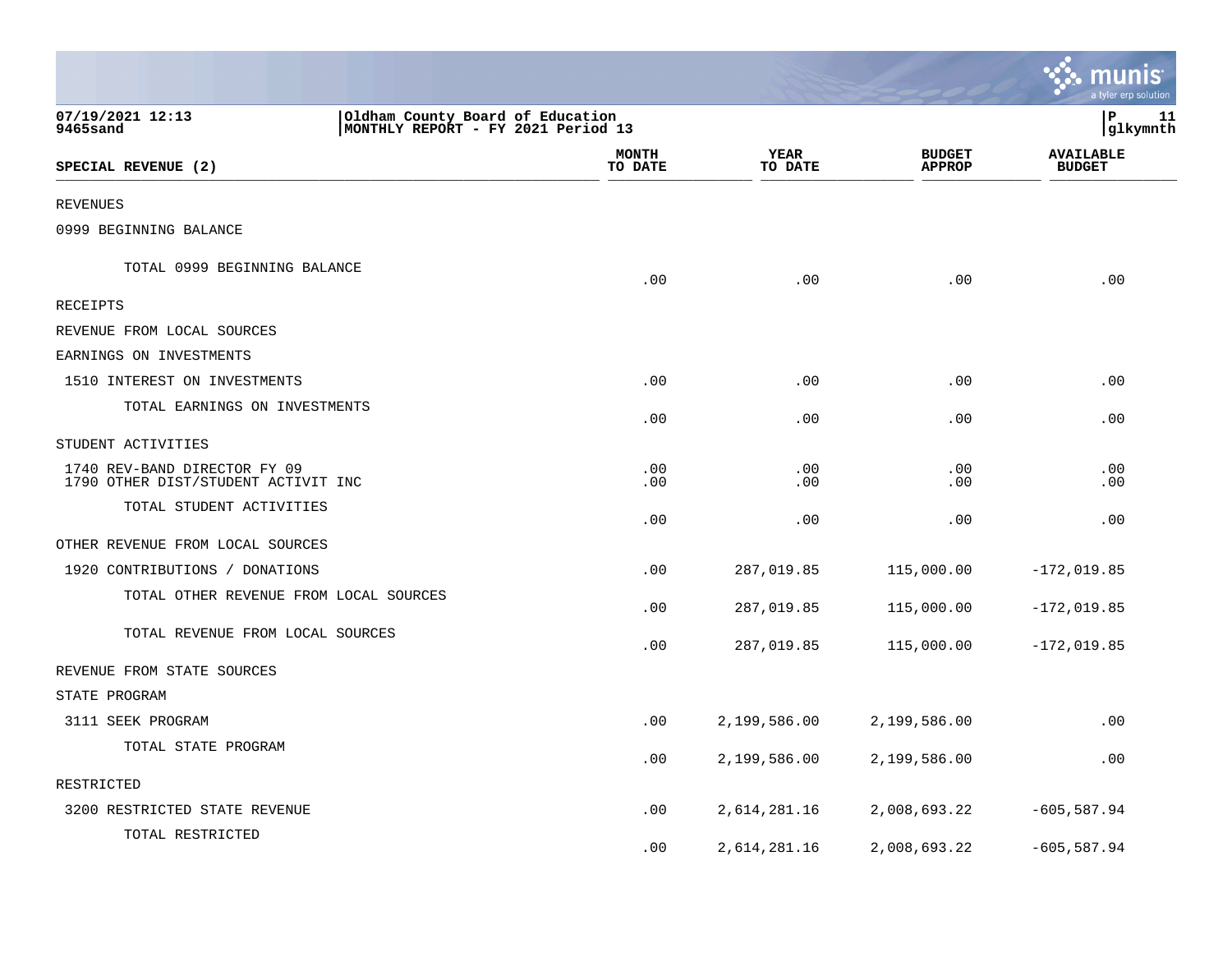07/19/2021 12:13
9465sand

Oldham County Board of Education
MONTHLY REPORT - FY 2021 Period 13

P 11
glkymnth

| SPECIAL REVENUE (2) | MONTH TO DATE | YEAR TO DATE | BUDGET APPROP | AVAILABLE BUDGET |
|---|---|---|---|---|
| REVENUES | | | | |
| 0999 BEGINNING BALANCE | | | | |
| TOTAL 0999 BEGINNING BALANCE | .00 | .00 | .00 | .00 |
| RECEIPTS | | | | |
| REVENUE FROM LOCAL SOURCES | | | | |
| EARNINGS ON INVESTMENTS | | | | |
| 1510 INTEREST ON INVESTMENTS | .00 | .00 | .00 | .00 |
| TOTAL EARNINGS ON INVESTMENTS | .00 | .00 | .00 | .00 |
| STUDENT ACTIVITIES | | | | |
| 1740 REV-BAND DIRECTOR FY 09 | .00 | .00 | .00 | .00 |
| 1790 OTHER DIST/STUDENT ACTIVIT INC | .00 | .00 | .00 | .00 |
| TOTAL STUDENT ACTIVITIES | .00 | .00 | .00 | .00 |
| OTHER REVENUE FROM LOCAL SOURCES | | | | |
| 1920 CONTRIBUTIONS / DONATIONS | .00 | 287,019.85 | 115,000.00 | -172,019.85 |
| TOTAL OTHER REVENUE FROM LOCAL SOURCES | .00 | 287,019.85 | 115,000.00 | -172,019.85 |
| TOTAL REVENUE FROM LOCAL SOURCES | .00 | 287,019.85 | 115,000.00 | -172,019.85 |
| REVENUE FROM STATE SOURCES | | | | |
| STATE PROGRAM | | | | |
| 3111 SEEK PROGRAM | .00 | 2,199,586.00 | 2,199,586.00 | .00 |
| TOTAL STATE PROGRAM | .00 | 2,199,586.00 | 2,199,586.00 | .00 |
| RESTRICTED | | | | |
| 3200 RESTRICTED STATE REVENUE | .00 | 2,614,281.16 | 2,008,693.22 | -605,587.94 |
| TOTAL RESTRICTED | .00 | 2,614,281.16 | 2,008,693.22 | -605,587.94 |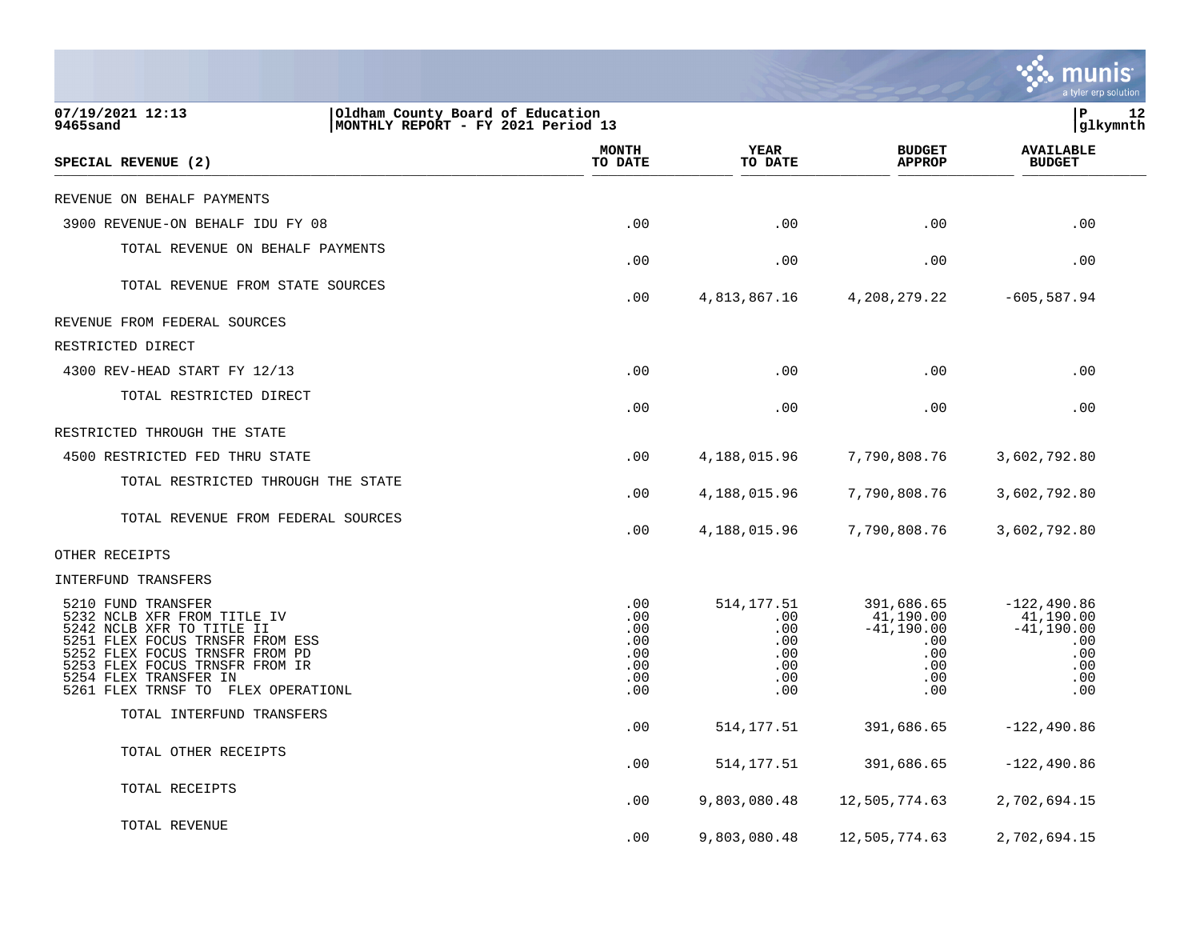07/19/2021 12:13 | Oldham County Board of Education | P 12
9465sand | MONTHLY REPORT - FY 2021 Period 13 | glkymnth

| SPECIAL REVENUE (2) | MONTH TO DATE | YEAR TO DATE | BUDGET APPROP | AVAILABLE BUDGET |
|---|---|---|---|---|
| REVENUE ON BEHALF PAYMENTS | | | | |
| 3900 REVENUE-ON BEHALF IDU FY 08 | .00 | .00 | .00 | .00 |
| TOTAL REVENUE ON BEHALF PAYMENTS | .00 | .00 | .00 | .00 |
| TOTAL REVENUE FROM STATE SOURCES | .00 | 4,813,867.16 | 4,208,279.22 | -605,587.94 |
| REVENUE FROM FEDERAL SOURCES | | | | |
| RESTRICTED DIRECT | | | | |
| 4300 REV-HEAD START FY 12/13 | .00 | .00 | .00 | .00 |
| TOTAL RESTRICTED DIRECT | .00 | .00 | .00 | .00 |
| RESTRICTED THROUGH THE STATE | | | | |
| 4500 RESTRICTED FED THRU STATE | .00 | 4,188,015.96 | 7,790,808.76 | 3,602,792.80 |
| TOTAL RESTRICTED THROUGH THE STATE | .00 | 4,188,015.96 | 7,790,808.76 | 3,602,792.80 |
| TOTAL REVENUE FROM FEDERAL SOURCES | .00 | 4,188,015.96 | 7,790,808.76 | 3,602,792.80 |
| OTHER RECEIPTS | | | | |
| INTERFUND TRANSFERS | | | | |
| 5210 FUND TRANSFER | .00 | 514,177.51 | 391,686.65 | -122,490.86 |
| 5232 NCLB XFR FROM TITLE IV | .00 | .00 | 41,190.00 | 41,190.00 |
| 5242 NCLB XFR TO TITLE II | .00 | .00 | -41,190.00 | -41,190.00 |
| 5251 FLEX FOCUS TRNSFR FROM ESS | .00 | .00 | .00 | .00 |
| 5252 FLEX FOCUS TRNSFR FROM PD | .00 | .00 | .00 | .00 |
| 5253 FLEX FOCUS TRNSFR FROM IR | .00 | .00 | .00 | .00 |
| 5254 FLEX TRANSFER IN | .00 | .00 | .00 | .00 |
| 5261 FLEX TRNSF TO FLEX OPERATIONL | .00 | .00 | .00 | .00 |
| TOTAL INTERFUND TRANSFERS | .00 | 514,177.51 | 391,686.65 | -122,490.86 |
| TOTAL OTHER RECEIPTS | .00 | 514,177.51 | 391,686.65 | -122,490.86 |
| TOTAL RECEIPTS | .00 | 9,803,080.48 | 12,505,774.63 | 2,702,694.15 |
| TOTAL REVENUE | .00 | 9,803,080.48 | 12,505,774.63 | 2,702,694.15 |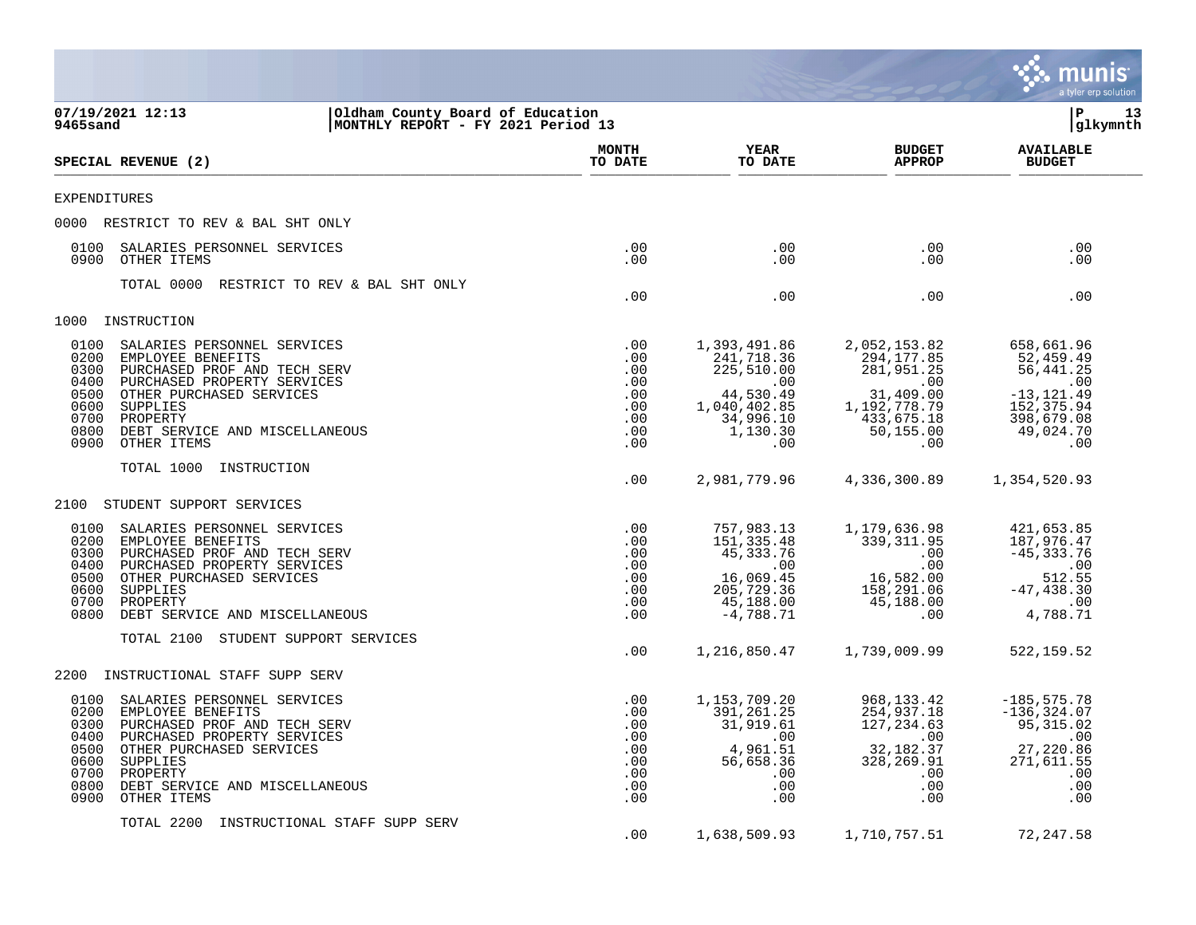07/19/2021 12:13 | Oldham County Board of Education | P 13
9465sand | MONTHLY REPORT - FY 2021 Period 13 | glkymnth

| SPECIAL REVENUE (2) | MONTH TO DATE | YEAR TO DATE | BUDGET APPROP | AVAILABLE BUDGET |
|---|---|---|---|---|
| **EXPENDITURES** | | | | |
| **0000 RESTRICT TO REV & BAL SHT ONLY** | | | | |
| 0100 SALARIES PERSONNEL SERVICES | .00 | .00 | .00 | .00 |
| 0900 OTHER ITEMS | .00 | .00 | .00 | .00 |
| TOTAL 0000 RESTRICT TO REV & BAL SHT ONLY | .00 | .00 | .00 | .00 |
| **1000 INSTRUCTION** | | | | |
| 0100 SALARIES PERSONNEL SERVICES | .00 | 1,393,491.86 | 2,052,153.82 | 658,661.96 |
| 0200 EMPLOYEE BENEFITS | .00 | 241,718.36 | 294,177.85 | 52,459.49 |
| 0300 PURCHASED PROF AND TECH SERV | .00 | 225,510.00 | 281,951.25 | 56,441.25 |
| 0400 PURCHASED PROPERTY SERVICES | .00 | .00 | .00 | .00 |
| 0500 OTHER PURCHASED SERVICES | .00 | 44,530.49 | 31,409.00 | -13,121.49 |
| 0600 SUPPLIES | .00 | 1,040,402.85 | 1,192,778.79 | 152,375.94 |
| 0700 PROPERTY | .00 | 34,996.10 | 433,675.18 | 398,679.08 |
| 0800 DEBT SERVICE AND MISCELLANEOUS | .00 | 1,130.30 | 50,155.00 | 49,024.70 |
| 0900 OTHER ITEMS | .00 | .00 | .00 | .00 |
| TOTAL 1000 INSTRUCTION | .00 | 2,981,779.96 | 4,336,300.89 | 1,354,520.93 |
| **2100 STUDENT SUPPORT SERVICES** | | | | |
| 0100 SALARIES PERSONNEL SERVICES | .00 | 757,983.13 | 1,179,636.98 | 421,653.85 |
| 0200 EMPLOYEE BENEFITS | .00 | 151,335.48 | 339,311.95 | 187,976.47 |
| 0300 PURCHASED PROF AND TECH SERV | .00 | 45,333.76 | .00 | -45,333.76 |
| 0400 PURCHASED PROPERTY SERVICES | .00 | .00 | .00 | .00 |
| 0500 OTHER PURCHASED SERVICES | .00 | 16,069.45 | 16,582.00 | 512.55 |
| 0600 SUPPLIES | .00 | 205,729.36 | 158,291.06 | -47,438.30 |
| 0700 PROPERTY | .00 | 45,188.00 | 45,188.00 | .00 |
| 0800 DEBT SERVICE AND MISCELLANEOUS | .00 | -4,788.71 | .00 | 4,788.71 |
| TOTAL 2100 STUDENT SUPPORT SERVICES | .00 | 1,216,850.47 | 1,739,009.99 | 522,159.52 |
| **2200 INSTRUCTIONAL STAFF SUPP SERV** | | | | |
| 0100 SALARIES PERSONNEL SERVICES | .00 | 1,153,709.20 | 968,133.42 | -185,575.78 |
| 0200 EMPLOYEE BENEFITS | .00 | 391,261.25 | 254,937.18 | -136,324.07 |
| 0300 PURCHASED PROF AND TECH SERV | .00 | 31,919.61 | 127,234.63 | 95,315.02 |
| 0400 PURCHASED PROPERTY SERVICES | .00 | .00 | .00 | .00 |
| 0500 OTHER PURCHASED SERVICES | .00 | 4,961.51 | 32,182.37 | 27,220.86 |
| 0600 SUPPLIES | .00 | 56,658.36 | 328,269.91 | 271,611.55 |
| 0700 PROPERTY | .00 | .00 | .00 | .00 |
| 0800 DEBT SERVICE AND MISCELLANEOUS | .00 | .00 | .00 | .00 |
| 0900 OTHER ITEMS | .00 | .00 | .00 | .00 |
| TOTAL 2200 INSTRUCTIONAL STAFF SUPP SERV | .00 | 1,638,509.93 | 1,710,757.51 | 72,247.58 |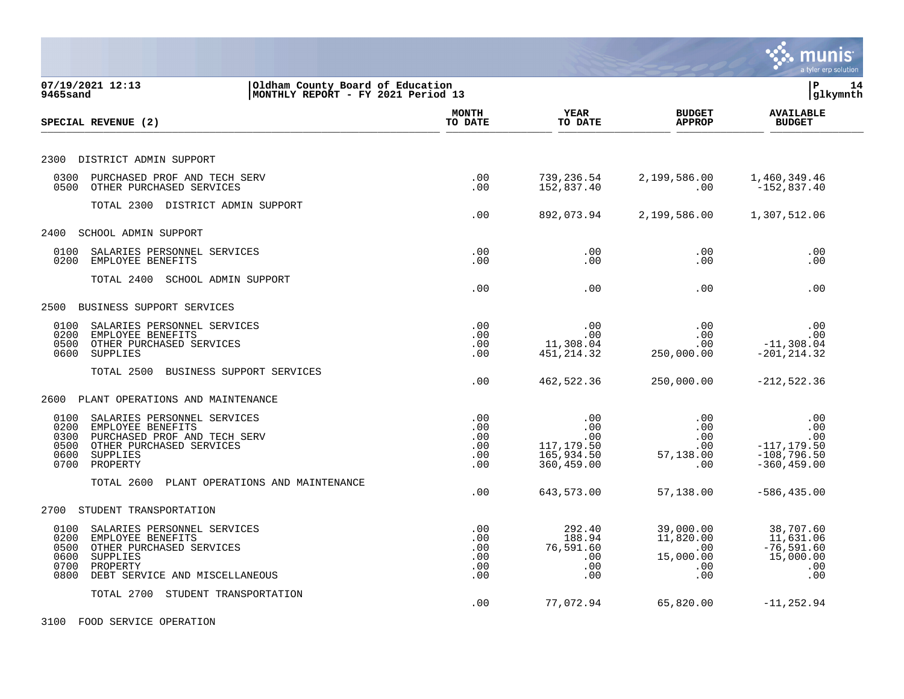**Oldham County Board of Education**
**MONTHLY REPORT - FY 2021 Period 13**

07/19/2021 12:13
9465sand

glkymnth

| SPECIAL REVENUE (2) | MONTH TO DATE | YEAR TO DATE | BUDGET APPROP | AVAILABLE BUDGET |
|---|---|---|---|---|
| **2300 DISTRICT ADMIN SUPPORT** | | | | |
| 0300 PURCHASED PROF AND TECH SERV | .00 | 739,236.54 | 2,199,586.00 | 1,460,349.46 |
| 0500 OTHER PURCHASED SERVICES | .00 | 152,837.40 | .00 | -152,837.40 |
| TOTAL 2300 DISTRICT ADMIN SUPPORT | .00 | 892,073.94 | 2,199,586.00 | 1,307,512.06 |
| **2400 SCHOOL ADMIN SUPPORT** | | | | |
| 0100 SALARIES PERSONNEL SERVICES | .00 | .00 | .00 | .00 |
| 0200 EMPLOYEE BENEFITS | .00 | .00 | .00 | .00 |
| TOTAL 2400 SCHOOL ADMIN SUPPORT | .00 | .00 | .00 | .00 |
| **2500 BUSINESS SUPPORT SERVICES** | | | | |
| 0100 SALARIES PERSONNEL SERVICES | .00 | .00 | .00 | .00 |
| 0200 EMPLOYEE BENEFITS | .00 | .00 | .00 | .00 |
| 0500 OTHER PURCHASED SERVICES | .00 | 11,308.04 | .00 | -11,308.04 |
| 0600 SUPPLIES | .00 | 451,214.32 | 250,000.00 | -201,214.32 |
| TOTAL 2500 BUSINESS SUPPORT SERVICES | .00 | 462,522.36 | 250,000.00 | -212,522.36 |
| **2600 PLANT OPERATIONS AND MAINTENANCE** | | | | |
| 0100 SALARIES PERSONNEL SERVICES | .00 | .00 | .00 | .00 |
| 0200 EMPLOYEE BENEFITS | .00 | .00 | .00 | .00 |
| 0300 PURCHASED PROF AND TECH SERV | .00 | .00 | .00 | .00 |
| 0500 OTHER PURCHASED SERVICES | .00 | 117,179.50 | .00 | -117,179.50 |
| 0600 SUPPLIES | .00 | 165,934.50 | 57,138.00 | -108,796.50 |
| 0700 PROPERTY | .00 | 360,459.00 | .00 | -360,459.00 |
| TOTAL 2600 PLANT OPERATIONS AND MAINTENANCE | .00 | 643,573.00 | 57,138.00 | -586,435.00 |
| **2700 STUDENT TRANSPORTATION** | | | | |
| 0100 SALARIES PERSONNEL SERVICES | .00 | 292.40 | 39,000.00 | 38,707.60 |
| 0200 EMPLOYEE BENEFITS | .00 | 188.94 | 11,820.00 | 11,631.06 |
| 0500 OTHER PURCHASED SERVICES | .00 | 76,591.60 | .00 | -76,591.60 |
| 0600 SUPPLIES | .00 | .00 | 15,000.00 | 15,000.00 |
| 0700 PROPERTY | .00 | .00 | .00 | .00 |
| 0800 DEBT SERVICE AND MISCELLANEOUS | .00 | .00 | .00 | .00 |
| TOTAL 2700 STUDENT TRANSPORTATION | .00 | 77,072.94 | 65,820.00 | -11,252.94 |
| **3100 FOOD SERVICE OPERATION** | | | | |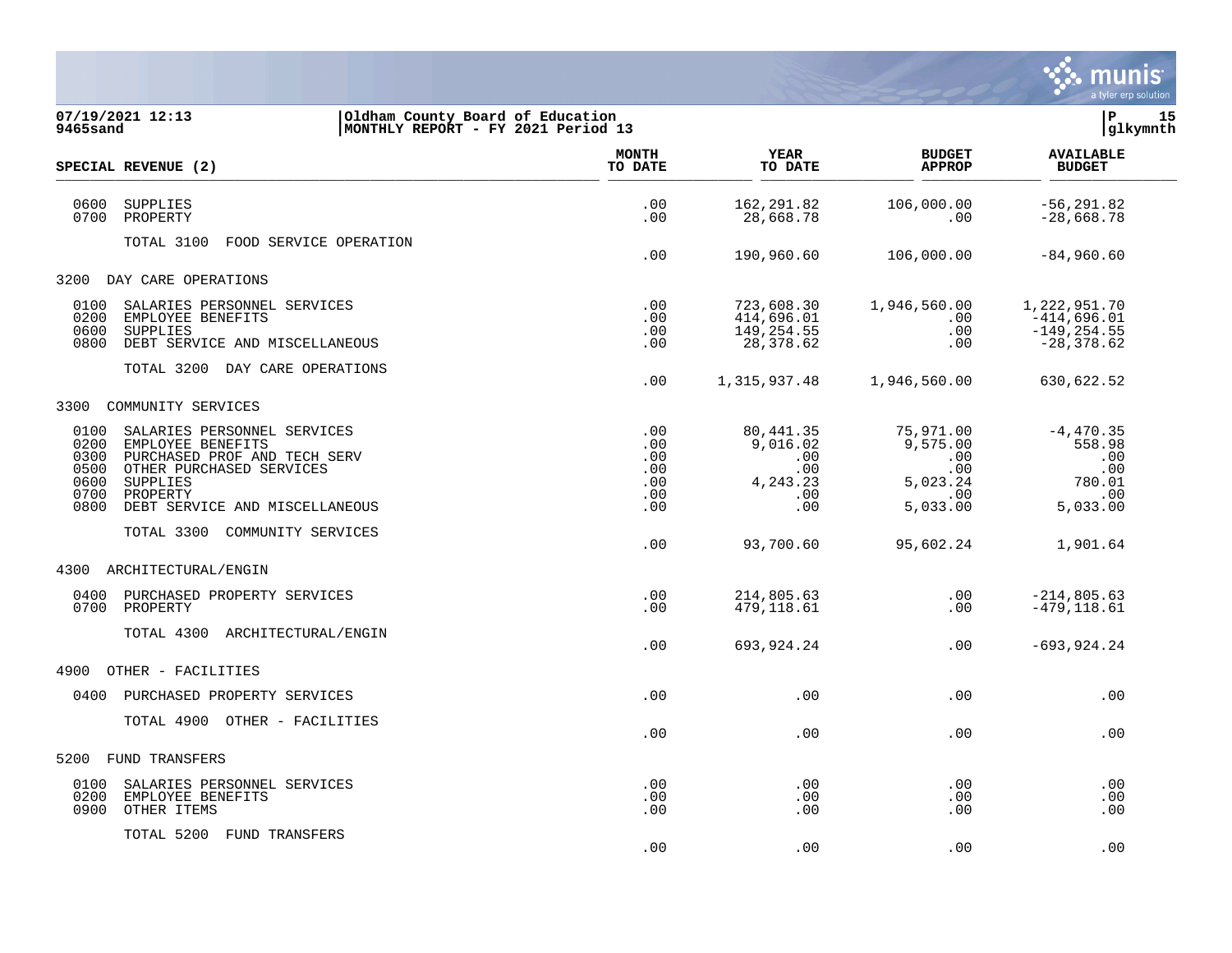**Oldham County Board of Education**
**MONTHLY REPORT - FY 2021 Period 13**

07/19/2021 12:13
9465sand

glkymnth

| SPECIAL REVENUE (2) | MONTH TO DATE | YEAR TO DATE | BUDGET APPROP | AVAILABLE BUDGET |
|---|---|---|---|---|
| 0600 SUPPLIES | .00 | 162,291.82 | 106,000.00 | -56,291.82 |
| 0700 PROPERTY | .00 | 28,668.78 | .00 | -28,668.78 |
| TOTAL 3100 FOOD SERVICE OPERATION | .00 | 190,960.60 | 106,000.00 | -84,960.60 |
| **3200 DAY CARE OPERATIONS** | | | | |
| 0100 SALARIES PERSONNEL SERVICES | .00 | 723,608.30 | 1,946,560.00 | 1,222,951.70 |
| 0200 EMPLOYEE BENEFITS | .00 | 414,696.01 | .00 | -414,696.01 |
| 0600 SUPPLIES | .00 | 149,254.55 | .00 | -149,254.55 |
| 0800 DEBT SERVICE AND MISCELLANEOUS | .00 | 28,378.62 | .00 | -28,378.62 |
| TOTAL 3200 DAY CARE OPERATIONS | .00 | 1,315,937.48 | 1,946,560.00 | 630,622.52 |
| **3300 COMMUNITY SERVICES** | | | | |
| 0100 SALARIES PERSONNEL SERVICES | .00 | 80,441.35 | 75,971.00 | -4,470.35 |
| 0200 EMPLOYEE BENEFITS | .00 | 9,016.02 | 9,575.00 | 558.98 |
| 0300 PURCHASED PROF AND TECH SERV | .00 | .00 | .00 | .00 |
| 0500 OTHER PURCHASED SERVICES | .00 | .00 | .00 | .00 |
| 0600 SUPPLIES | .00 | 4,243.23 | 5,023.24 | 780.01 |
| 0700 PROPERTY | .00 | .00 | .00 | .00 |
| 0800 DEBT SERVICE AND MISCELLANEOUS | .00 | .00 | 5,033.00 | 5,033.00 |
| TOTAL 3300 COMMUNITY SERVICES | .00 | 93,700.60 | 95,602.24 | 1,901.64 |
| **4300 ARCHITECTURAL/ENGIN** | | | | |
| 0400 PURCHASED PROPERTY SERVICES | .00 | 214,805.63 | .00 | -214,805.63 |
| 0700 PROPERTY | .00 | 479,118.61 | .00 | -479,118.61 |
| TOTAL 4300 ARCHITECTURAL/ENGIN | .00 | 693,924.24 | .00 | -693,924.24 |
| **4900 OTHER - FACILITIES** | | | | |
| 0400 PURCHASED PROPERTY SERVICES | .00 | .00 | .00 | .00 |
| TOTAL 4900 OTHER - FACILITIES | .00 | .00 | .00 | .00 |
| **5200 FUND TRANSFERS** | | | | |
| 0100 SALARIES PERSONNEL SERVICES | .00 | .00 | .00 | .00 |
| 0200 EMPLOYEE BENEFITS | .00 | .00 | .00 | .00 |
| 0900 OTHER ITEMS | .00 | .00 | .00 | .00 |
| TOTAL 5200 FUND TRANSFERS | .00 | .00 | .00 | .00 |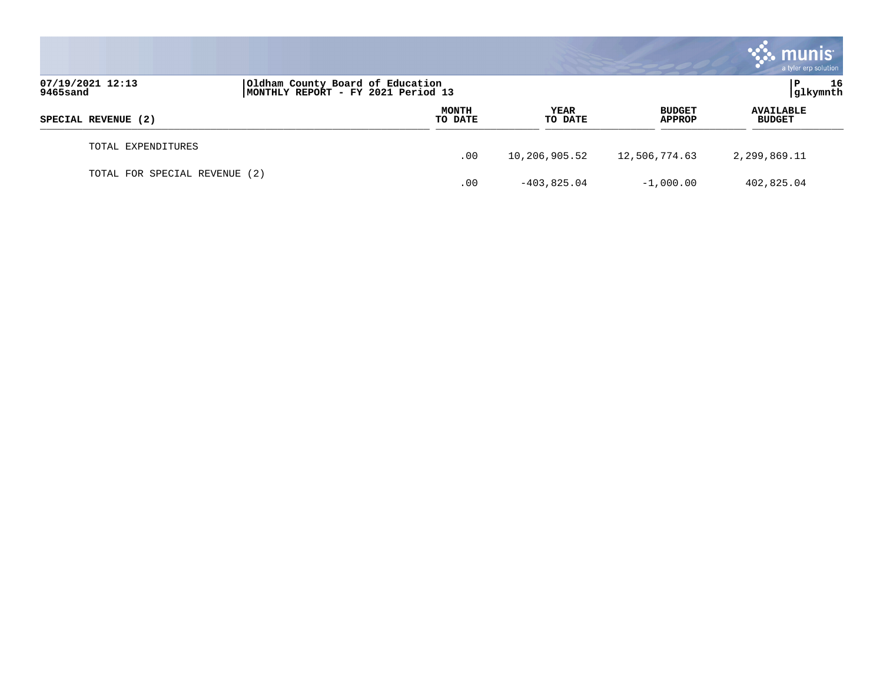| SPECIAL REVENUE (2) | MONTH TO DATE | YEAR TO DATE | BUDGET APPROP | AVAILABLE BUDGET |
|---|---|---|---|---|
| TOTAL EXPENDITURES | .00 | 10,206,905.52 | 12,506,774.63 | 2,299,869.11 |
| TOTAL FOR SPECIAL REVENUE (2) | .00 | -403,825.04 | -1,000.00 | 402,825.04 |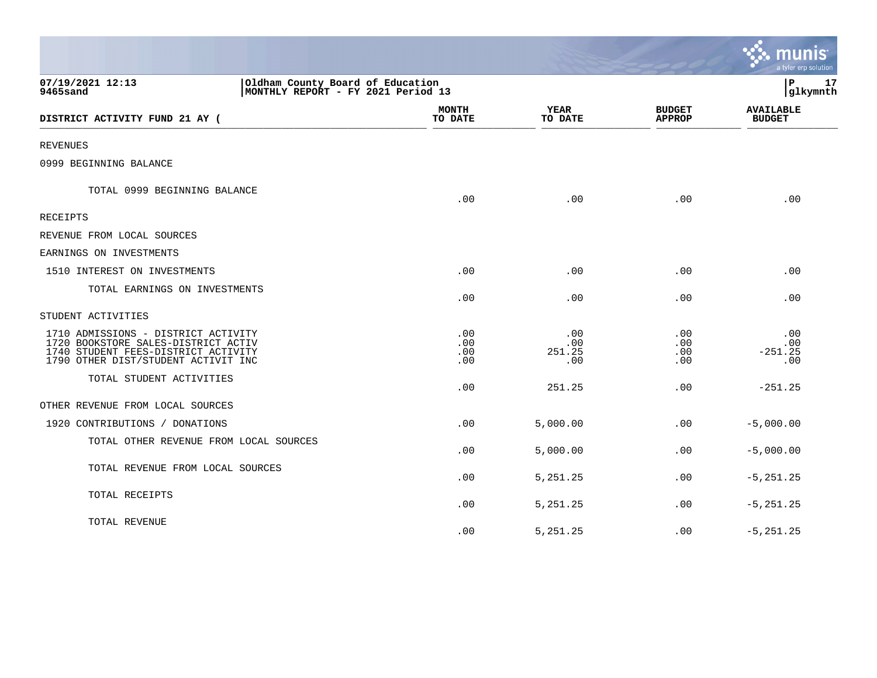07/19/2021 12:13 | Oldham County Board of Education | MONTHLY REPORT - FY 2021 Period 13

9465sand

| DISTRICT ACTIVITY FUND 21 AY ( | MONTH TO DATE | YEAR TO DATE | BUDGET APPROP | AVAILABLE BUDGET |
|---|---|---|---|---|
| REVENUES | | | | |
| 0999 BEGINNING BALANCE | | | | |
| TOTAL 0999 BEGINNING BALANCE | .00 | .00 | .00 | .00 |
| RECEIPTS | | | | |
| REVENUE FROM LOCAL SOURCES | | | | |
| EARNINGS ON INVESTMENTS | | | | |
| 1510 INTEREST ON INVESTMENTS | .00 | .00 | .00 | .00 |
| TOTAL EARNINGS ON INVESTMENTS | .00 | .00 | .00 | .00 |
| STUDENT ACTIVITIES | | | | |
| 1710 ADMISSIONS - DISTRICT ACTIVITY | .00 | .00 | .00 | .00 |
| 1720 BOOKSTORE SALES-DISTRICT ACTIV | .00 | .00 | .00 | .00 |
| 1740 STUDENT FEES-DISTRICT ACTIVITY | .00 | 251.25 | .00 | -251.25 |
| 1790 OTHER DIST/STUDENT ACTIVIT INC | .00 | .00 | .00 | .00 |
| TOTAL STUDENT ACTIVITIES | .00 | 251.25 | .00 | -251.25 |
| OTHER REVENUE FROM LOCAL SOURCES | | | | |
| 1920 CONTRIBUTIONS / DONATIONS | .00 | 5,000.00 | .00 | -5,000.00 |
| TOTAL OTHER REVENUE FROM LOCAL SOURCES | .00 | 5,000.00 | .00 | -5,000.00 |
| TOTAL REVENUE FROM LOCAL SOURCES | .00 | 5,251.25 | .00 | -5,251.25 |
| TOTAL RECEIPTS | .00 | 5,251.25 | .00 | -5,251.25 |
| TOTAL REVENUE | .00 | 5,251.25 | .00 | -5,251.25 |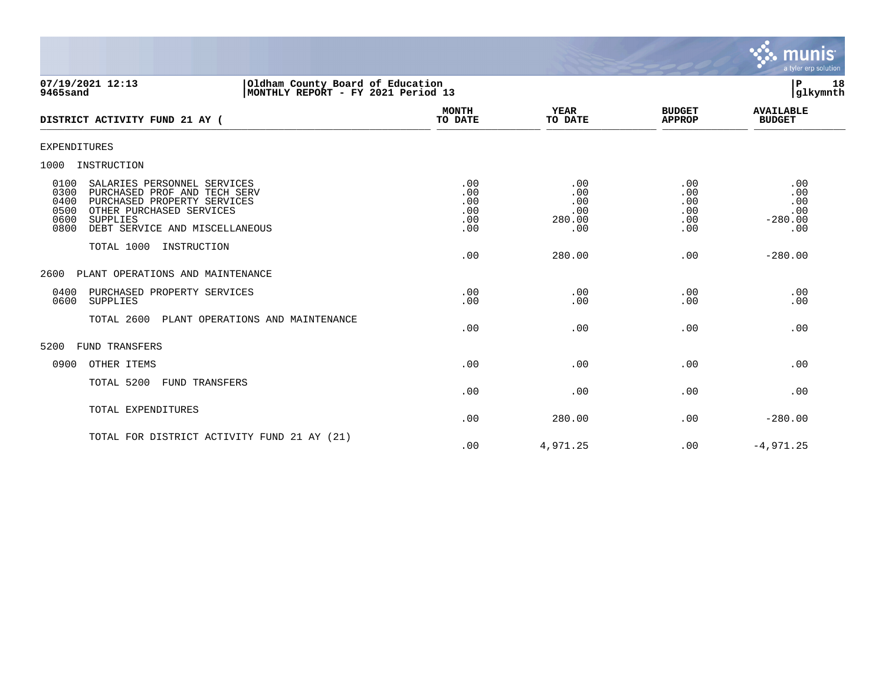07/19/2021 12:13 | Oldham County Board of Education
9465sand | MONTHLY REPORT - FY 2021 Period 13

P 18
glkymnth

| DISTRICT ACTIVITY FUND 21 AY ( | MONTH TO DATE | YEAR TO DATE | BUDGET APPROP | AVAILABLE BUDGET |
|---|---|---|---|---|
| EXPENDITURES | | | | |
| 1000 INSTRUCTION | | | | |
| 0100 SALARIES PERSONNEL SERVICES | .00 | .00 | .00 | .00 |
| 0300 PURCHASED PROF AND TECH SERV | .00 | .00 | .00 | .00 |
| 0400 PURCHASED PROPERTY SERVICES | .00 | .00 | .00 | .00 |
| 0500 OTHER PURCHASED SERVICES | .00 | .00 | .00 | .00 |
| 0600 SUPPLIES | .00 | 280.00 | .00 | -280.00 |
| 0800 DEBT SERVICE AND MISCELLANEOUS | .00 | .00 | .00 | .00 |
| TOTAL 1000 INSTRUCTION | .00 | 280.00 | .00 | -280.00 |
| 2600 PLANT OPERATIONS AND MAINTENANCE | | | | |
| 0400 PURCHASED PROPERTY SERVICES | .00 | .00 | .00 | .00 |
| 0600 SUPPLIES | .00 | .00 | .00 | .00 |
| TOTAL 2600 PLANT OPERATIONS AND MAINTENANCE | .00 | .00 | .00 | .00 |
| 5200 FUND TRANSFERS | | | | |
| 0900 OTHER ITEMS | .00 | .00 | .00 | .00 |
| TOTAL 5200 FUND TRANSFERS | .00 | .00 | .00 | .00 |
| TOTAL EXPENDITURES | .00 | 280.00 | .00 | -280.00 |
| TOTAL FOR DISTRICT ACTIVITY FUND 21 AY (21) | .00 | 4,971.25 | .00 | -4,971.25 |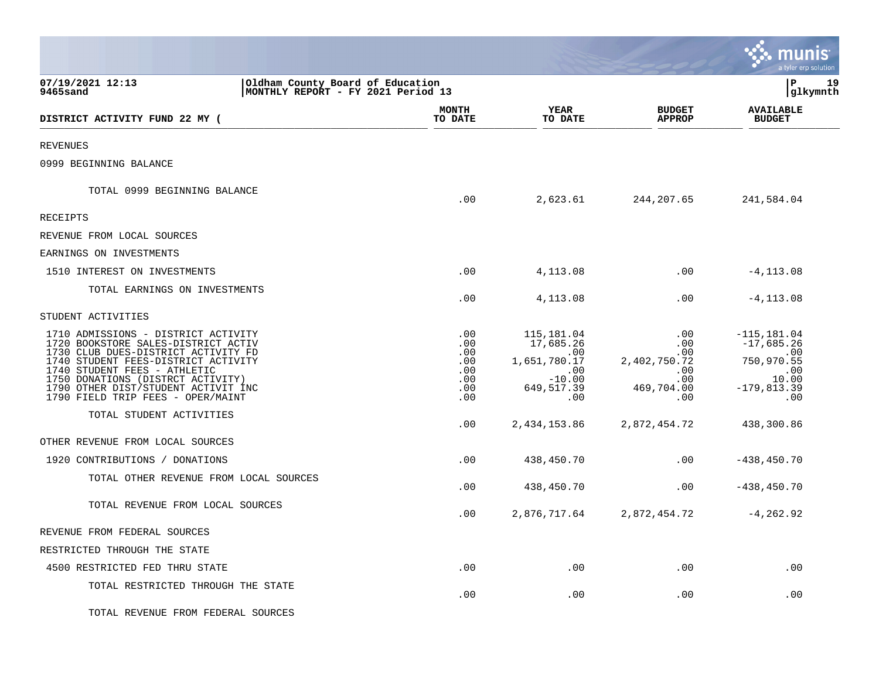07/19/2021 12:13 | Oldham County Board of Education | P 19
9465sand | MONTHLY REPORT - FY 2021 Period 13 | glkymnth

| DISTRICT ACTIVITY FUND 22 MY ( | MONTH TO DATE | YEAR TO DATE | BUDGET APPROP | AVAILABLE BUDGET |
|---|---|---|---|---|
| REVENUES | | | | |
| 0999 BEGINNING BALANCE | | | | |
| TOTAL 0999 BEGINNING BALANCE | .00 | 2,623.61 | 244,207.65 | 241,584.04 |
| RECEIPTS | | | | |
| REVENUE FROM LOCAL SOURCES | | | | |
| EARNINGS ON INVESTMENTS | | | | |
| 1510 INTEREST ON INVESTMENTS | .00 | 4,113.08 | .00 | -4,113.08 |
| TOTAL EARNINGS ON INVESTMENTS | .00 | 4,113.08 | .00 | -4,113.08 |
| STUDENT ACTIVITIES | | | | |
| 1710 ADMISSIONS - DISTRICT ACTIVITY | .00 | 115,181.04 | .00 | -115,181.04 |
| 1720 BOOKSTORE SALES-DISTRICT ACTIV | .00 | 17,685.26 | .00 | -17,685.26 |
| 1730 CLUB DUES-DISTRICT ACTIVITY FD | .00 | .00 | .00 | .00 |
| 1740 STUDENT FEES-DISTRICT ACTIVITY | .00 | 1,651,780.17 | 2,402,750.72 | 750,970.55 |
| 1740 STUDENT FEES - ATHLETIC | .00 | .00 | .00 | .00 |
| 1750 DONATIONS (DISTRCT ACTIVITY) | .00 | -10.00 | .00 | 10.00 |
| 1790 OTHER DIST/STUDENT ACTIVIT INC | .00 | 649,517.39 | 469,704.00 | -179,813.39 |
| 1790 FIELD TRIP FEES - OPER/MAINT | .00 | .00 | .00 | .00 |
| TOTAL STUDENT ACTIVITIES | .00 | 2,434,153.86 | 2,872,454.72 | 438,300.86 |
| OTHER REVENUE FROM LOCAL SOURCES | | | | |
| 1920 CONTRIBUTIONS / DONATIONS | .00 | 438,450.70 | .00 | -438,450.70 |
| TOTAL OTHER REVENUE FROM LOCAL SOURCES | .00 | 438,450.70 | .00 | -438,450.70 |
| TOTAL REVENUE FROM LOCAL SOURCES | .00 | 2,876,717.64 | 2,872,454.72 | -4,262.92 |
| REVENUE FROM FEDERAL SOURCES | | | | |
| RESTRICTED THROUGH THE STATE | | | | |
| 4500 RESTRICTED FED THRU STATE | .00 | .00 | .00 | .00 |
| TOTAL RESTRICTED THROUGH THE STATE | .00 | .00 | .00 | .00 |
| TOTAL REVENUE FROM FEDERAL SOURCES | | | | |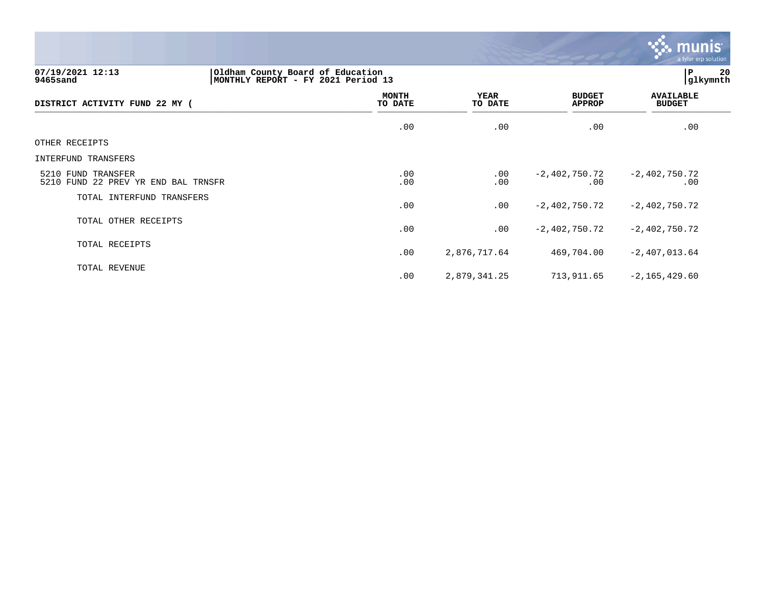07/19/2021 12:13 | Oldham County Board of Education | P 20
9465sand | MONTHLY REPORT - FY 2021 Period 13 | glkymnth

| DISTRICT ACTIVITY FUND 22 MY ( | MONTH TO DATE | YEAR TO DATE | BUDGET APPROP | AVAILABLE BUDGET |
|---|---|---|---|---|
| | .00 | .00 | .00 | .00 |
| OTHER RECEIPTS | | | | |
| INTERFUND TRANSFERS | | | | |
| 5210 FUND TRANSFER | .00 | .00 | -2,402,750.72 | -2,402,750.72 |
| 5210 FUND 22 PREV YR END BAL TRNSFR | .00 | .00 | .00 | .00 |
| TOTAL INTERFUND TRANSFERS | .00 | .00 | -2,402,750.72 | -2,402,750.72 |
| TOTAL OTHER RECEIPTS | .00 | .00 | -2,402,750.72 | -2,402,750.72 |
| TOTAL RECEIPTS | .00 | 2,876,717.64 | 469,704.00 | -2,407,013.64 |
| TOTAL REVENUE | .00 | 2,879,341.25 | 713,911.65 | -2,165,429.60 |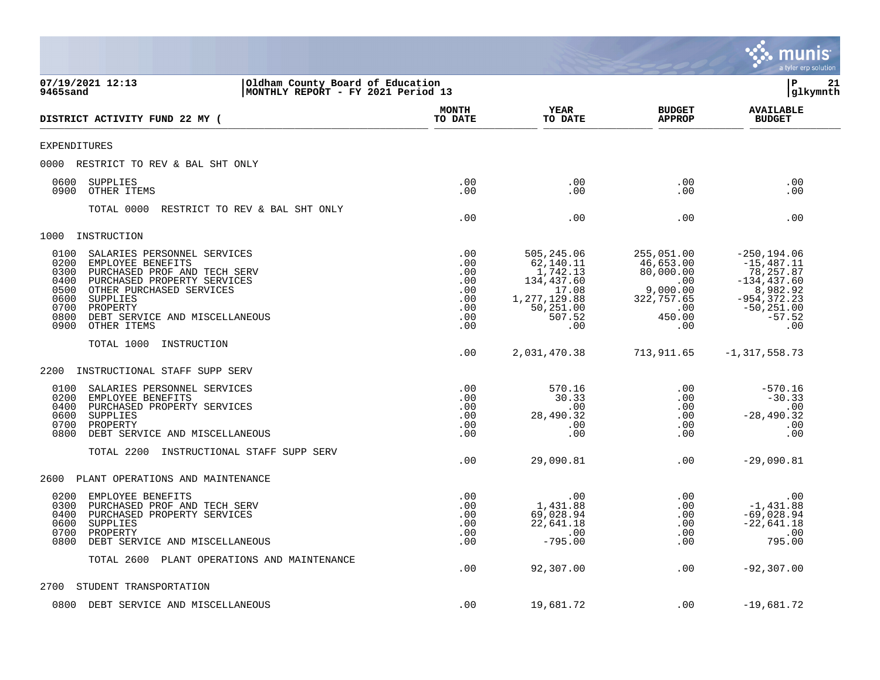07/19/2021 12:13 | Oldham County Board of Education
9465sand | MONTHLY REPORT - FY 2021 Period 13

| DISTRICT ACTIVITY FUND 22 MY ( | MONTH TO DATE | YEAR TO DATE | BUDGET APPROP | AVAILABLE BUDGET |
|---|---|---|---|---|
| **EXPENDITURES** | | | | |
| **0000 RESTRICT TO REV & BAL SHT ONLY** | | | | |
| 0600 SUPPLIES | .00 | .00 | .00 | .00 |
| 0900 OTHER ITEMS | .00 | .00 | .00 | .00 |
| TOTAL 0000 RESTRICT TO REV & BAL SHT ONLY | .00 | .00 | .00 | .00 |
| **1000 INSTRUCTION** | | | | |
| 0100 SALARIES PERSONNEL SERVICES | .00 | 505,245.06 | 255,051.00 | -250,194.06 |
| 0200 EMPLOYEE BENEFITS | .00 | 62,140.11 | 46,653.00 | -15,487.11 |
| 0300 PURCHASED PROF AND TECH SERV | .00 | 1,742.13 | 80,000.00 | 78,257.87 |
| 0400 PURCHASED PROPERTY SERVICES | .00 | 134,437.60 | .00 | -134,437.60 |
| 0500 OTHER PURCHASED SERVICES | .00 | 17.08 | 9,000.00 | 8,982.92 |
| 0600 SUPPLIES | .00 | 1,277,129.88 | 322,757.65 | -954,372.23 |
| 0700 PROPERTY | .00 | 50,251.00 | .00 | -50,251.00 |
| 0800 DEBT SERVICE AND MISCELLANEOUS | .00 | 507.52 | 450.00 | -57.52 |
| 0900 OTHER ITEMS | .00 | .00 | .00 | .00 |
| TOTAL 1000 INSTRUCTION | .00 | 2,031,470.38 | 713,911.65 | -1,317,558.73 |
| **2200 INSTRUCTIONAL STAFF SUPP SERV** | | | | |
| 0100 SALARIES PERSONNEL SERVICES | .00 | 570.16 | .00 | -570.16 |
| 0200 EMPLOYEE BENEFITS | .00 | 30.33 | .00 | -30.33 |
| 0400 PURCHASED PROPERTY SERVICES | .00 | .00 | .00 | .00 |
| 0600 SUPPLIES | .00 | 28,490.32 | .00 | -28,490.32 |
| 0700 PROPERTY | .00 | .00 | .00 | .00 |
| 0800 DEBT SERVICE AND MISCELLANEOUS | .00 | .00 | .00 | .00 |
| TOTAL 2200 INSTRUCTIONAL STAFF SUPP SERV | .00 | 29,090.81 | .00 | -29,090.81 |
| **2600 PLANT OPERATIONS AND MAINTENANCE** | | | | |
| 0200 EMPLOYEE BENEFITS | .00 | .00 | .00 | .00 |
| 0300 PURCHASED PROF AND TECH SERV | .00 | 1,431.88 | .00 | -1,431.88 |
| 0400 PURCHASED PROPERTY SERVICES | .00 | 69,028.94 | .00 | -69,028.94 |
| 0600 SUPPLIES | .00 | 22,641.18 | .00 | -22,641.18 |
| 0700 PROPERTY | .00 | .00 | .00 | .00 |
| 0800 DEBT SERVICE AND MISCELLANEOUS | .00 | -795.00 | .00 | 795.00 |
| TOTAL 2600 PLANT OPERATIONS AND MAINTENANCE | .00 | 92,307.00 | .00 | -92,307.00 |
| **2700 STUDENT TRANSPORTATION** | | | | |
| 0800 DEBT SERVICE AND MISCELLANEOUS | .00 | 19,681.72 | .00 | -19,681.72 |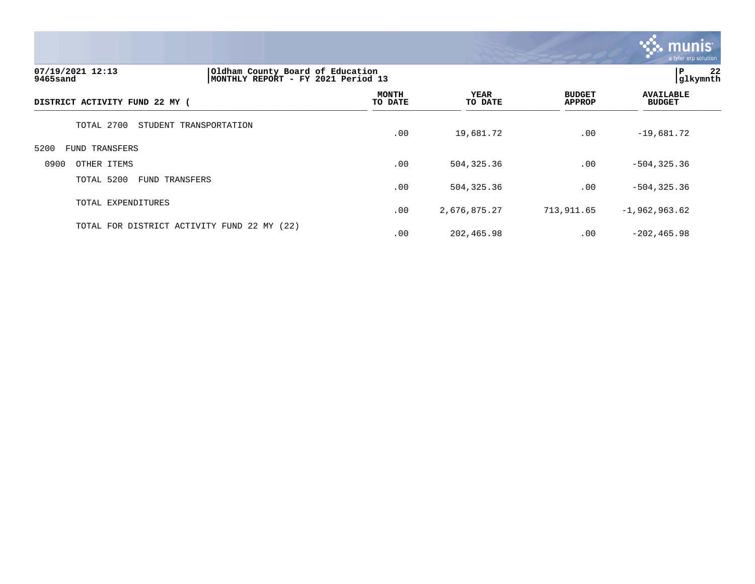Oldham County Board of Education
MONTHLY REPORT - FY 2021 Period 13

07/19/2021 12:13
9465sand

| DISTRICT ACTIVITY FUND 22 MY ( | MONTH TO DATE | YEAR TO DATE | BUDGET APPROP | AVAILABLE BUDGET |
|---|---|---|---|---|
| TOTAL 2700 STUDENT TRANSPORTATION | .00 | 19,681.72 | .00 | -19,681.72 |
| 5200 FUND TRANSFERS | | | | |
| 0900 OTHER ITEMS | .00 | 504,325.36 | .00 | -504,325.36 |
| TOTAL 5200 FUND TRANSFERS | .00 | 504,325.36 | .00 | -504,325.36 |
| TOTAL EXPENDITURES | .00 | 2,676,875.27 | 713,911.65 | -1,962,963.62 |
| TOTAL FOR DISTRICT ACTIVITY FUND 22 MY (22) | .00 | 202,465.98 | .00 | -202,465.98 |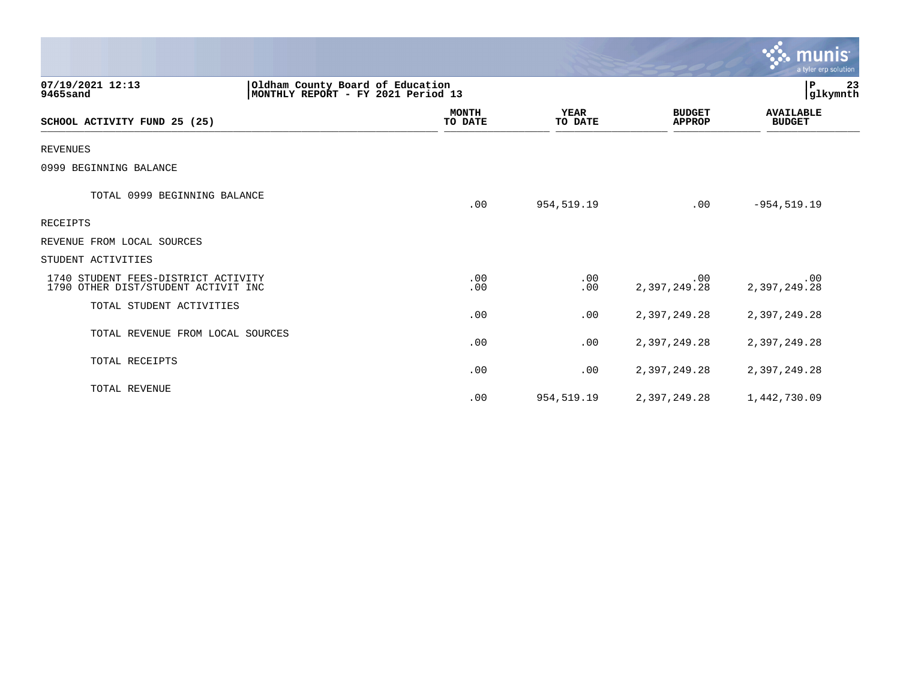07/19/2021 12:13 | Oldham County Board of Education | P 23
9465sand | MONTHLY REPORT - FY 2021 Period 13 | glkymnth

| SCHOOL ACTIVITY FUND 25 (25) | MONTH TO DATE | YEAR TO DATE | BUDGET APPROP | AVAILABLE BUDGET |
|---|---|---|---|---|
| REVENUES | | | | |
| 0999 BEGINNING BALANCE | | | | |
| TOTAL 0999 BEGINNING BALANCE | .00 | 954,519.19 | .00 | -954,519.19 |
| RECEIPTS | | | | |
| REVENUE FROM LOCAL SOURCES | | | | |
| STUDENT ACTIVITIES | | | | |
| 1740 STUDENT FEES-DISTRICT ACTIVITY | .00 | .00 | .00 | .00 |
| 1790 OTHER DIST/STUDENT ACTIVIT INC | .00 | .00 | 2,397,249.28 | 2,397,249.28 |
| TOTAL STUDENT ACTIVITIES | .00 | .00 | 2,397,249.28 | 2,397,249.28 |
| TOTAL REVENUE FROM LOCAL SOURCES | .00 | .00 | 2,397,249.28 | 2,397,249.28 |
| TOTAL RECEIPTS | .00 | .00 | 2,397,249.28 | 2,397,249.28 |
| TOTAL REVENUE | .00 | 954,519.19 | 2,397,249.28 | 1,442,730.09 |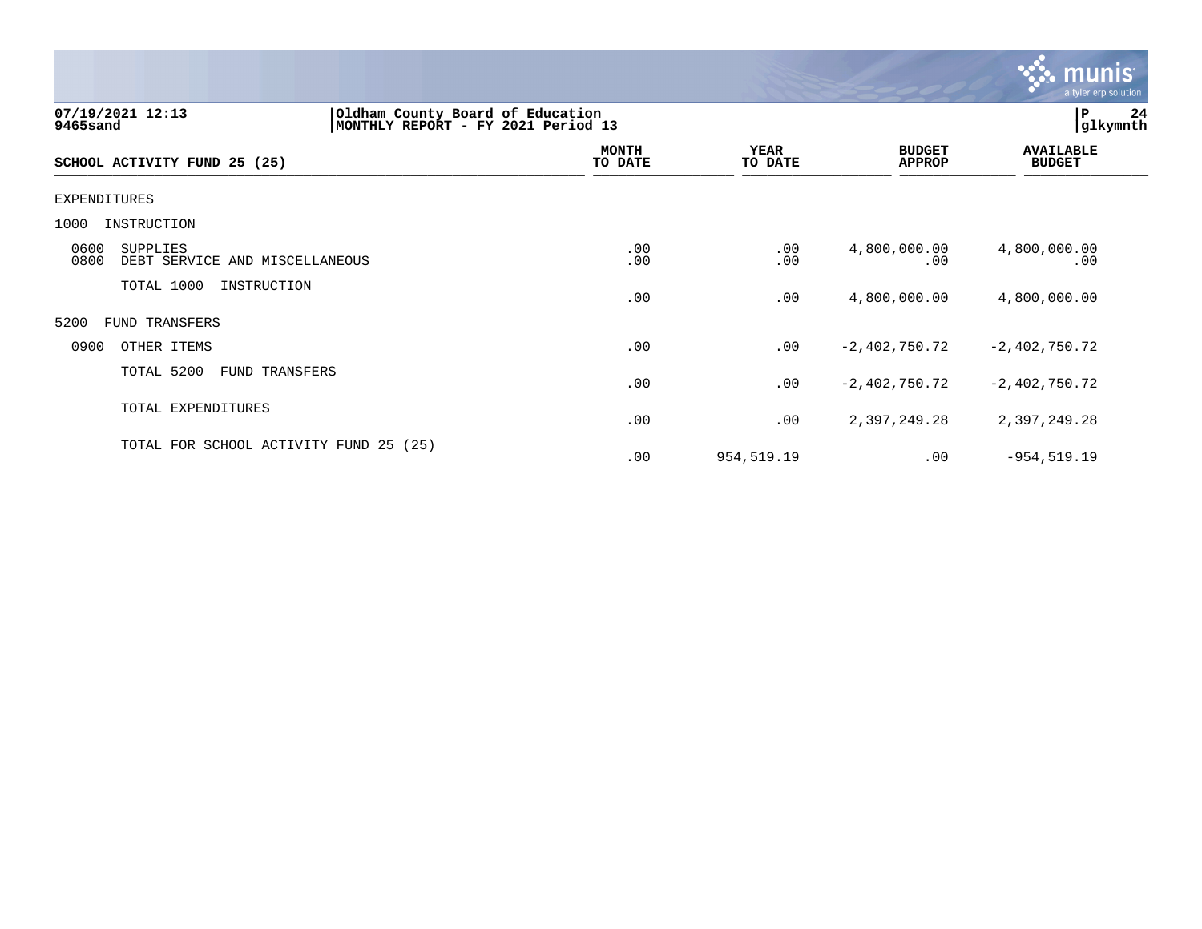07/19/2021 12:13
9465sand

Oldham County Board of Education
MONTHLY REPORT - FY 2021 Period 13

glkymnth

| SCHOOL ACTIVITY FUND 25 (25) | MONTH TO DATE | YEAR TO DATE | BUDGET APPROP | AVAILABLE BUDGET |
|---|---|---|---|---|
| EXPENDITURES | | | | |
| 1000 INSTRUCTION | | | | |
| 0600 SUPPLIES | .00 | .00 | 4,800,000.00 | 4,800,000.00 |
| 0800 DEBT SERVICE AND MISCELLANEOUS | .00 | .00 | .00 | .00 |
| TOTAL 1000 INSTRUCTION | .00 | .00 | 4,800,000.00 | 4,800,000.00 |
| 5200 FUND TRANSFERS | | | | |
| 0900 OTHER ITEMS | .00 | .00 | -2,402,750.72 | -2,402,750.72 |
| TOTAL 5200 FUND TRANSFERS | .00 | .00 | -2,402,750.72 | -2,402,750.72 |
| TOTAL EXPENDITURES | .00 | .00 | 2,397,249.28 | 2,397,249.28 |
| TOTAL FOR SCHOOL ACTIVITY FUND 25 (25) | .00 | 954,519.19 | .00 | -954,519.19 |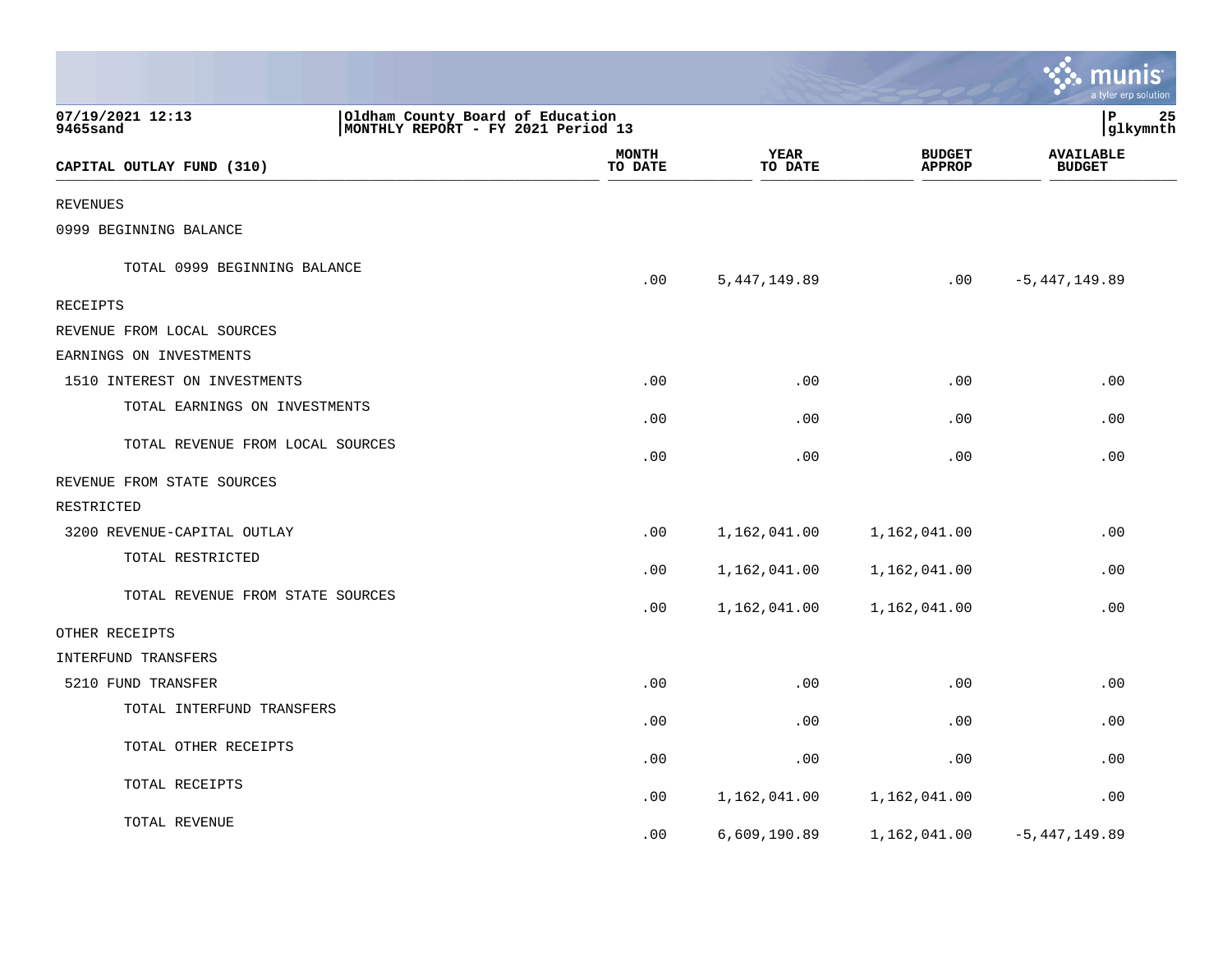07/19/2021 12:13
9465sand

Oldham County Board of Education
MONTHLY REPORT - FY 2021 Period 13

P 25
glkymnth

| CAPITAL OUTLAY FUND (310) | MONTH TO DATE | YEAR TO DATE | BUDGET APPROP | AVAILABLE BUDGET |
|---|---|---|---|---|
| REVENUES | | | | |
| 0999 BEGINNING BALANCE | | | | |
| TOTAL 0999 BEGINNING BALANCE | .00 | 5,447,149.89 | .00 | -5,447,149.89 |
| RECEIPTS | | | | |
| REVENUE FROM LOCAL SOURCES | | | | |
| EARNINGS ON INVESTMENTS | | | | |
| 1510 INTEREST ON INVESTMENTS | .00 | .00 | .00 | .00 |
| TOTAL EARNINGS ON INVESTMENTS | .00 | .00 | .00 | .00 |
| TOTAL REVENUE FROM LOCAL SOURCES | .00 | .00 | .00 | .00 |
| REVENUE FROM STATE SOURCES | | | | |
| RESTRICTED | | | | |
| 3200 REVENUE-CAPITAL OUTLAY | .00 | 1,162,041.00 | 1,162,041.00 | .00 |
| TOTAL RESTRICTED | .00 | 1,162,041.00 | 1,162,041.00 | .00 |
| TOTAL REVENUE FROM STATE SOURCES | .00 | 1,162,041.00 | 1,162,041.00 | .00 |
| OTHER RECEIPTS | | | | |
| INTERFUND TRANSFERS | | | | |
| 5210 FUND TRANSFER | .00 | .00 | .00 | .00 |
| TOTAL INTERFUND TRANSFERS | .00 | .00 | .00 | .00 |
| TOTAL OTHER RECEIPTS | .00 | .00 | .00 | .00 |
| TOTAL RECEIPTS | .00 | 1,162,041.00 | 1,162,041.00 | .00 |
| TOTAL REVENUE | .00 | 6,609,190.89 | 1,162,041.00 | -5,447,149.89 |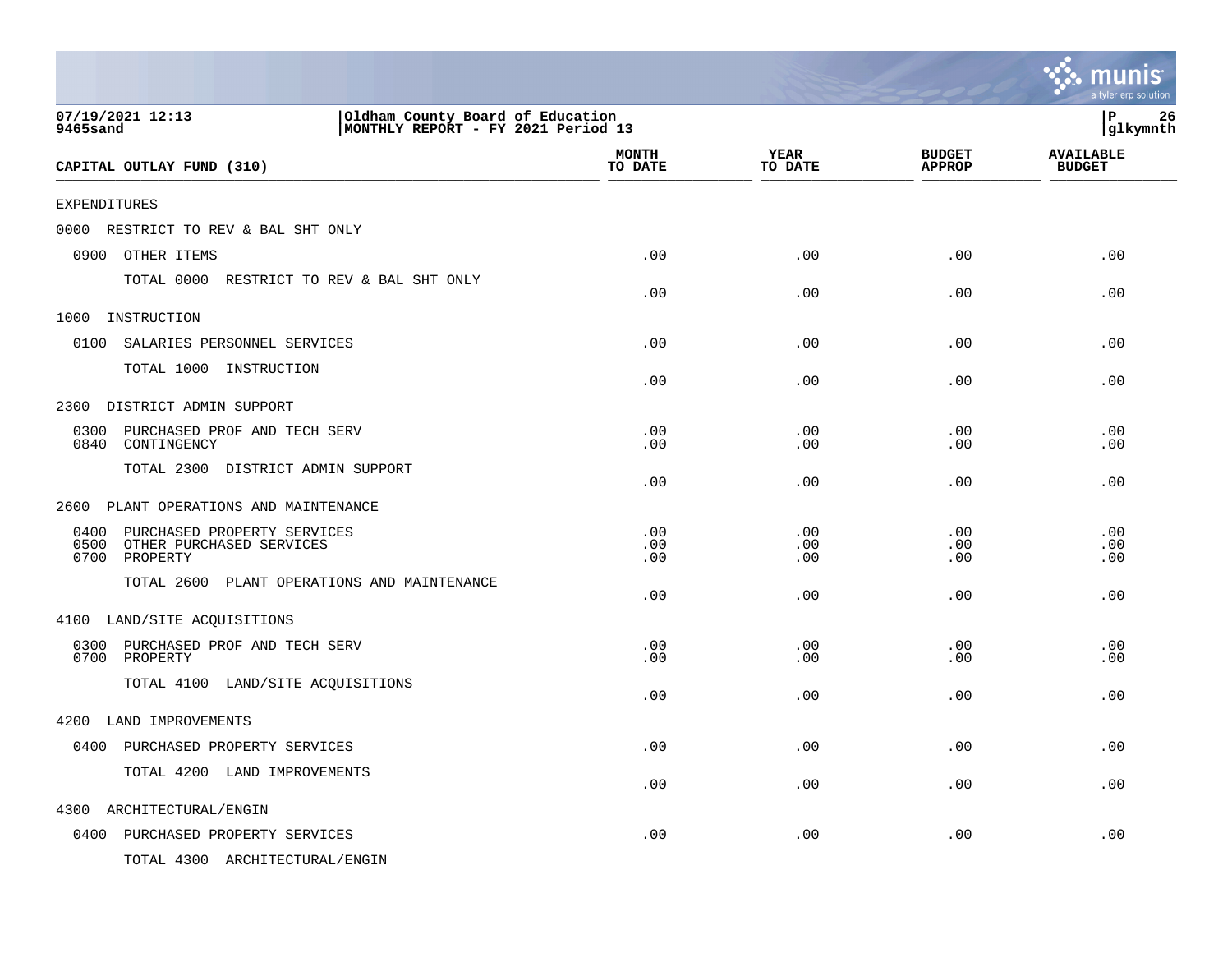07/19/2021 12:13
9465sand

Oldham County Board of Education
MONTHLY REPORT - FY 2021 Period 13

P 26
glkymnth

| CAPITAL OUTLAY FUND (310) | MONTH TO DATE | YEAR TO DATE | BUDGET APPROP | AVAILABLE BUDGET |
|---|---|---|---|---|
| EXPENDITURES | | | | |
| 0000 RESTRICT TO REV & BAL SHT ONLY | | | | |
| 0900 OTHER ITEMS | .00 | .00 | .00 | .00 |
| TOTAL 0000 RESTRICT TO REV & BAL SHT ONLY | .00 | .00 | .00 | .00 |
| 1000 INSTRUCTION | | | | |
| 0100 SALARIES PERSONNEL SERVICES | .00 | .00 | .00 | .00 |
| TOTAL 1000 INSTRUCTION | .00 | .00 | .00 | .00 |
| 2300 DISTRICT ADMIN SUPPORT | | | | |
| 0300 PURCHASED PROF AND TECH SERV | .00 | .00 | .00 | .00 |
| 0840 CONTINGENCY | .00 | .00 | .00 | .00 |
| TOTAL 2300 DISTRICT ADMIN SUPPORT | .00 | .00 | .00 | .00 |
| 2600 PLANT OPERATIONS AND MAINTENANCE | | | | |
| 0400 PURCHASED PROPERTY SERVICES | .00 | .00 | .00 | .00 |
| 0500 OTHER PURCHASED SERVICES | .00 | .00 | .00 | .00 |
| 0700 PROPERTY | .00 | .00 | .00 | .00 |
| TOTAL 2600 PLANT OPERATIONS AND MAINTENANCE | .00 | .00 | .00 | .00 |
| 4100 LAND/SITE ACQUISITIONS | | | | |
| 0300 PURCHASED PROF AND TECH SERV | .00 | .00 | .00 | .00 |
| 0700 PROPERTY | .00 | .00 | .00 | .00 |
| TOTAL 4100 LAND/SITE ACQUISITIONS | .00 | .00 | .00 | .00 |
| 4200 LAND IMPROVEMENTS | | | | |
| 0400 PURCHASED PROPERTY SERVICES | .00 | .00 | .00 | .00 |
| TOTAL 4200 LAND IMPROVEMENTS | .00 | .00 | .00 | .00 |
| 4300 ARCHITECTURAL/ENGIN | | | | |
| 0400 PURCHASED PROPERTY SERVICES | .00 | .00 | .00 | .00 |
| TOTAL 4300 ARCHITECTURAL/ENGIN | | | | |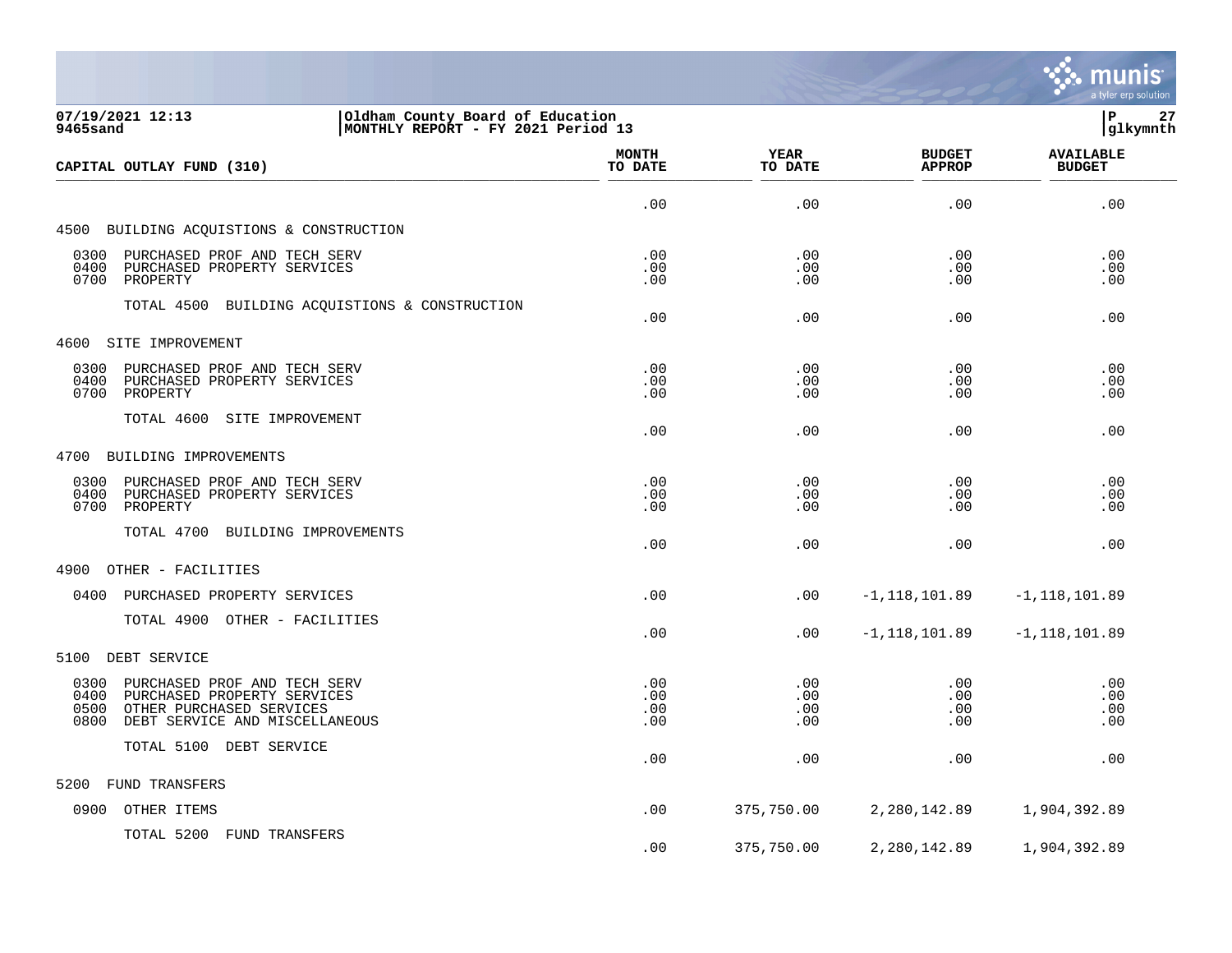**07/19/2021 12:13**
**9465sand**

**Oldham County Board of Education**
**MONTHLY REPORT - FY 2021 Period 13**

**P 27**
**glkymnth**

| CAPITAL OUTLAY FUND (310) | MONTH TO DATE | YEAR TO DATE | BUDGET APPROP | AVAILABLE BUDGET |
|---|---|---|---|---|
| | .00 | .00 | .00 | .00 |
| 4500 BUILDING ACQUISTIONS & CONSTRUCTION | | | | |
| 0300 PURCHASED PROF AND TECH SERV | .00 | .00 | .00 | .00 |
| 0400 PURCHASED PROPERTY SERVICES | .00 | .00 | .00 | .00 |
| 0700 PROPERTY | .00 | .00 | .00 | .00 |
| TOTAL 4500 BUILDING ACQUISTIONS & CONSTRUCTION | .00 | .00 | .00 | .00 |
| 4600 SITE IMPROVEMENT | | | | |
| 0300 PURCHASED PROF AND TECH SERV | .00 | .00 | .00 | .00 |
| 0400 PURCHASED PROPERTY SERVICES | .00 | .00 | .00 | .00 |
| 0700 PROPERTY | .00 | .00 | .00 | .00 |
| TOTAL 4600 SITE IMPROVEMENT | .00 | .00 | .00 | .00 |
| 4700 BUILDING IMPROVEMENTS | | | | |
| 0300 PURCHASED PROF AND TECH SERV | .00 | .00 | .00 | .00 |
| 0400 PURCHASED PROPERTY SERVICES | .00 | .00 | .00 | .00 |
| 0700 PROPERTY | .00 | .00 | .00 | .00 |
| TOTAL 4700 BUILDING IMPROVEMENTS | .00 | .00 | .00 | .00 |
| 4900 OTHER - FACILITIES | | | | |
| 0400 PURCHASED PROPERTY SERVICES | .00 | .00 | -1,118,101.89 | -1,118,101.89 |
| TOTAL 4900 OTHER - FACILITIES | .00 | .00 | -1,118,101.89 | -1,118,101.89 |
| 5100 DEBT SERVICE | | | | |
| 0300 PURCHASED PROF AND TECH SERV | .00 | .00 | .00 | .00 |
| 0400 PURCHASED PROPERTY SERVICES | .00 | .00 | .00 | .00 |
| 0500 OTHER PURCHASED SERVICES | .00 | .00 | .00 | .00 |
| 0800 DEBT SERVICE AND MISCELLANEOUS | .00 | .00 | .00 | .00 |
| TOTAL 5100 DEBT SERVICE | .00 | .00 | .00 | .00 |
| 5200 FUND TRANSFERS | | | | |
| 0900 OTHER ITEMS | .00 | 375,750.00 | 2,280,142.89 | 1,904,392.89 |
| TOTAL 5200 FUND TRANSFERS | .00 | 375,750.00 | 2,280,142.89 | 1,904,392.89 |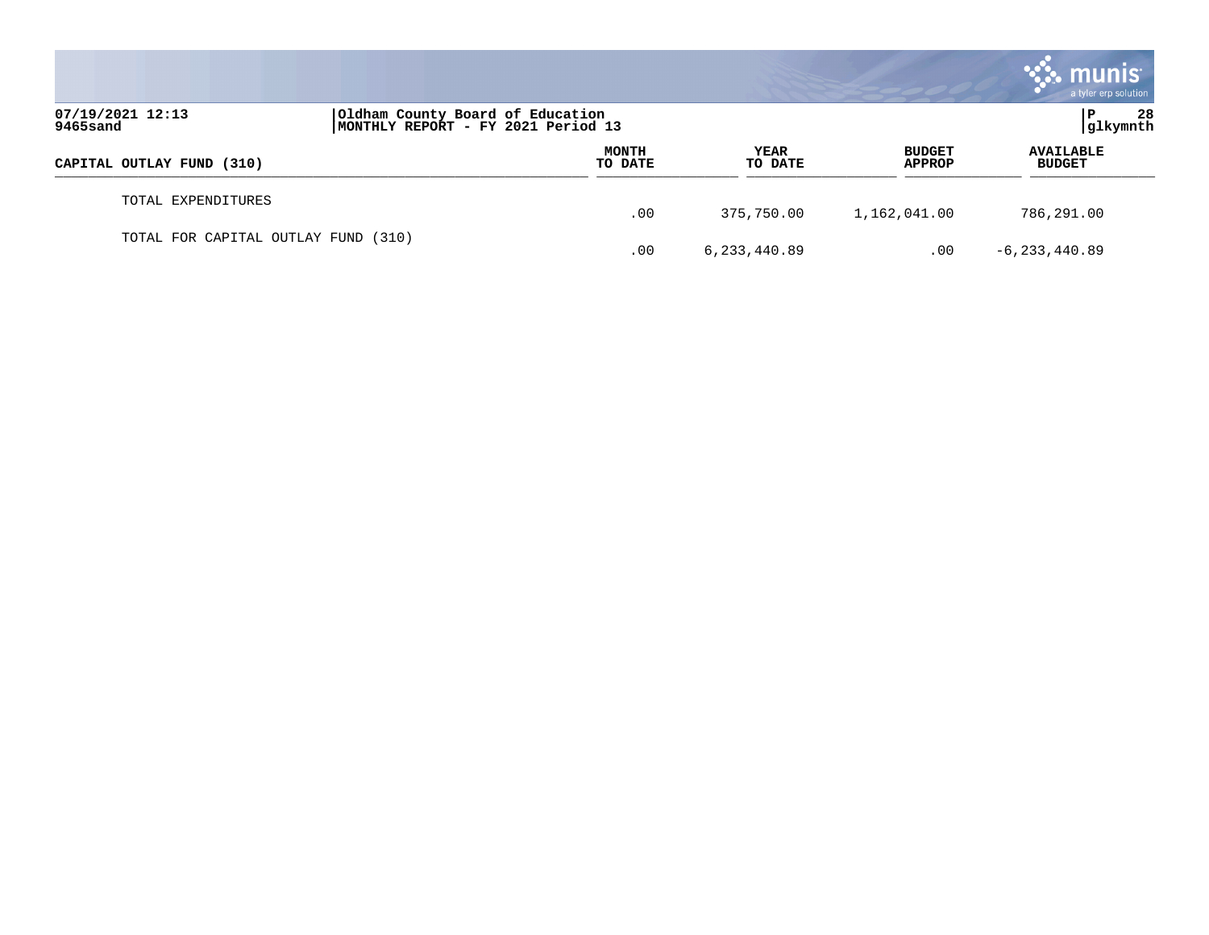| CAPITAL OUTLAY FUND (310) | MONTH TO DATE | YEAR TO DATE | BUDGET APPROP | AVAILABLE BUDGET |
|---|---|---|---|---|
| TOTAL EXPENDITURES | .00 | 375,750.00 | 1,162,041.00 | 786,291.00 |
| TOTAL FOR CAPITAL OUTLAY FUND (310) | .00 | 6,233,440.89 | .00 | -6,233,440.89 |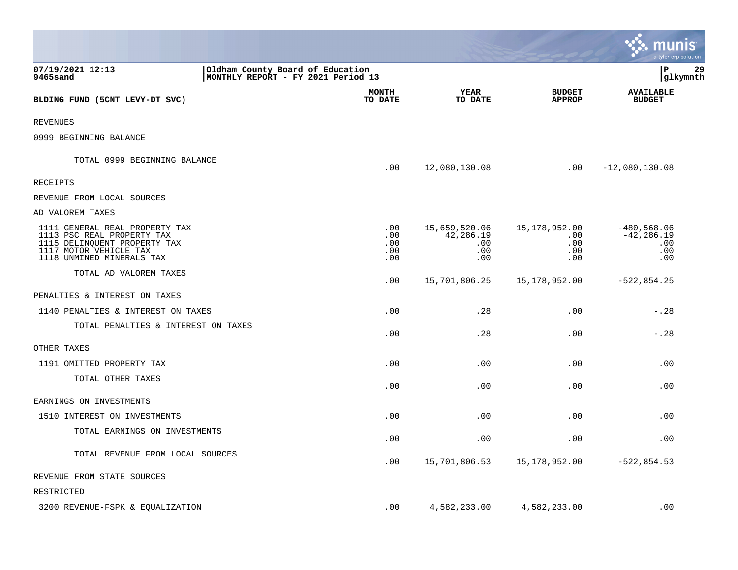Oldham County Board of Education
MONTHLY REPORT - FY 2021 Period 13

07/19/2021 12:13
9465sand

glkymnth

| BLDING FUND (5CNT LEVY-DT SVC) | MONTH TO DATE | YEAR TO DATE | BUDGET APPROP | AVAILABLE BUDGET |
|---|---|---|---|---|
| REVENUES | | | | |
| 0999 BEGINNING BALANCE | | | | |
| TOTAL 0999 BEGINNING BALANCE | .00 | 12,080,130.08 | .00 | -12,080,130.08 |
| RECEIPTS | | | | |
| REVENUE FROM LOCAL SOURCES | | | | |
| AD VALOREM TAXES | | | | |
| 1111 GENERAL REAL PROPERTY TAX | .00 | 15,659,520.06 | 15,178,952.00 | -480,568.06 |
| 1113 PSC REAL PROPERTY TAX | .00 | 42,286.19 | .00 | -42,286.19 |
| 1115 DELINQUENT PROPERTY TAX | .00 | .00 | .00 | .00 |
| 1117 MOTOR VEHICLE TAX | .00 | .00 | .00 | .00 |
| 1118 UNMINED MINERALS TAX | .00 | .00 | .00 | .00 |
| TOTAL AD VALOREM TAXES | .00 | 15,701,806.25 | 15,178,952.00 | -522,854.25 |
| PENALTIES & INTEREST ON TAXES | | | | |
| 1140 PENALTIES & INTEREST ON TAXES | .00 | .28 | .00 | -.28 |
| TOTAL PENALTIES & INTEREST ON TAXES | .00 | .28 | .00 | -.28 |
| OTHER TAXES | | | | |
| 1191 OMITTED PROPERTY TAX | .00 | .00 | .00 | .00 |
| TOTAL OTHER TAXES | .00 | .00 | .00 | .00 |
| EARNINGS ON INVESTMENTS | | | | |
| 1510 INTEREST ON INVESTMENTS | .00 | .00 | .00 | .00 |
| TOTAL EARNINGS ON INVESTMENTS | .00 | .00 | .00 | .00 |
| TOTAL REVENUE FROM LOCAL SOURCES | .00 | 15,701,806.53 | 15,178,952.00 | -522,854.53 |
| REVENUE FROM STATE SOURCES | | | | |
| RESTRICTED | | | | |
| 3200 REVENUE-FSPK & EQUALIZATION | .00 | 4,582,233.00 | 4,582,233.00 | .00 |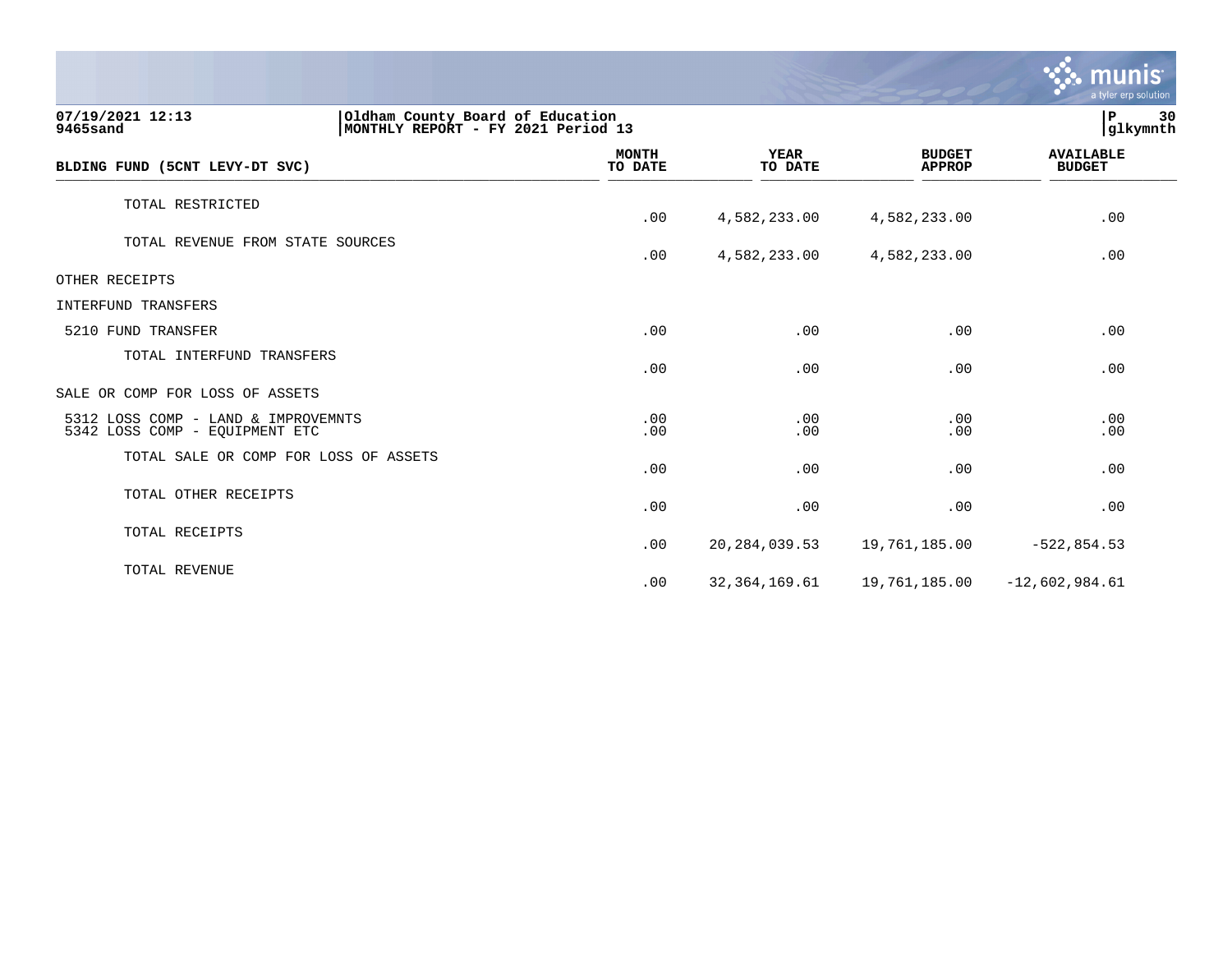**07/19/2021 12:13** | **Oldham County Board of Education** | **P 30**
**9465sand** | **MONTHLY REPORT - FY 2021 Period 13** | **glkymnth**

| BLDING FUND (5CNT LEVY-DT SVC) | MONTH TO DATE | YEAR TO DATE | BUDGET APPROP | AVAILABLE BUDGET |
|---|---|---|---|---|
| TOTAL RESTRICTED | .00 | 4,582,233.00 | 4,582,233.00 | .00 |
| TOTAL REVENUE FROM STATE SOURCES | .00 | 4,582,233.00 | 4,582,233.00 | .00 |
| OTHER RECEIPTS | | | | |
| INTERFUND TRANSFERS | | | | |
| 5210 FUND TRANSFER | .00 | .00 | .00 | .00 |
| TOTAL INTERFUND TRANSFERS | .00 | .00 | .00 | .00 |
| SALE OR COMP FOR LOSS OF ASSETS | | | | |
| 5312 LOSS COMP - LAND & IMPROVEMNTS | .00 | .00 | .00 | .00 |
| 5342 LOSS COMP - EQUIPMENT ETC | .00 | .00 | .00 | .00 |
| TOTAL SALE OR COMP FOR LOSS OF ASSETS | .00 | .00 | .00 | .00 |
| TOTAL OTHER RECEIPTS | .00 | .00 | .00 | .00 |
| TOTAL RECEIPTS | .00 | 20,284,039.53 | 19,761,185.00 | -522,854.53 |
| TOTAL REVENUE | .00 | 32,364,169.61 | 19,761,185.00 | -12,602,984.61 |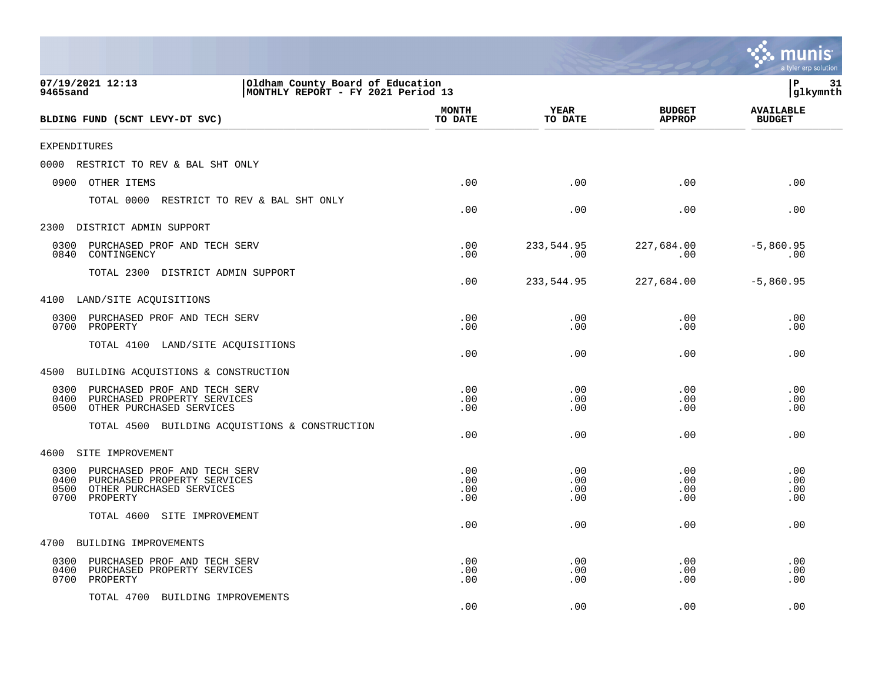07/19/2021 12:13 | Oldham County Board of Education
9465sand | MONTHLY REPORT - FY 2021 Period 13

P 31 | glkymnth

| BLDING FUND (5CNT LEVY-DT SVC) | MONTH TO DATE | YEAR TO DATE | BUDGET APPROP | AVAILABLE BUDGET |
|---|---|---|---|---|
| **EXPENDITURES** | | | | |
| 0000 RESTRICT TO REV & BAL SHT ONLY | | | | |
| 0900 OTHER ITEMS | .00 | .00 | .00 | .00 |
| TOTAL 0000 RESTRICT TO REV & BAL SHT ONLY | .00 | .00 | .00 | .00 |
| 2300 DISTRICT ADMIN SUPPORT | | | | |
| 0300 PURCHASED PROF AND TECH SERV | .00 | 233,544.95 | 227,684.00 | -5,860.95 |
| 0840 CONTINGENCY | .00 | .00 | .00 | .00 |
| TOTAL 2300 DISTRICT ADMIN SUPPORT | .00 | 233,544.95 | 227,684.00 | -5,860.95 |
| 4100 LAND/SITE ACQUISITIONS | | | | |
| 0300 PURCHASED PROF AND TECH SERV | .00 | .00 | .00 | .00 |
| 0700 PROPERTY | .00 | .00 | .00 | .00 |
| TOTAL 4100 LAND/SITE ACQUISITIONS | .00 | .00 | .00 | .00 |
| 4500 BUILDING ACQUISTIONS & CONSTRUCTION | | | | |
| 0300 PURCHASED PROF AND TECH SERV | .00 | .00 | .00 | .00 |
| 0400 PURCHASED PROPERTY SERVICES | .00 | .00 | .00 | .00 |
| 0500 OTHER PURCHASED SERVICES | .00 | .00 | .00 | .00 |
| TOTAL 4500 BUILDING ACQUISTIONS & CONSTRUCTION | .00 | .00 | .00 | .00 |
| 4600 SITE IMPROVEMENT | | | | |
| 0300 PURCHASED PROF AND TECH SERV | .00 | .00 | .00 | .00 |
| 0400 PURCHASED PROPERTY SERVICES | .00 | .00 | .00 | .00 |
| 0500 OTHER PURCHASED SERVICES | .00 | .00 | .00 | .00 |
| 0700 PROPERTY | .00 | .00 | .00 | .00 |
| TOTAL 4600 SITE IMPROVEMENT | .00 | .00 | .00 | .00 |
| 4700 BUILDING IMPROVEMENTS | | | | |
| 0300 PURCHASED PROF AND TECH SERV | .00 | .00 | .00 | .00 |
| 0400 PURCHASED PROPERTY SERVICES | .00 | .00 | .00 | .00 |
| 0700 PROPERTY | .00 | .00 | .00 | .00 |
| TOTAL 4700 BUILDING IMPROVEMENTS | .00 | .00 | .00 | .00 |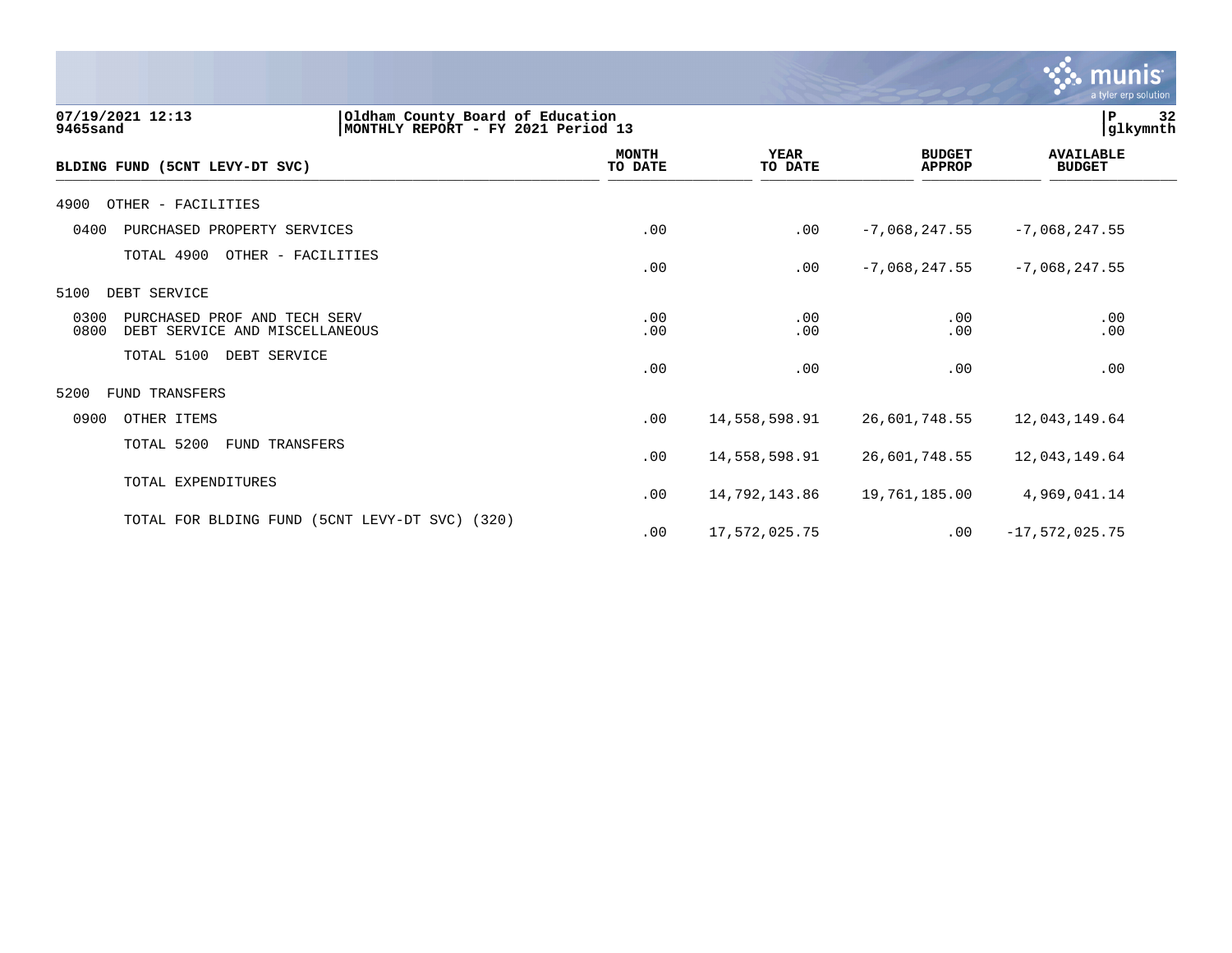07/19/2021 12:13
9465sand

Oldham County Board of Education
MONTHLY REPORT - FY 2021 Period 13

P 32
glkymnth

| BLDING FUND (5CNT LEVY-DT SVC) | MONTH TO DATE | YEAR TO DATE | BUDGET APPROP | AVAILABLE BUDGET |
|---|---|---|---|---|
| 4900 OTHER - FACILITIES | | | | |
| 0400 PURCHASED PROPERTY SERVICES | .00 | .00 | -7,068,247.55 | -7,068,247.55 |
| TOTAL 4900 OTHER - FACILITIES | .00 | .00 | -7,068,247.55 | -7,068,247.55 |
| 5100 DEBT SERVICE | | | | |
| 0300 PURCHASED PROF AND TECH SERV | .00 | .00 | .00 | .00 |
| 0800 DEBT SERVICE AND MISCELLANEOUS | .00 | .00 | .00 | .00 |
| TOTAL 5100 DEBT SERVICE | .00 | .00 | .00 | .00 |
| 5200 FUND TRANSFERS | | | | |
| 0900 OTHER ITEMS | .00 | 14,558,598.91 | 26,601,748.55 | 12,043,149.64 |
| TOTAL 5200 FUND TRANSFERS | .00 | 14,558,598.91 | 26,601,748.55 | 12,043,149.64 |
| TOTAL EXPENDITURES | .00 | 14,792,143.86 | 19,761,185.00 | 4,969,041.14 |
| TOTAL FOR BLDING FUND (5CNT LEVY-DT SVC) (320) | .00 | 17,572,025.75 | .00 | -17,572,025.75 |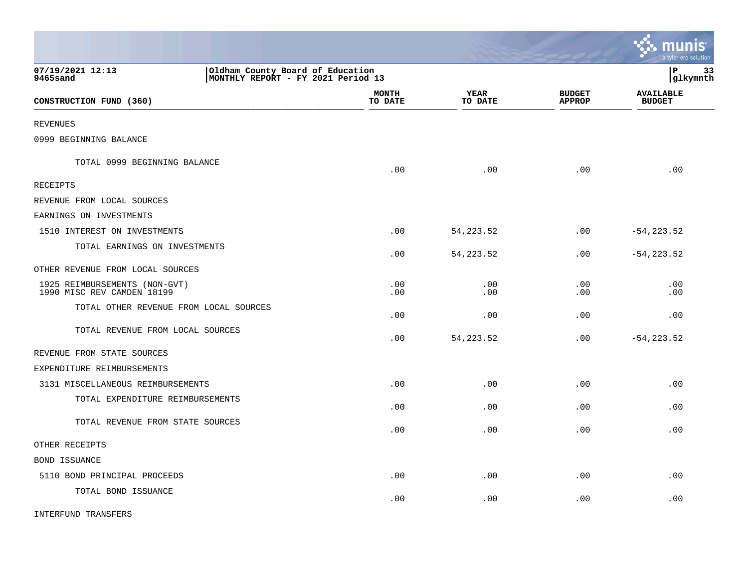07/19/2021 12:13
9465sand

Oldham County Board of Education
MONTHLY REPORT - FY 2021 Period 13

P 33
glkymnth

| CONSTRUCTION FUND (360) | MONTH TO DATE | YEAR TO DATE | BUDGET APPROP | AVAILABLE BUDGET |
|---|---|---|---|---|
| REVENUES | | | | |
| 0999 BEGINNING BALANCE | | | | |
| TOTAL 0999 BEGINNING BALANCE | .00 | .00 | .00 | .00 |
| RECEIPTS | | | | |
| REVENUE FROM LOCAL SOURCES | | | | |
| EARNINGS ON INVESTMENTS | | | | |
| 1510 INTEREST ON INVESTMENTS | .00 | 54,223.52 | .00 | -54,223.52 |
| TOTAL EARNINGS ON INVESTMENTS | .00 | 54,223.52 | .00 | -54,223.52 |
| OTHER REVENUE FROM LOCAL SOURCES | | | | |
| 1925 REIMBURSEMENTS (NON-GVT) | .00 | .00 | .00 | .00 |
| 1990 MISC REV CAMDEN 18199 | .00 | .00 | .00 | .00 |
| TOTAL OTHER REVENUE FROM LOCAL SOURCES | .00 | .00 | .00 | .00 |
| TOTAL REVENUE FROM LOCAL SOURCES | .00 | 54,223.52 | .00 | -54,223.52 |
| REVENUE FROM STATE SOURCES | | | | |
| EXPENDITURE REIMBURSEMENTS | | | | |
| 3131 MISCELLANEOUS REIMBURSEMENTS | .00 | .00 | .00 | .00 |
| TOTAL EXPENDITURE REIMBURSEMENTS | .00 | .00 | .00 | .00 |
| TOTAL REVENUE FROM STATE SOURCES | .00 | .00 | .00 | .00 |
| OTHER RECEIPTS | | | | |
| BOND ISSUANCE | | | | |
| 5110 BOND PRINCIPAL PROCEEDS | .00 | .00 | .00 | .00 |
| TOTAL BOND ISSUANCE | .00 | .00 | .00 | .00 |
| INTERFUND TRANSFERS | | | | |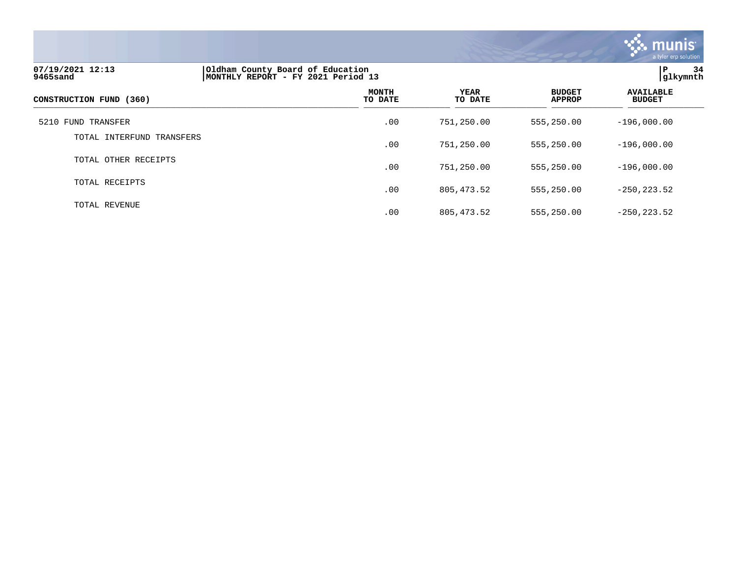| CONSTRUCTION FUND (360) | MONTH TO DATE | YEAR TO DATE | BUDGET APPROP | AVAILABLE BUDGET |
|---|---|---|---|---|
| 5210 FUND TRANSFER | .00 | 751,250.00 | 555,250.00 | -196,000.00 |
| TOTAL INTERFUND TRANSFERS | .00 | 751,250.00 | 555,250.00 | -196,000.00 |
| TOTAL OTHER RECEIPTS | .00 | 751,250.00 | 555,250.00 | -196,000.00 |
| TOTAL RECEIPTS | .00 | 805,473.52 | 555,250.00 | -250,223.52 |
| TOTAL REVENUE | .00 | 805,473.52 | 555,250.00 | -250,223.52 |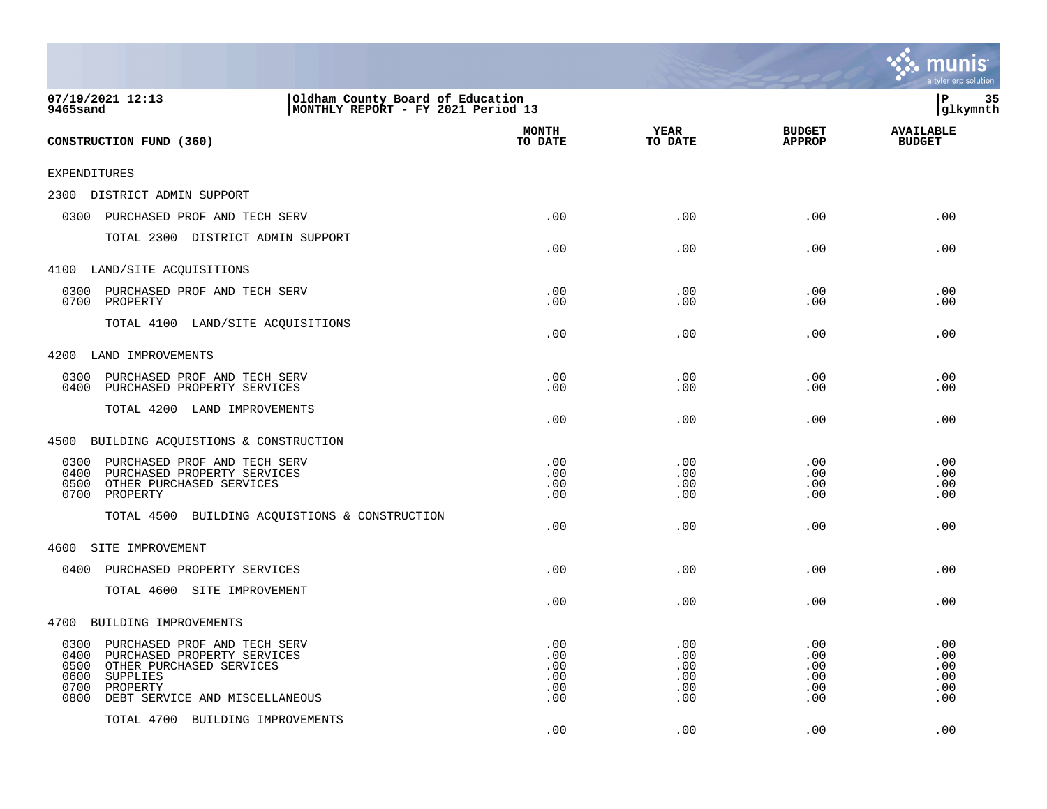07/19/2021 12:13
9465sand

Oldham County Board of Education
MONTHLY REPORT - FY 2021 Period 13

P 35
glkymnth

| CONSTRUCTION FUND (360) | MONTH TO DATE | YEAR TO DATE | BUDGET APPROP | AVAILABLE BUDGET |
|---|---|---|---|---|
| EXPENDITURES | | | | |
| 2300 DISTRICT ADMIN SUPPORT | | | | |
| 0300 PURCHASED PROF AND TECH SERV | .00 | .00 | .00 | .00 |
| TOTAL 2300 DISTRICT ADMIN SUPPORT | .00 | .00 | .00 | .00 |
| 4100 LAND/SITE ACQUISITIONS | | | | |
| 0300 PURCHASED PROF AND TECH SERV | .00 | .00 | .00 | .00 |
| 0700 PROPERTY | .00 | .00 | .00 | .00 |
| TOTAL 4100 LAND/SITE ACQUISITIONS | .00 | .00 | .00 | .00 |
| 4200 LAND IMPROVEMENTS | | | | |
| 0300 PURCHASED PROF AND TECH SERV | .00 | .00 | .00 | .00 |
| 0400 PURCHASED PROPERTY SERVICES | .00 | .00 | .00 | .00 |
| TOTAL 4200 LAND IMPROVEMENTS | .00 | .00 | .00 | .00 |
| 4500 BUILDING ACQUISTIONS & CONSTRUCTION | | | | |
| 0300 PURCHASED PROF AND TECH SERV | .00 | .00 | .00 | .00 |
| 0400 PURCHASED PROPERTY SERVICES | .00 | .00 | .00 | .00 |
| 0500 OTHER PURCHASED SERVICES | .00 | .00 | .00 | .00 |
| 0700 PROPERTY | .00 | .00 | .00 | .00 |
| TOTAL 4500 BUILDING ACQUISTIONS & CONSTRUCTION | .00 | .00 | .00 | .00 |
| 4600 SITE IMPROVEMENT | | | | |
| 0400 PURCHASED PROPERTY SERVICES | .00 | .00 | .00 | .00 |
| TOTAL 4600 SITE IMPROVEMENT | .00 | .00 | .00 | .00 |
| 4700 BUILDING IMPROVEMENTS | | | | |
| 0300 PURCHASED PROF AND TECH SERV | .00 | .00 | .00 | .00 |
| 0400 PURCHASED PROPERTY SERVICES | .00 | .00 | .00 | .00 |
| 0500 OTHER PURCHASED SERVICES | .00 | .00 | .00 | .00 |
| 0600 SUPPLIES | .00 | .00 | .00 | .00 |
| 0700 PROPERTY | .00 | .00 | .00 | .00 |
| 0800 DEBT SERVICE AND MISCELLANEOUS | .00 | .00 | .00 | .00 |
| TOTAL 4700 BUILDING IMPROVEMENTS | .00 | .00 | .00 | .00 |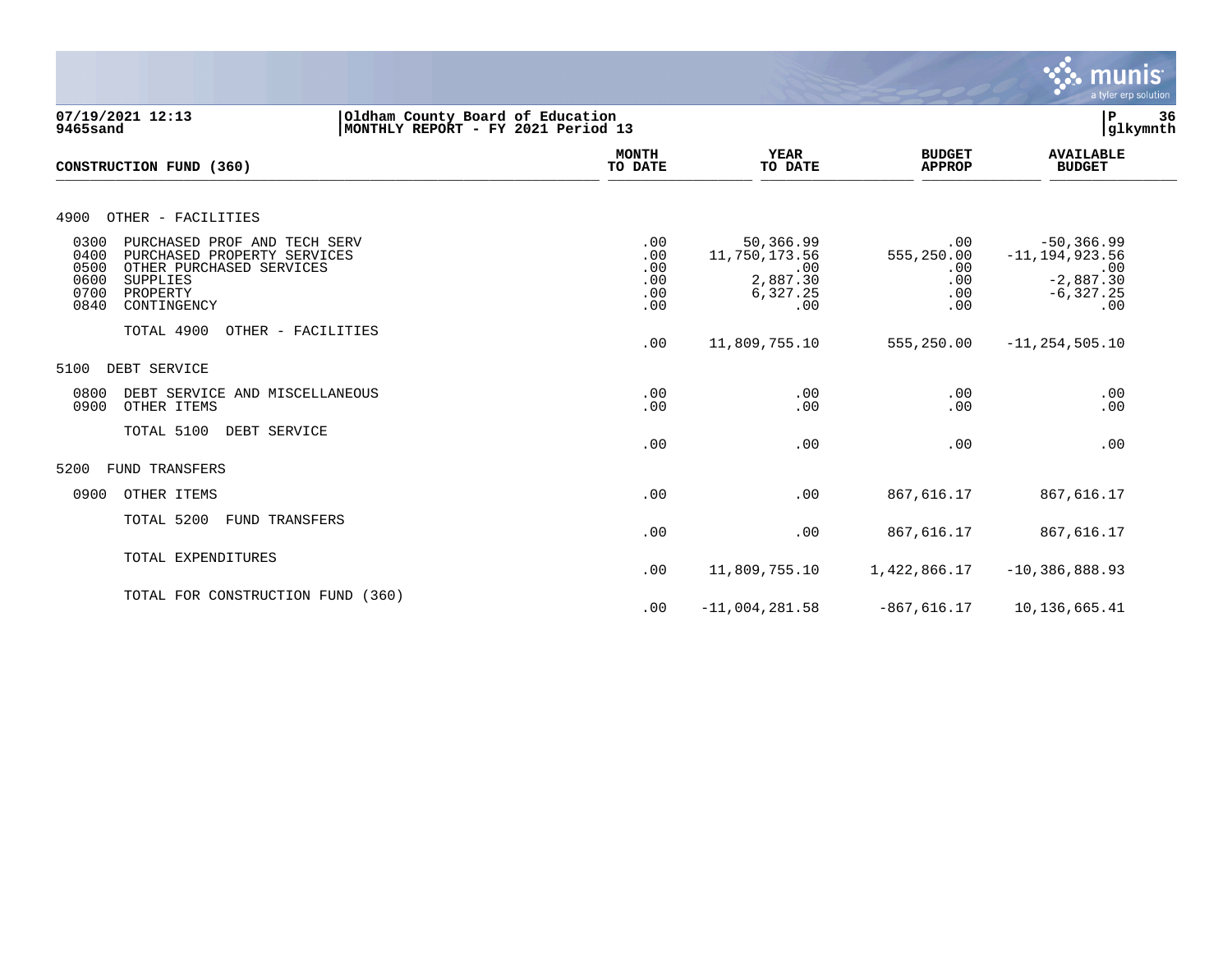07/19/2021 12:13 | Oldham County Board of Education | P 36
9465sand | MONTHLY REPORT - FY 2021 Period 13 | glkymnth

| CONSTRUCTION FUND (360) | MONTH TO DATE | YEAR TO DATE | BUDGET APPROP | AVAILABLE BUDGET |
|---|---|---|---|---|
| **4900 OTHER - FACILITIES** | | | | |
| 0300 PURCHASED PROF AND TECH SERV | .00 | 50,366.99 | .00 | -50,366.99 |
| 0400 PURCHASED PROPERTY SERVICES | .00 | 11,750,173.56 | 555,250.00 | -11,194,923.56 |
| 0500 OTHER PURCHASED SERVICES | .00 | .00 | .00 | .00 |
| 0600 SUPPLIES | .00 | 2,887.30 | .00 | -2,887.30 |
| 0700 PROPERTY | .00 | 6,327.25 | .00 | -6,327.25 |
| 0840 CONTINGENCY | .00 | .00 | .00 | .00 |
| TOTAL 4900 OTHER - FACILITIES | .00 | 11,809,755.10 | 555,250.00 | -11,254,505.10 |
| **5100 DEBT SERVICE** | | | | |
| 0800 DEBT SERVICE AND MISCELLANEOUS | .00 | .00 | .00 | .00 |
| 0900 OTHER ITEMS | .00 | .00 | .00 | .00 |
| TOTAL 5100 DEBT SERVICE | .00 | .00 | .00 | .00 |
| **5200 FUND TRANSFERS** | | | | |
| 0900 OTHER ITEMS | .00 | .00 | 867,616.17 | 867,616.17 |
| TOTAL 5200 FUND TRANSFERS | .00 | .00 | 867,616.17 | 867,616.17 |
| TOTAL EXPENDITURES | .00 | 11,809,755.10 | 1,422,866.17 | -10,386,888.93 |
| TOTAL FOR CONSTRUCTION FUND (360) | .00 | -11,004,281.58 | -867,616.17 | 10,136,665.41 |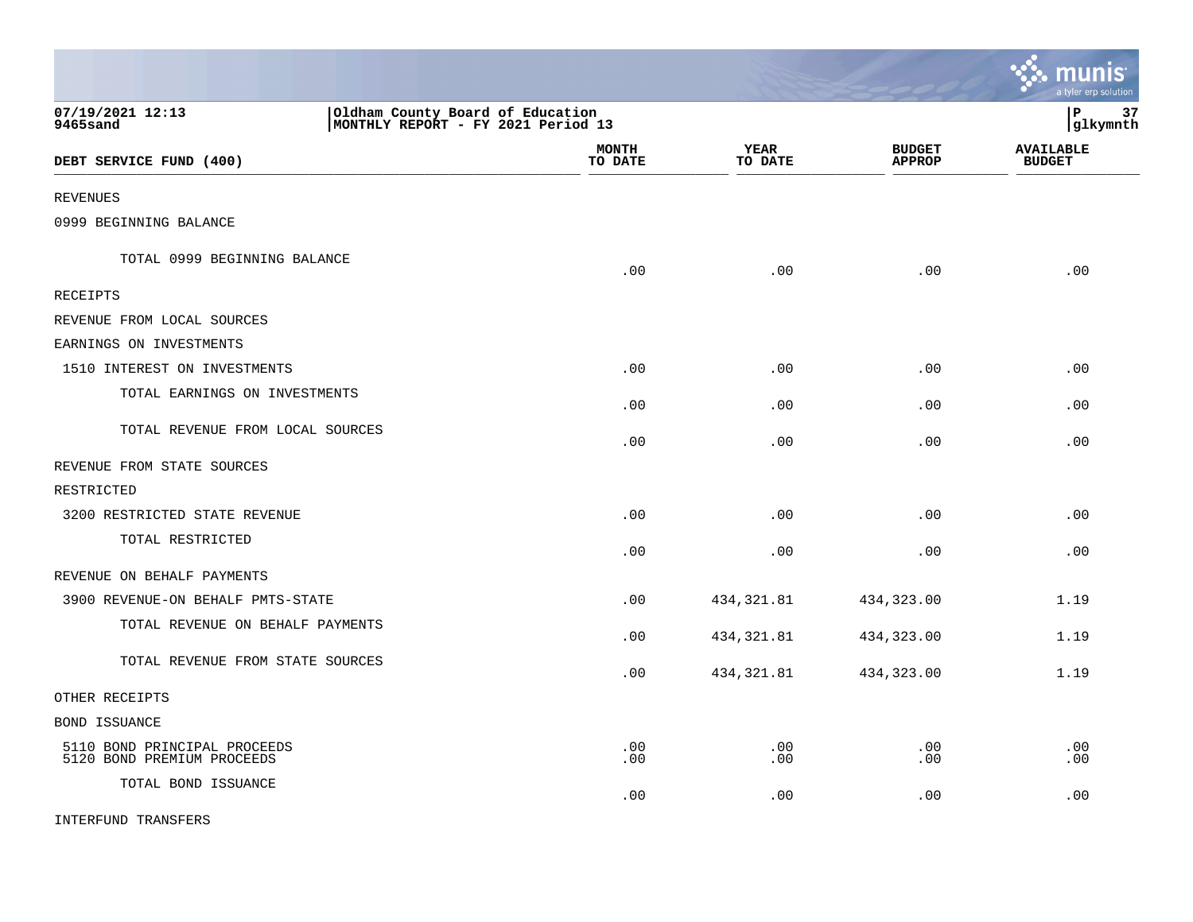07/19/2021 12:13 | Oldham County Board of Education
9465sand | MONTHLY REPORT - FY 2021 Period 13

| DEBT SERVICE FUND (400) | MONTH TO DATE | YEAR TO DATE | BUDGET APPROP | AVAILABLE BUDGET |
|---|---|---|---|---|
| REVENUES | | | | |
| 0999 BEGINNING BALANCE | | | | |
| TOTAL 0999 BEGINNING BALANCE | .00 | .00 | .00 | .00 |
| RECEIPTS | | | | |
| REVENUE FROM LOCAL SOURCES | | | | |
| EARNINGS ON INVESTMENTS | | | | |
| 1510 INTEREST ON INVESTMENTS | .00 | .00 | .00 | .00 |
| TOTAL EARNINGS ON INVESTMENTS | .00 | .00 | .00 | .00 |
| TOTAL REVENUE FROM LOCAL SOURCES | .00 | .00 | .00 | .00 |
| REVENUE FROM STATE SOURCES | | | | |
| RESTRICTED | | | | |
| 3200 RESTRICTED STATE REVENUE | .00 | .00 | .00 | .00 |
| TOTAL RESTRICTED | .00 | .00 | .00 | .00 |
| REVENUE ON BEHALF PAYMENTS | | | | |
| 3900 REVENUE-ON BEHALF PMTS-STATE | .00 | 434,321.81 | 434,323.00 | 1.19 |
| TOTAL REVENUE ON BEHALF PAYMENTS | .00 | 434,321.81 | 434,323.00 | 1.19 |
| TOTAL REVENUE FROM STATE SOURCES | .00 | 434,321.81 | 434,323.00 | 1.19 |
| OTHER RECEIPTS | | | | |
| BOND ISSUANCE | | | | |
| 5110 BOND PRINCIPAL PROCEEDS | .00 | .00 | .00 | .00 |
| 5120 BOND PREMIUM PROCEEDS | .00 | .00 | .00 | .00 |
| TOTAL BOND ISSUANCE | .00 | .00 | .00 | .00 |
| INTERFUND TRANSFERS | | | | |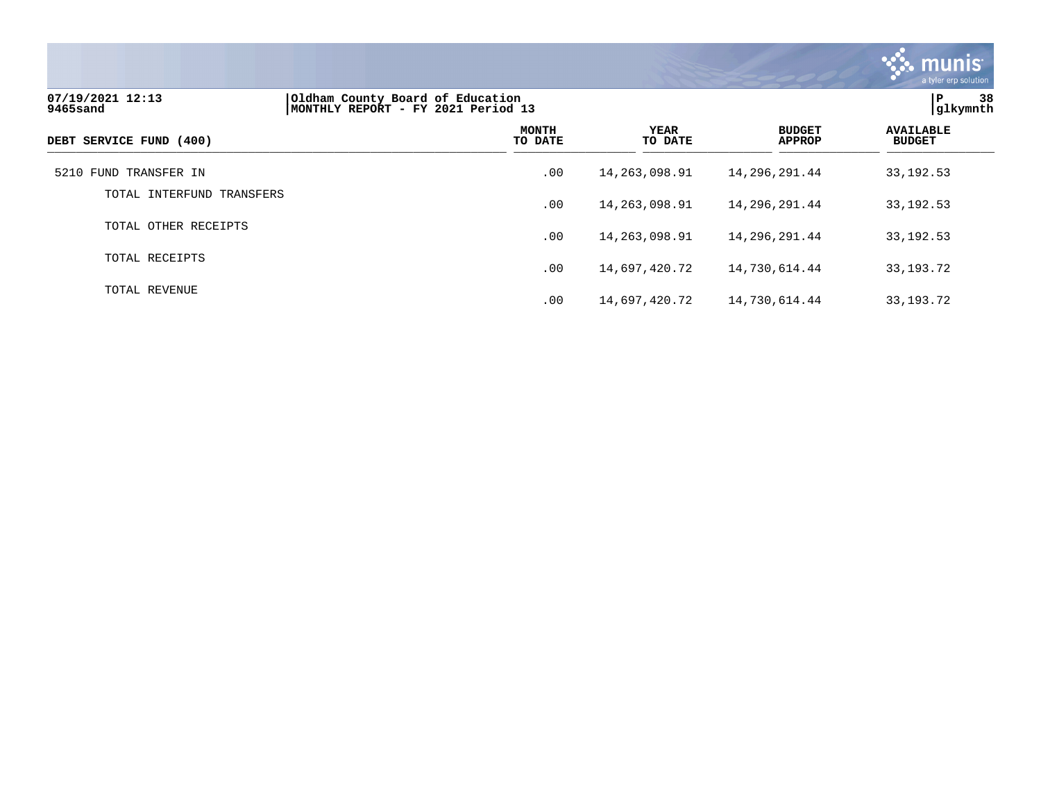07/19/2021 12:13 | Oldham County Board of Education | P 38
9465sand | MONTHLY REPORT - FY 2021 Period 13 | glkymnth

| DEBT SERVICE FUND (400) | MONTH TO DATE | YEAR TO DATE | BUDGET APPROP | AVAILABLE BUDGET |
|---|---|---|---|---|
| 5210 FUND TRANSFER IN | .00 | 14,263,098.91 | 14,296,291.44 | 33,192.53 |
| TOTAL INTERFUND TRANSFERS | .00 | 14,263,098.91 | 14,296,291.44 | 33,192.53 |
| TOTAL OTHER RECEIPTS | .00 | 14,263,098.91 | 14,296,291.44 | 33,192.53 |
| TOTAL RECEIPTS | .00 | 14,697,420.72 | 14,730,614.44 | 33,193.72 |
| TOTAL REVENUE | .00 | 14,697,420.72 | 14,730,614.44 | 33,193.72 |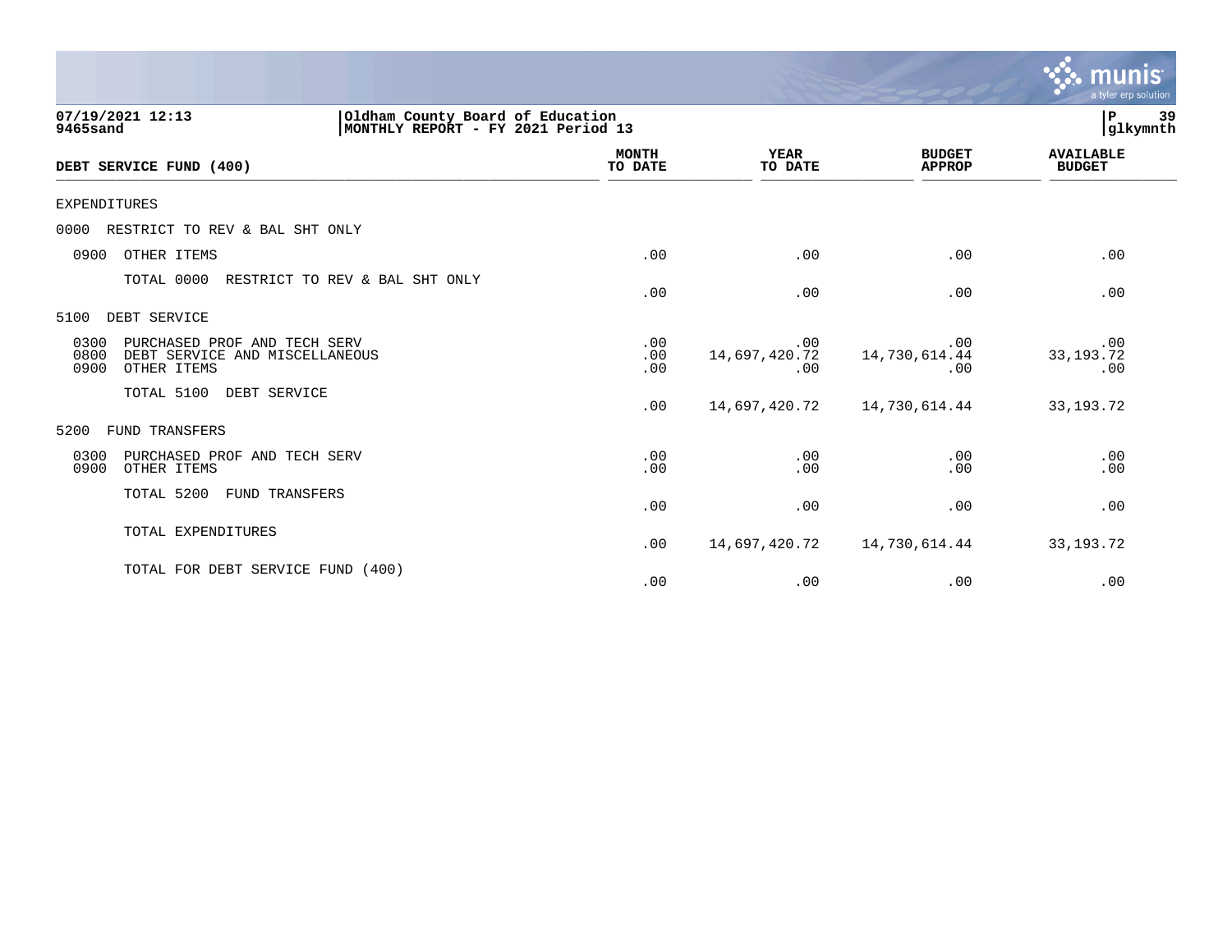07/19/2021 12:13
9465sand

Oldham County Board of Education
MONTHLY REPORT - FY 2021 Period 13

| DEBT SERVICE FUND (400) | MONTH TO DATE | YEAR TO DATE | BUDGET APPROP | AVAILABLE BUDGET |
|---|---|---|---|---|
| EXPENDITURES | | | | |
| 0000 RESTRICT TO REV & BAL SHT ONLY | | | | |
| 0900 OTHER ITEMS | .00 | .00 | .00 | .00 |
| TOTAL 0000 RESTRICT TO REV & BAL SHT ONLY | .00 | .00 | .00 | .00 |
| 5100 DEBT SERVICE | | | | |
| 0300 PURCHASED PROF AND TECH SERV | .00 | .00 | .00 | .00 |
| 0800 DEBT SERVICE AND MISCELLANEOUS | .00 | 14,697,420.72 | 14,730,614.44 | 33,193.72 |
| 0900 OTHER ITEMS | .00 | .00 | .00 | .00 |
| TOTAL 5100 DEBT SERVICE | .00 | 14,697,420.72 | 14,730,614.44 | 33,193.72 |
| 5200 FUND TRANSFERS | | | | |
| 0300 PURCHASED PROF AND TECH SERV | .00 | .00 | .00 | .00 |
| 0900 OTHER ITEMS | .00 | .00 | .00 | .00 |
| TOTAL 5200 FUND TRANSFERS | .00 | .00 | .00 | .00 |
| TOTAL EXPENDITURES | .00 | 14,697,420.72 | 14,730,614.44 | 33,193.72 |
| TOTAL FOR DEBT SERVICE FUND (400) | .00 | .00 | .00 | .00 |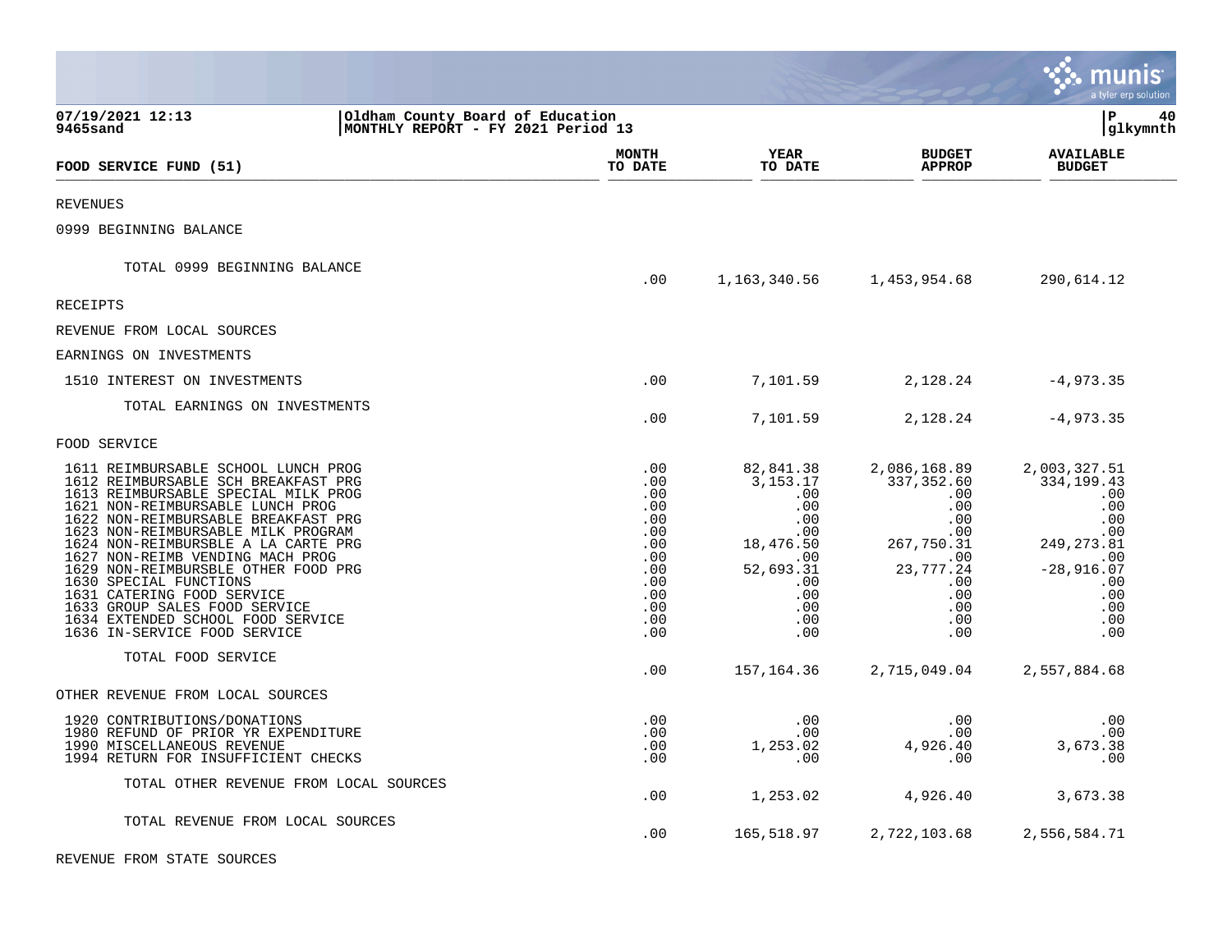07/19/2021 12:13
9465sand

Oldham County Board of Education
MONTHLY REPORT - FY 2021 Period 13

glkymnth

| FOOD SERVICE FUND (51) | MONTH TO DATE | YEAR TO DATE | BUDGET APPROP | AVAILABLE BUDGET |
|---|---|---|---|---|
| REVENUES | | | | |
| 0999 BEGINNING BALANCE | | | | |
| TOTAL 0999 BEGINNING BALANCE | .00 | 1,163,340.56 | 1,453,954.68 | 290,614.12 |
| RECEIPTS | | | | |
| REVENUE FROM LOCAL SOURCES | | | | |
| EARNINGS ON INVESTMENTS | | | | |
| 1510 INTEREST ON INVESTMENTS | .00 | 7,101.59 | 2,128.24 | -4,973.35 |
| TOTAL EARNINGS ON INVESTMENTS | .00 | 7,101.59 | 2,128.24 | -4,973.35 |
| FOOD SERVICE | | | | |
| 1611 REIMBURSABLE SCHOOL LUNCH PROG | .00 | 82,841.38 | 2,086,168.89 | 2,003,327.51 |
| 1612 REIMBURSABLE SCH BREAKFAST PRG | .00 | 3,153.17 | 337,352.60 | 334,199.43 |
| 1613 REIMBURSABLE SPECIAL MILK PROG | .00 | .00 | .00 | .00 |
| 1621 NON-REIMBURSABLE LUNCH PROG | .00 | .00 | .00 | .00 |
| 1622 NON-REIMBURSABLE BREAKFAST PRG | .00 | .00 | .00 | .00 |
| 1623 NON-REIMBURSABLE MILK PROGRAM | .00 | .00 | .00 | .00 |
| 1624 NON-REIMBURSBLE A LA CARTE PRG | .00 | 18,476.50 | 267,750.31 | 249,273.81 |
| 1627 NON-REIMB VENDING MACH PROG | .00 | .00 | .00 | .00 |
| 1629 NON-REIMBURSBLE OTHER FOOD PRG | .00 | 52,693.31 | 23,777.24 | -28,916.07 |
| 1630 SPECIAL FUNCTIONS | .00 | .00 | .00 | .00 |
| 1631 CATERING FOOD SERVICE | .00 | .00 | .00 | .00 |
| 1633 GROUP SALES FOOD SERVICE | .00 | .00 | .00 | .00 |
| 1634 EXTENDED SCHOOL FOOD SERVICE | .00 | .00 | .00 | .00 |
| 1636 IN-SERVICE FOOD SERVICE | .00 | .00 | .00 | .00 |
| TOTAL FOOD SERVICE | .00 | 157,164.36 | 2,715,049.04 | 2,557,884.68 |
| OTHER REVENUE FROM LOCAL SOURCES | | | | |
| 1920 CONTRIBUTIONS/DONATIONS | .00 | .00 | .00 | .00 |
| 1980 REFUND OF PRIOR YR EXPENDITURE | .00 | .00 | .00 | .00 |
| 1990 MISCELLANEOUS REVENUE | .00 | 1,253.02 | 4,926.40 | 3,673.38 |
| 1994 RETURN FOR INSUFFICIENT CHECKS | .00 | .00 | .00 | .00 |
| TOTAL OTHER REVENUE FROM LOCAL SOURCES | .00 | 1,253.02 | 4,926.40 | 3,673.38 |
| TOTAL REVENUE FROM LOCAL SOURCES | .00 | 165,518.97 | 2,722,103.68 | 2,556,584.71 |
| REVENUE FROM STATE SOURCES | | | | |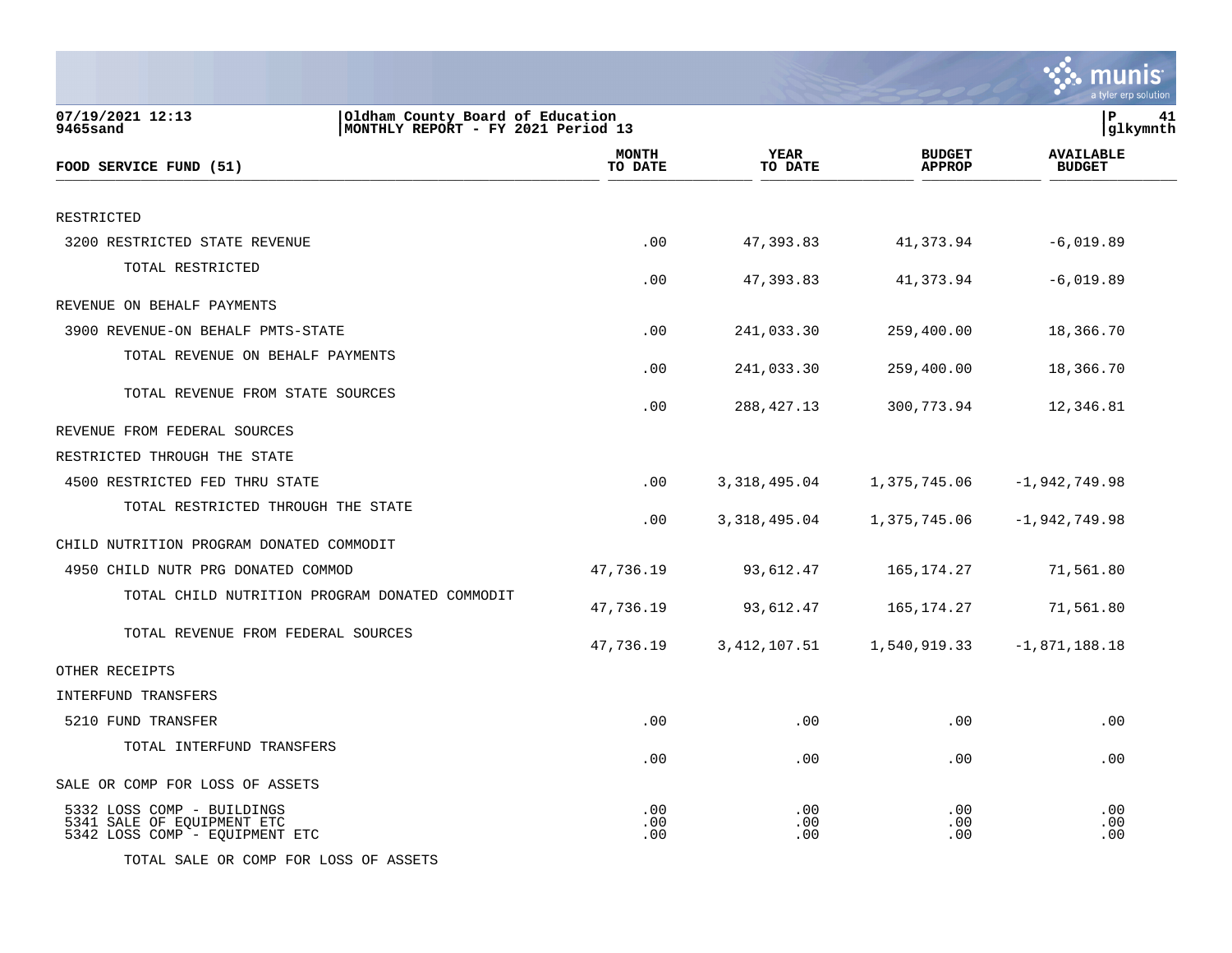07/19/2021 12:13 | Oldham County Board of Education
9465sand | MONTHLY REPORT - FY 2021 Period 13

| FOOD SERVICE FUND (51) | MONTH TO DATE | YEAR TO DATE | BUDGET APPROP | AVAILABLE BUDGET |
|---|---|---|---|---|
| RESTRICTED | | | | |
| 3200 RESTRICTED STATE REVENUE | .00 | 47,393.83 | 41,373.94 | -6,019.89 |
| TOTAL RESTRICTED | .00 | 47,393.83 | 41,373.94 | -6,019.89 |
| REVENUE ON BEHALF PAYMENTS | | | | |
| 3900 REVENUE-ON BEHALF PMTS-STATE | .00 | 241,033.30 | 259,400.00 | 18,366.70 |
| TOTAL REVENUE ON BEHALF PAYMENTS | .00 | 241,033.30 | 259,400.00 | 18,366.70 |
| TOTAL REVENUE FROM STATE SOURCES | .00 | 288,427.13 | 300,773.94 | 12,346.81 |
| REVENUE FROM FEDERAL SOURCES | | | | |
| RESTRICTED THROUGH THE STATE | | | | |
| 4500 RESTRICTED FED THRU STATE | .00 | 3,318,495.04 | 1,375,745.06 | -1,942,749.98 |
| TOTAL RESTRICTED THROUGH THE STATE | .00 | 3,318,495.04 | 1,375,745.06 | -1,942,749.98 |
| CHILD NUTRITION PROGRAM DONATED COMMODIT | | | | |
| 4950 CHILD NUTR PRG DONATED COMMOD | 47,736.19 | 93,612.47 | 165,174.27 | 71,561.80 |
| TOTAL CHILD NUTRITION PROGRAM DONATED COMMODIT | 47,736.19 | 93,612.47 | 165,174.27 | 71,561.80 |
| TOTAL REVENUE FROM FEDERAL SOURCES | 47,736.19 | 3,412,107.51 | 1,540,919.33 | -1,871,188.18 |
| OTHER RECEIPTS | | | | |
| INTERFUND TRANSFERS | | | | |
| 5210 FUND TRANSFER | .00 | .00 | .00 | .00 |
| TOTAL INTERFUND TRANSFERS | .00 | .00 | .00 | .00 |
| SALE OR COMP FOR LOSS OF ASSETS | | | | |
| 5332 LOSS COMP - BUILDINGS | .00 | .00 | .00 | .00 |
| 5341 SALE OF EQUIPMENT ETC | .00 | .00 | .00 | .00 |
| 5342 LOSS COMP - EQUIPMENT ETC | .00 | .00 | .00 | .00 |
| TOTAL SALE OR COMP FOR LOSS OF ASSETS | | | | |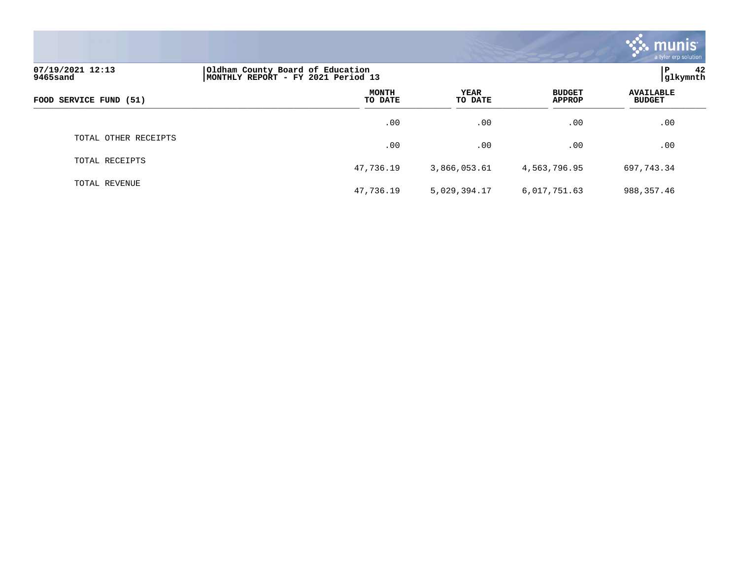Oldham County Board of Education
MONTHLY REPORT - FY 2021 Period 13

07/19/2021 12:13
9465sand

glkymnth

| FOOD SERVICE FUND (51) | MONTH TO DATE | YEAR TO DATE | BUDGET APPROP | AVAILABLE BUDGET |
|---|---|---|---|---|
| | .00 | .00 | .00 | .00 |
| TOTAL OTHER RECEIPTS | .00 | .00 | .00 | .00 |
| TOTAL RECEIPTS | 47,736.19 | 3,866,053.61 | 4,563,796.95 | 697,743.34 |
| TOTAL REVENUE | 47,736.19 | 5,029,394.17 | 6,017,751.63 | 988,357.46 |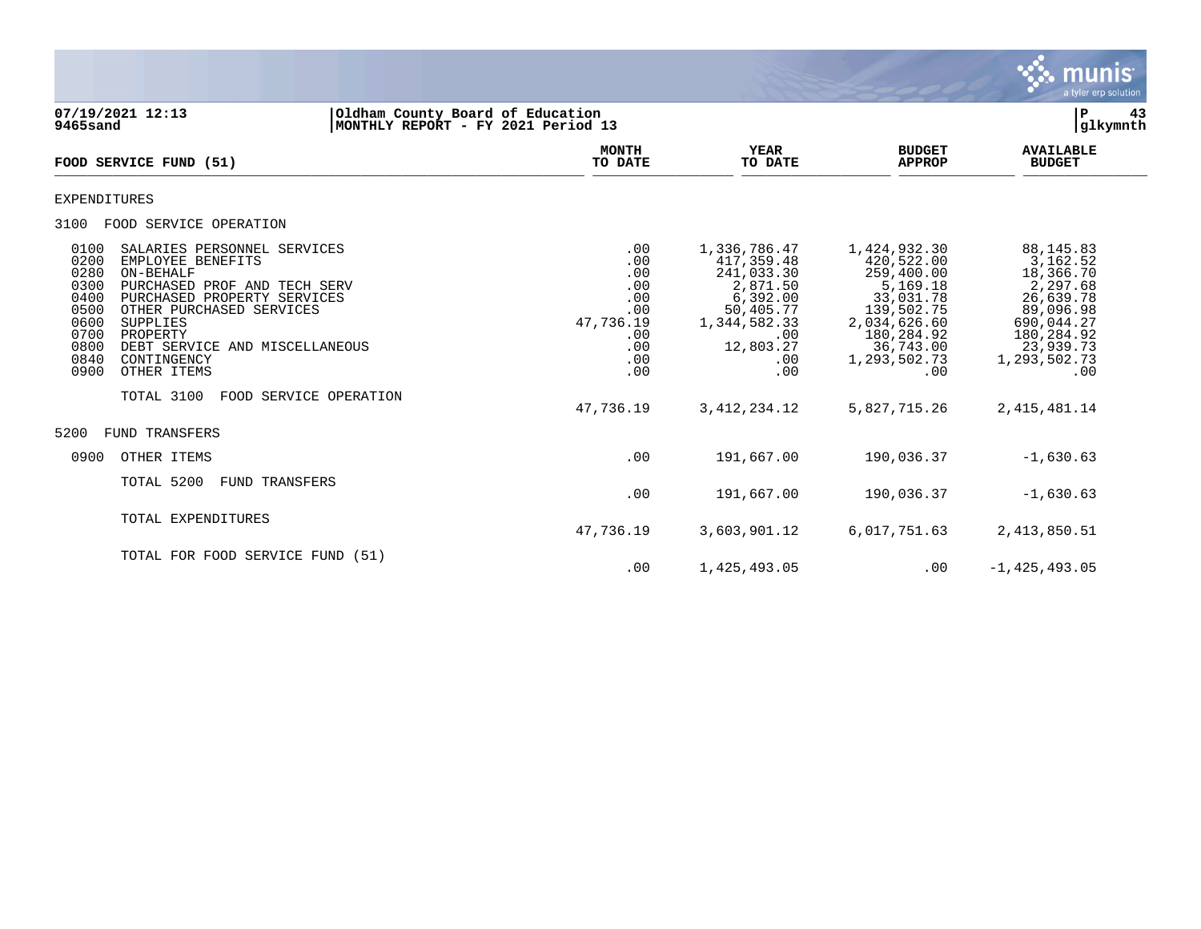07/19/2021 12:13 | Oldham County Board of Education | P 43
9465sand | MONTHLY REPORT - FY 2021 Period 13 | glkymnth

| FOOD SERVICE FUND (51) | MONTH TO DATE | YEAR TO DATE | BUDGET APPROP | AVAILABLE BUDGET |
|---|---|---|---|---|
| **EXPENDITURES** | | | | |
| **3100 FOOD SERVICE OPERATION** | | | | |
| 0100 SALARIES PERSONNEL SERVICES | .00 | 1,336,786.47 | 1,424,932.30 | 88,145.83 |
| 0200 EMPLOYEE BENEFITS | .00 | 417,359.48 | 420,522.00 | 3,162.52 |
| 0280 ON-BEHALF | .00 | 241,033.30 | 259,400.00 | 18,366.70 |
| 0300 PURCHASED PROF AND TECH SERV | .00 | 2,871.50 | 5,169.18 | 2,297.68 |
| 0400 PURCHASED PROPERTY SERVICES | .00 | 6,392.00 | 33,031.78 | 26,639.78 |
| 0500 OTHER PURCHASED SERVICES | .00 | 50,405.77 | 139,502.75 | 89,096.98 |
| 0600 SUPPLIES | 47,736.19 | 1,344,582.33 | 2,034,626.60 | 690,044.27 |
| 0700 PROPERTY | .00 | .00 | 180,284.92 | 180,284.92 |
| 0800 DEBT SERVICE AND MISCELLANEOUS | .00 | 12,803.27 | 36,743.00 | 23,939.73 |
| 0840 CONTINGENCY | .00 | .00 | 1,293,502.73 | 1,293,502.73 |
| 0900 OTHER ITEMS | .00 | .00 | .00 | .00 |
| TOTAL 3100 FOOD SERVICE OPERATION | 47,736.19 | 3,412,234.12 | 5,827,715.26 | 2,415,481.14 |
| **5200 FUND TRANSFERS** | | | | |
| 0900 OTHER ITEMS | .00 | 191,667.00 | 190,036.37 | -1,630.63 |
| TOTAL 5200 FUND TRANSFERS | .00 | 191,667.00 | 190,036.37 | -1,630.63 |
| TOTAL EXPENDITURES | 47,736.19 | 3,603,901.12 | 6,017,751.63 | 2,413,850.51 |
| TOTAL FOR FOOD SERVICE FUND (51) | .00 | 1,425,493.05 | .00 | -1,425,493.05 |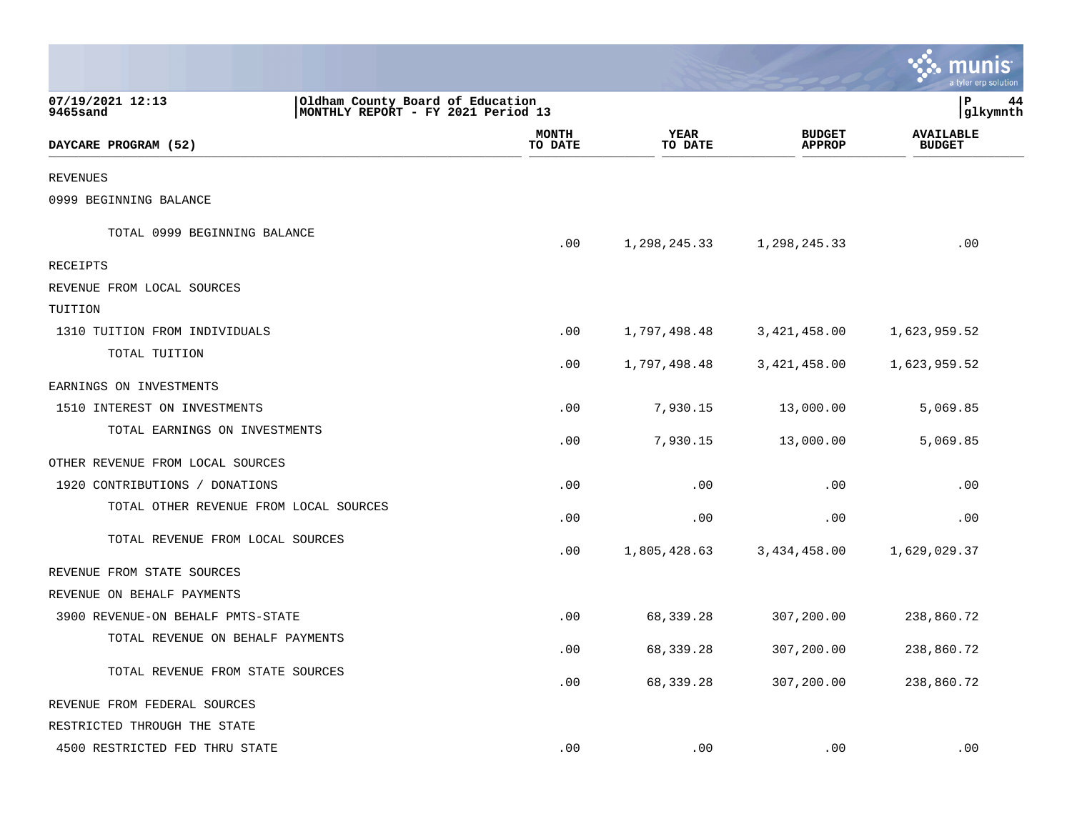Oldham County Board of Education
MONTHLY REPORT - FY 2021 Period 13

07/19/2021 12:13
9465sand

glkymnth

| DAYCARE PROGRAM (52) | MONTH TO DATE | YEAR TO DATE | BUDGET APPROP | AVAILABLE BUDGET |
|---|---|---|---|---|
| REVENUES | | | | |
| 0999 BEGINNING BALANCE | | | | |
| TOTAL 0999 BEGINNING BALANCE | .00 | 1,298,245.33 | 1,298,245.33 | .00 |
| RECEIPTS | | | | |
| REVENUE FROM LOCAL SOURCES | | | | |
| TUITION | | | | |
| 1310 TUITION FROM INDIVIDUALS | .00 | 1,797,498.48 | 3,421,458.00 | 1,623,959.52 |
| TOTAL TUITION | .00 | 1,797,498.48 | 3,421,458.00 | 1,623,959.52 |
| EARNINGS ON INVESTMENTS | | | | |
| 1510 INTEREST ON INVESTMENTS | .00 | 7,930.15 | 13,000.00 | 5,069.85 |
| TOTAL EARNINGS ON INVESTMENTS | .00 | 7,930.15 | 13,000.00 | 5,069.85 |
| OTHER REVENUE FROM LOCAL SOURCES | | | | |
| 1920 CONTRIBUTIONS / DONATIONS | .00 | .00 | .00 | .00 |
| TOTAL OTHER REVENUE FROM LOCAL SOURCES | .00 | .00 | .00 | .00 |
| TOTAL REVENUE FROM LOCAL SOURCES | .00 | 1,805,428.63 | 3,434,458.00 | 1,629,029.37 |
| REVENUE FROM STATE SOURCES | | | | |
| REVENUE ON BEHALF PAYMENTS | | | | |
| 3900 REVENUE-ON BEHALF PMTS-STATE | .00 | 68,339.28 | 307,200.00 | 238,860.72 |
| TOTAL REVENUE ON BEHALF PAYMENTS | .00 | 68,339.28 | 307,200.00 | 238,860.72 |
| TOTAL REVENUE FROM STATE SOURCES | .00 | 68,339.28 | 307,200.00 | 238,860.72 |
| REVENUE FROM FEDERAL SOURCES | | | | |
| RESTRICTED THROUGH THE STATE | | | | |
| 4500 RESTRICTED FED THRU STATE | .00 | .00 | .00 | .00 |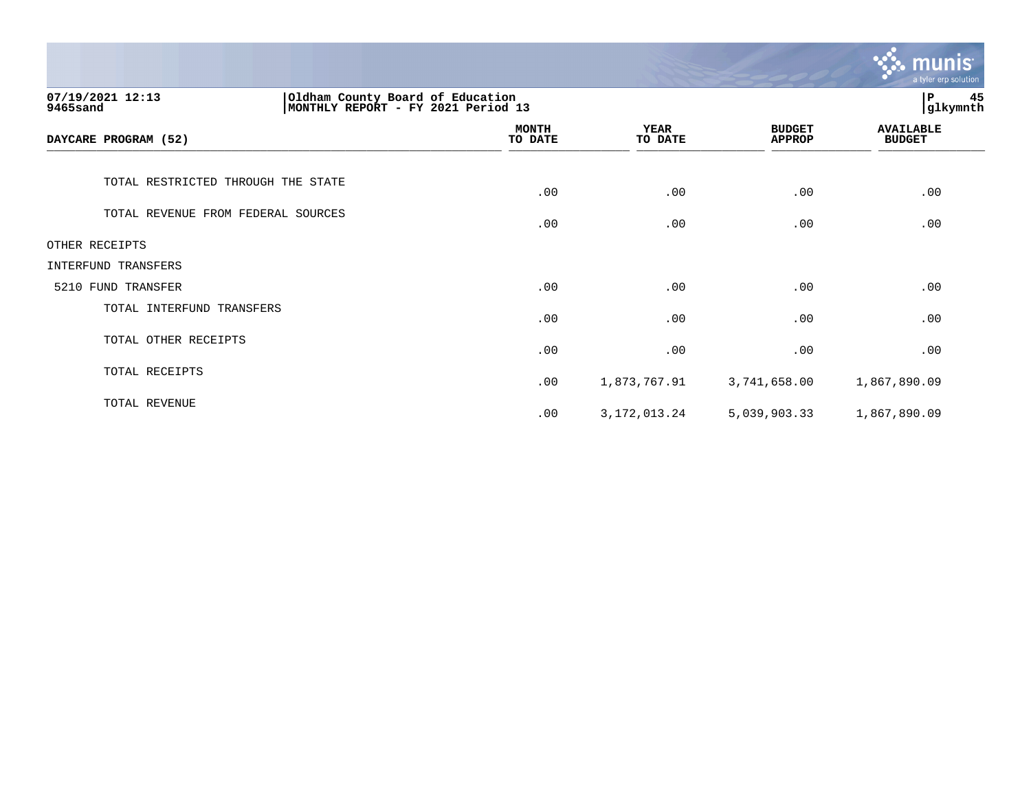07/19/2021 12:13 | Oldham County Board of Education | P 45
9465sand | MONTHLY REPORT - FY 2021 Period 13 | glkymnth

| DAYCARE PROGRAM (52) | MONTH TO DATE | YEAR TO DATE | BUDGET APPROP | AVAILABLE BUDGET |
|---|---|---|---|---|
| TOTAL RESTRICTED THROUGH THE STATE | .00 | .00 | .00 | .00 |
| TOTAL REVENUE FROM FEDERAL SOURCES | .00 | .00 | .00 | .00 |
| OTHER RECEIPTS | | | | |
| INTERFUND TRANSFERS | | | | |
| 5210 FUND TRANSFER | .00 | .00 | .00 | .00 |
| TOTAL INTERFUND TRANSFERS | .00 | .00 | .00 | .00 |
| TOTAL OTHER RECEIPTS | .00 | .00 | .00 | .00 |
| TOTAL RECEIPTS | .00 | 1,873,767.91 | 3,741,658.00 | 1,867,890.09 |
| TOTAL REVENUE | .00 | 3,172,013.24 | 5,039,903.33 | 1,867,890.09 |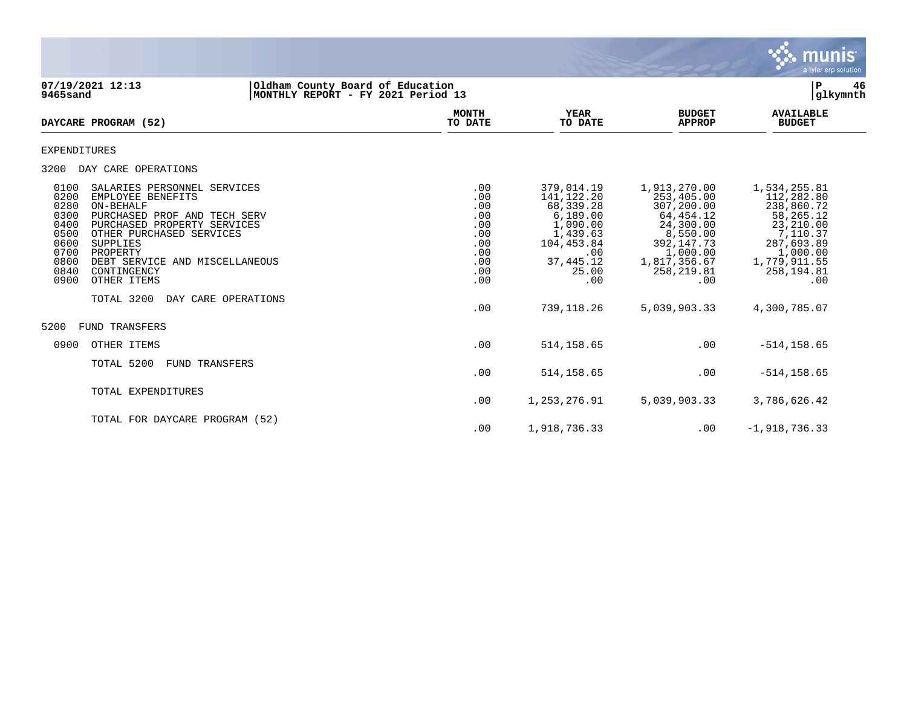07/19/2021 12:13
9465sand

Oldham County Board of Education
MONTHLY REPORT - FY 2021 Period 13

glkymnth

| DAYCARE PROGRAM (52) | MONTH TO DATE | YEAR TO DATE | BUDGET APPROP | AVAILABLE BUDGET |
|---|---|---|---|---|
| **EXPENDITURES** | | | | |
| **3200 DAY CARE OPERATIONS** | | | | |
| 0100 SALARIES PERSONNEL SERVICES | .00 | 379,014.19 | 1,913,270.00 | 1,534,255.81 |
| 0200 EMPLOYEE BENEFITS | .00 | 141,122.20 | 253,405.00 | 112,282.80 |
| 0280 ON-BEHALF | .00 | 68,339.28 | 307,200.00 | 238,860.72 |
| 0300 PURCHASED PROF AND TECH SERV | .00 | 6,189.00 | 64,454.12 | 58,265.12 |
| 0400 PURCHASED PROPERTY SERVICES | .00 | 1,090.00 | 24,300.00 | 23,210.00 |
| 0500 OTHER PURCHASED SERVICES | .00 | 1,439.63 | 8,550.00 | 7,110.37 |
| 0600 SUPPLIES | .00 | 104,453.84 | 392,147.73 | 287,693.89 |
| 0700 PROPERTY | .00 | .00 | 1,000.00 | 1,000.00 |
| 0800 DEBT SERVICE AND MISCELLANEOUS | .00 | 37,445.12 | 1,817,356.67 | 1,779,911.55 |
| 0840 CONTINGENCY | .00 | 25.00 | 258,219.81 | 258,194.81 |
| 0900 OTHER ITEMS | .00 | .00 | .00 | .00 |
| TOTAL 3200 DAY CARE OPERATIONS | .00 | 739,118.26 | 5,039,903.33 | 4,300,785.07 |
| **5200 FUND TRANSFERS** | | | | |
| 0900 OTHER ITEMS | .00 | 514,158.65 | .00 | -514,158.65 |
| TOTAL 5200 FUND TRANSFERS | .00 | 514,158.65 | .00 | -514,158.65 |
| TOTAL EXPENDITURES | .00 | 1,253,276.91 | 5,039,903.33 | 3,786,626.42 |
| TOTAL FOR DAYCARE PROGRAM (52) | .00 | 1,918,736.33 | .00 | -1,918,736.33 |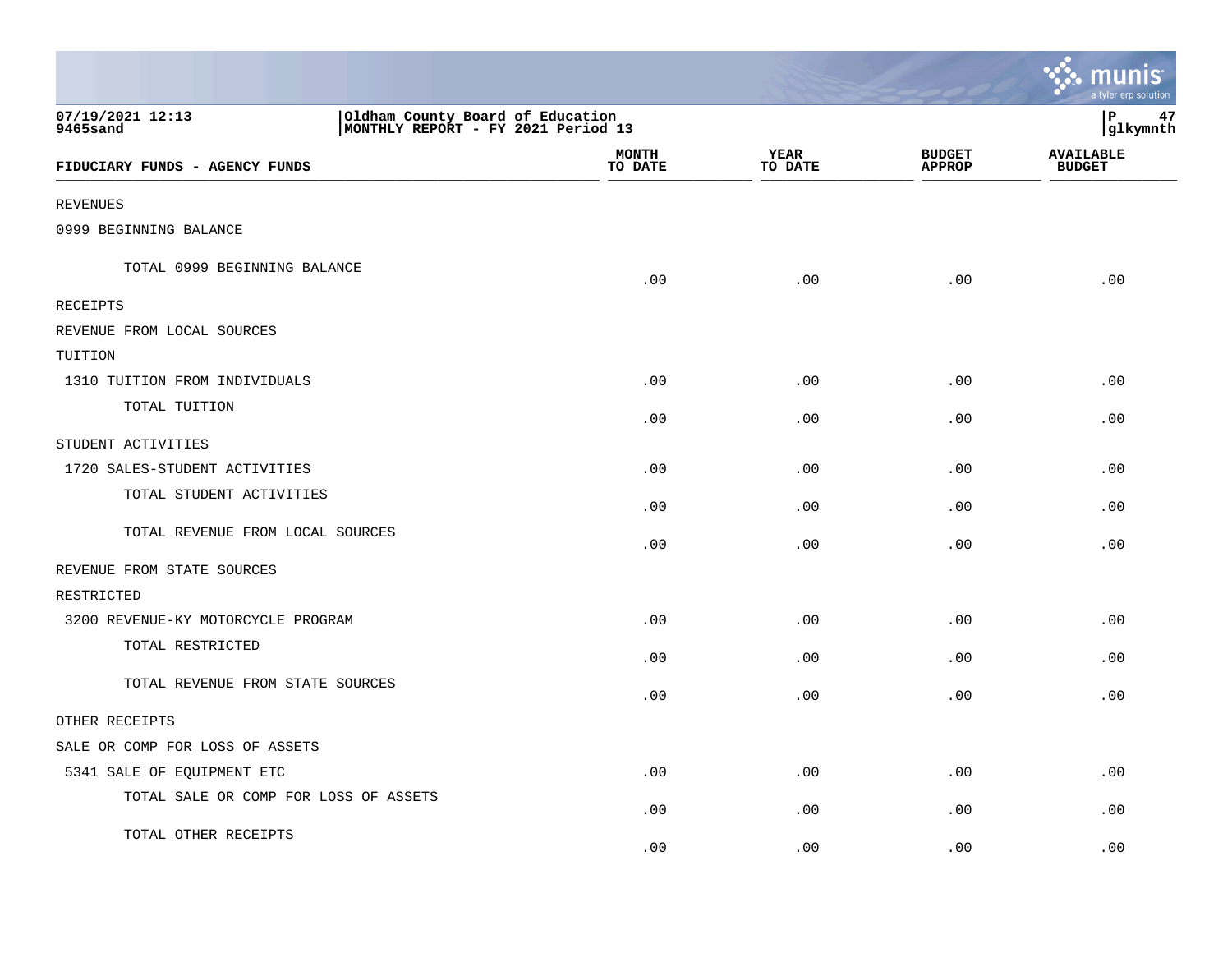07/19/2021 12:13
9465sand

Oldham County Board of Education
MONTHLY REPORT - FY 2021 Period 13

| FIDUCIARY FUNDS - AGENCY FUNDS | MONTH TO DATE | YEAR TO DATE | BUDGET APPROP | AVAILABLE BUDGET |
|---|---|---|---|---|
| REVENUES | | | | |
| 0999 BEGINNING BALANCE | | | | |
| TOTAL 0999 BEGINNING BALANCE | .00 | .00 | .00 | .00 |
| RECEIPTS | | | | |
| REVENUE FROM LOCAL SOURCES | | | | |
| TUITION | | | | |
| 1310 TUITION FROM INDIVIDUALS | .00 | .00 | .00 | .00 |
| TOTAL TUITION | .00 | .00 | .00 | .00 |
| STUDENT ACTIVITIES | | | | |
| 1720 SALES-STUDENT ACTIVITIES | .00 | .00 | .00 | .00 |
| TOTAL STUDENT ACTIVITIES | .00 | .00 | .00 | .00 |
| TOTAL REVENUE FROM LOCAL SOURCES | .00 | .00 | .00 | .00 |
| REVENUE FROM STATE SOURCES | | | | |
| RESTRICTED | | | | |
| 3200 REVENUE-KY MOTORCYCLE PROGRAM | .00 | .00 | .00 | .00 |
| TOTAL RESTRICTED | .00 | .00 | .00 | .00 |
| TOTAL REVENUE FROM STATE SOURCES | .00 | .00 | .00 | .00 |
| OTHER RECEIPTS | | | | |
| SALE OR COMP FOR LOSS OF ASSETS | | | | |
| 5341 SALE OF EQUIPMENT ETC | .00 | .00 | .00 | .00 |
| TOTAL SALE OR COMP FOR LOSS OF ASSETS | .00 | .00 | .00 | .00 |
| TOTAL OTHER RECEIPTS | .00 | .00 | .00 | .00 |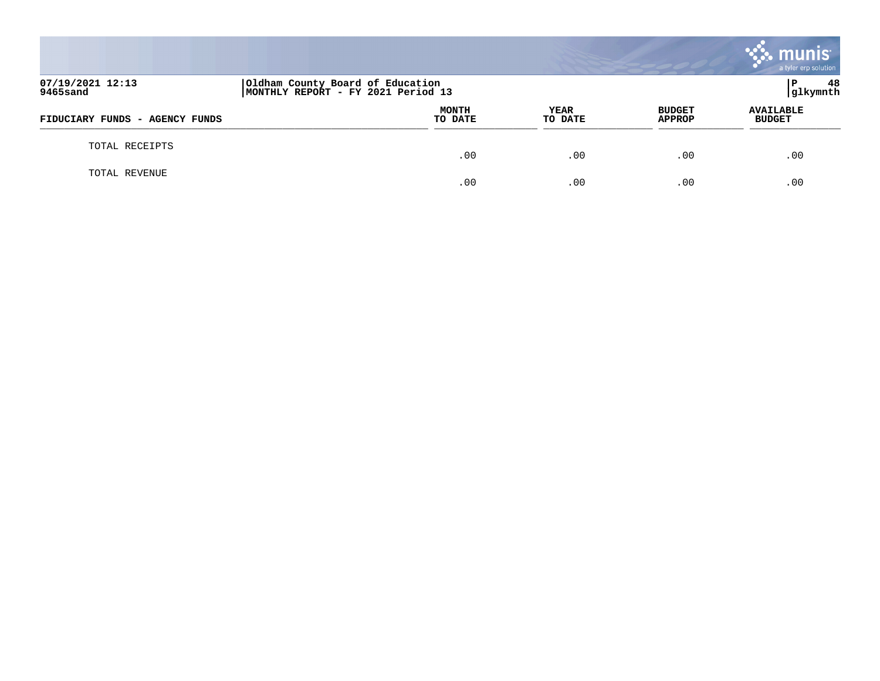07/19/2021 12:13 | Oldham County Board of Education | P 48
9465sand | MONTHLY REPORT - FY 2021 Period 13 | glkymnth

| FIDUCIARY FUNDS - AGENCY FUNDS | MONTH TO DATE | YEAR TO DATE | BUDGET APPROP | AVAILABLE BUDGET |
|---|---|---|---|---|
| TOTAL RECEIPTS | .00 | .00 | .00 | .00 |
| TOTAL REVENUE | .00 | .00 | .00 | .00 |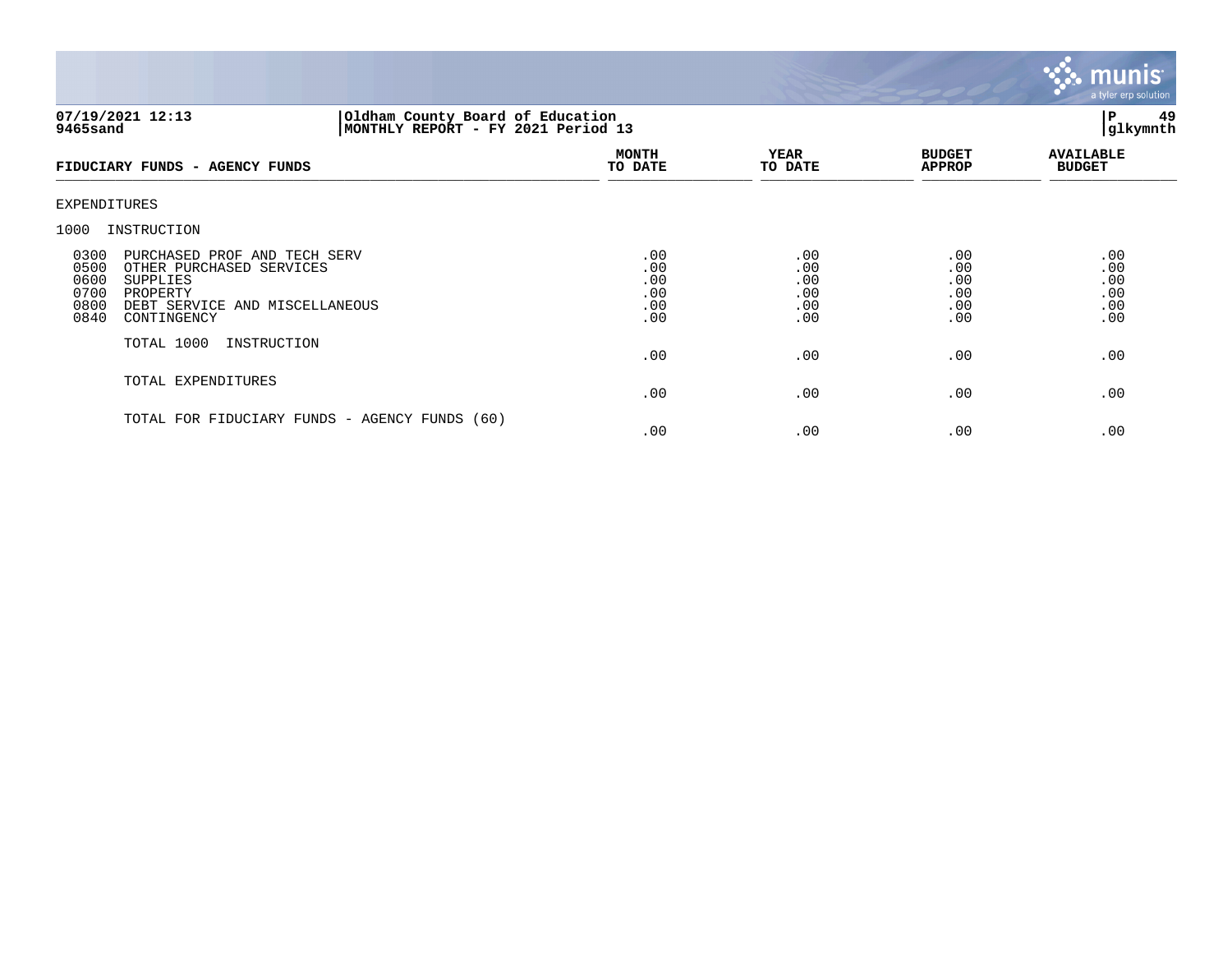07/19/2021 12:13 | Oldham County Board of Education
9465sand | MONTHLY REPORT - FY 2021 Period 13

| FIDUCIARY FUNDS - AGENCY FUNDS | MONTH TO DATE | YEAR TO DATE | BUDGET APPROP | AVAILABLE BUDGET |
|---|---|---|---|---|
| EXPENDITURES | | | | |
| 1000 INSTRUCTION | | | | |
| 0300 PURCHASED PROF AND TECH SERV | .00 | .00 | .00 | .00 |
| 0500 OTHER PURCHASED SERVICES | .00 | .00 | .00 | .00 |
| 0600 SUPPLIES | .00 | .00 | .00 | .00 |
| 0700 PROPERTY | .00 | .00 | .00 | .00 |
| 0800 DEBT SERVICE AND MISCELLANEOUS | .00 | .00 | .00 | .00 |
| 0840 CONTINGENCY | .00 | .00 | .00 | .00 |
| TOTAL 1000 INSTRUCTION | .00 | .00 | .00 | .00 |
| TOTAL EXPENDITURES | .00 | .00 | .00 | .00 |
| TOTAL FOR FIDUCIARY FUNDS - AGENCY FUNDS (60) | .00 | .00 | .00 | .00 |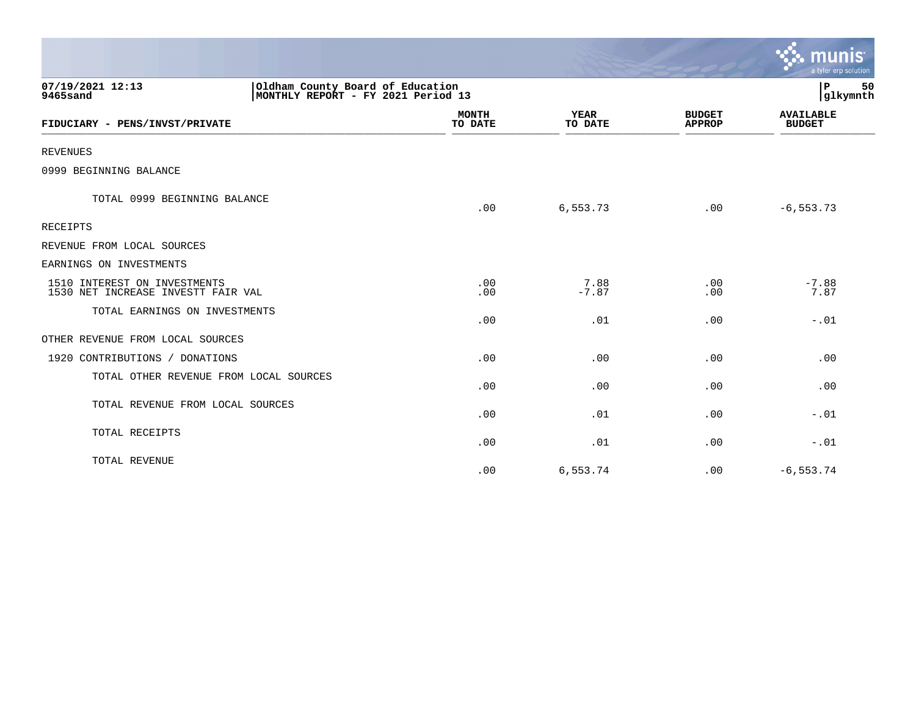07/19/2021 12:13 | Oldham County Board of Education
9465sand | MONTHLY REPORT - FY 2021 Period 13

| FIDUCIARY - PENS/INVST/PRIVATE | MONTH TO DATE | YEAR TO DATE | BUDGET APPROP | AVAILABLE BUDGET |
|---|---|---|---|---|
| REVENUES | | | | |
| 0999 BEGINNING BALANCE | | | | |
| TOTAL 0999 BEGINNING BALANCE | .00 | 6,553.73 | .00 | -6,553.73 |
| RECEIPTS | | | | |
| REVENUE FROM LOCAL SOURCES | | | | |
| EARNINGS ON INVESTMENTS | | | | |
| 1510 INTEREST ON INVESTMENTS | .00 | 7.88 | .00 | -7.88 |
| 1530 NET INCREASE INVESTT FAIR VAL | .00 | -7.87 | .00 | 7.87 |
| TOTAL EARNINGS ON INVESTMENTS | .00 | .01 | .00 | -.01 |
| OTHER REVENUE FROM LOCAL SOURCES | | | | |
| 1920 CONTRIBUTIONS / DONATIONS | .00 | .00 | .00 | .00 |
| TOTAL OTHER REVENUE FROM LOCAL SOURCES | .00 | .00 | .00 | .00 |
| TOTAL REVENUE FROM LOCAL SOURCES | .00 | .01 | .00 | -.01 |
| TOTAL RECEIPTS | .00 | .01 | .00 | -.01 |
| TOTAL REVENUE | .00 | 6,553.74 | .00 | -6,553.74 |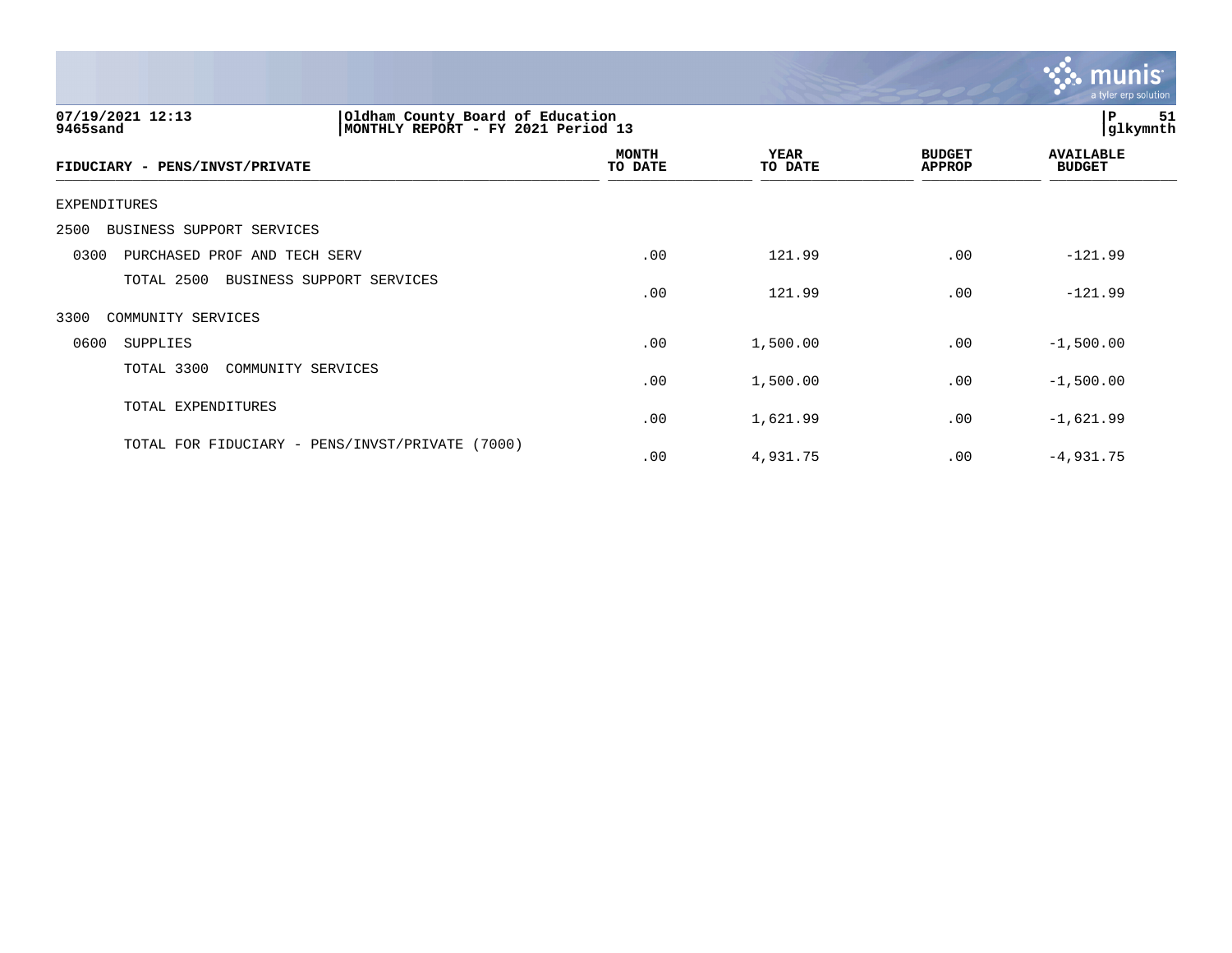07/19/2021 12:13
9465sand

Oldham County Board of Education
MONTHLY REPORT - FY 2021 Period 13

| FIDUCIARY - PENS/INVST/PRIVATE | MONTH TO DATE | YEAR TO DATE | BUDGET APPROP | AVAILABLE BUDGET |
|---|---|---|---|---|
| EXPENDITURES | | | | |
| 2500 BUSINESS SUPPORT SERVICES | | | | |
| 0300 PURCHASED PROF AND TECH SERV | .00 | 121.99 | .00 | -121.99 |
| TOTAL 2500 BUSINESS SUPPORT SERVICES | .00 | 121.99 | .00 | -121.99 |
| 3300 COMMUNITY SERVICES | | | | |
| 0600 SUPPLIES | .00 | 1,500.00 | .00 | -1,500.00 |
| TOTAL 3300 COMMUNITY SERVICES | .00 | 1,500.00 | .00 | -1,500.00 |
| TOTAL EXPENDITURES | .00 | 1,621.99 | .00 | -1,621.99 |
| TOTAL FOR FIDUCIARY - PENS/INVST/PRIVATE (7000) | .00 | 4,931.75 | .00 | -4,931.75 |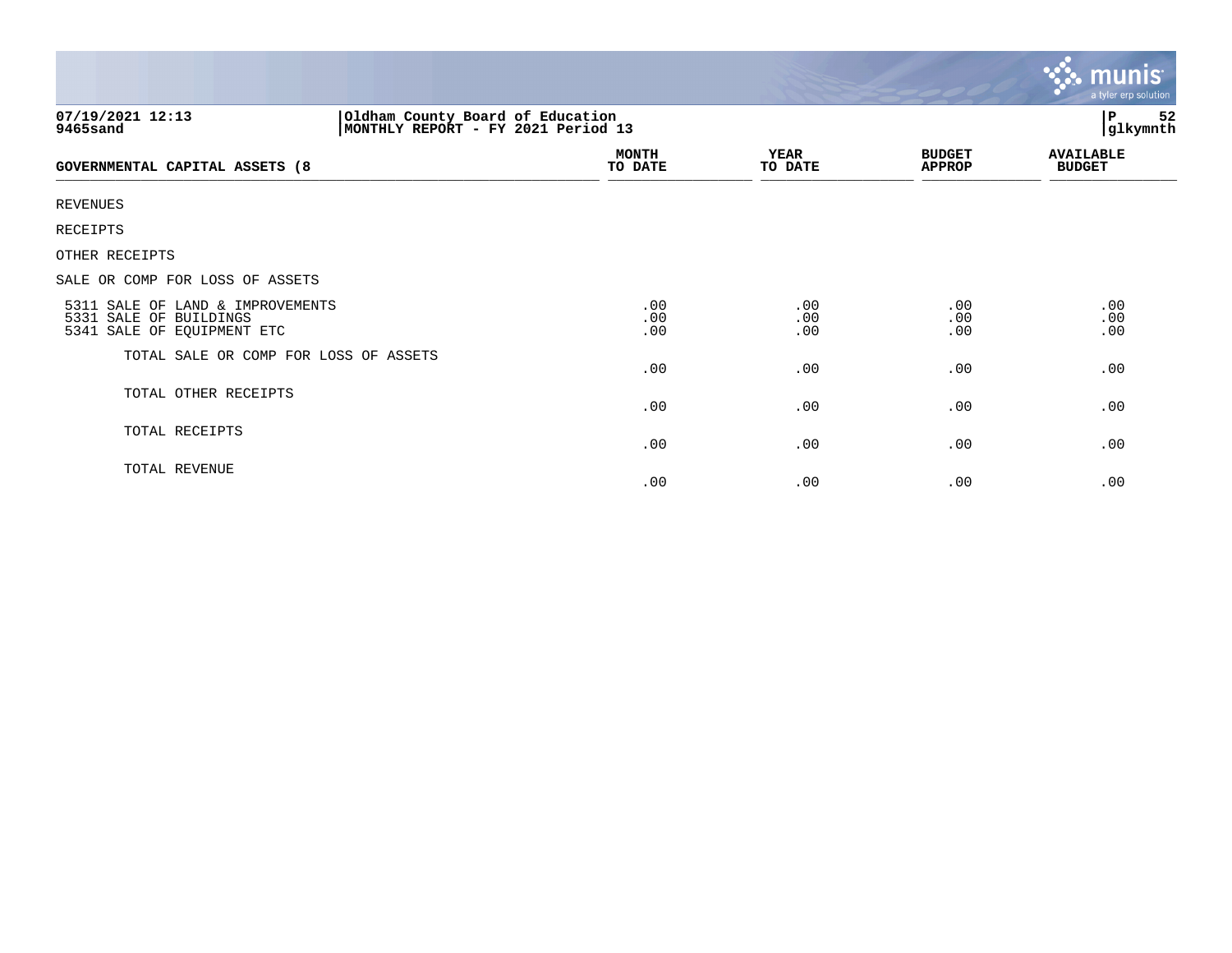07/19/2021 12:13 | Oldham County Board of Education | P 52
9465sand | MONTHLY REPORT - FY 2021 Period 13 | glkymnth

| GOVERNMENTAL CAPITAL ASSETS (8 | MONTH TO DATE | YEAR TO DATE | BUDGET APPROP | AVAILABLE BUDGET |
|---|---|---|---|---|
| REVENUES | | | | |
| RECEIPTS | | | | |
| OTHER RECEIPTS | | | | |
| SALE OR COMP FOR LOSS OF ASSETS | | | | |
| 5311 SALE OF LAND & IMPROVEMENTS | .00 | .00 | .00 | .00 |
| 5331 SALE OF BUILDINGS | .00 | .00 | .00 | .00 |
| 5341 SALE OF EQUIPMENT ETC | .00 | .00 | .00 | .00 |
| TOTAL SALE OR COMP FOR LOSS OF ASSETS | .00 | .00 | .00 | .00 |
| TOTAL OTHER RECEIPTS | .00 | .00 | .00 | .00 |
| TOTAL RECEIPTS | .00 | .00 | .00 | .00 |
| TOTAL REVENUE | .00 | .00 | .00 | .00 |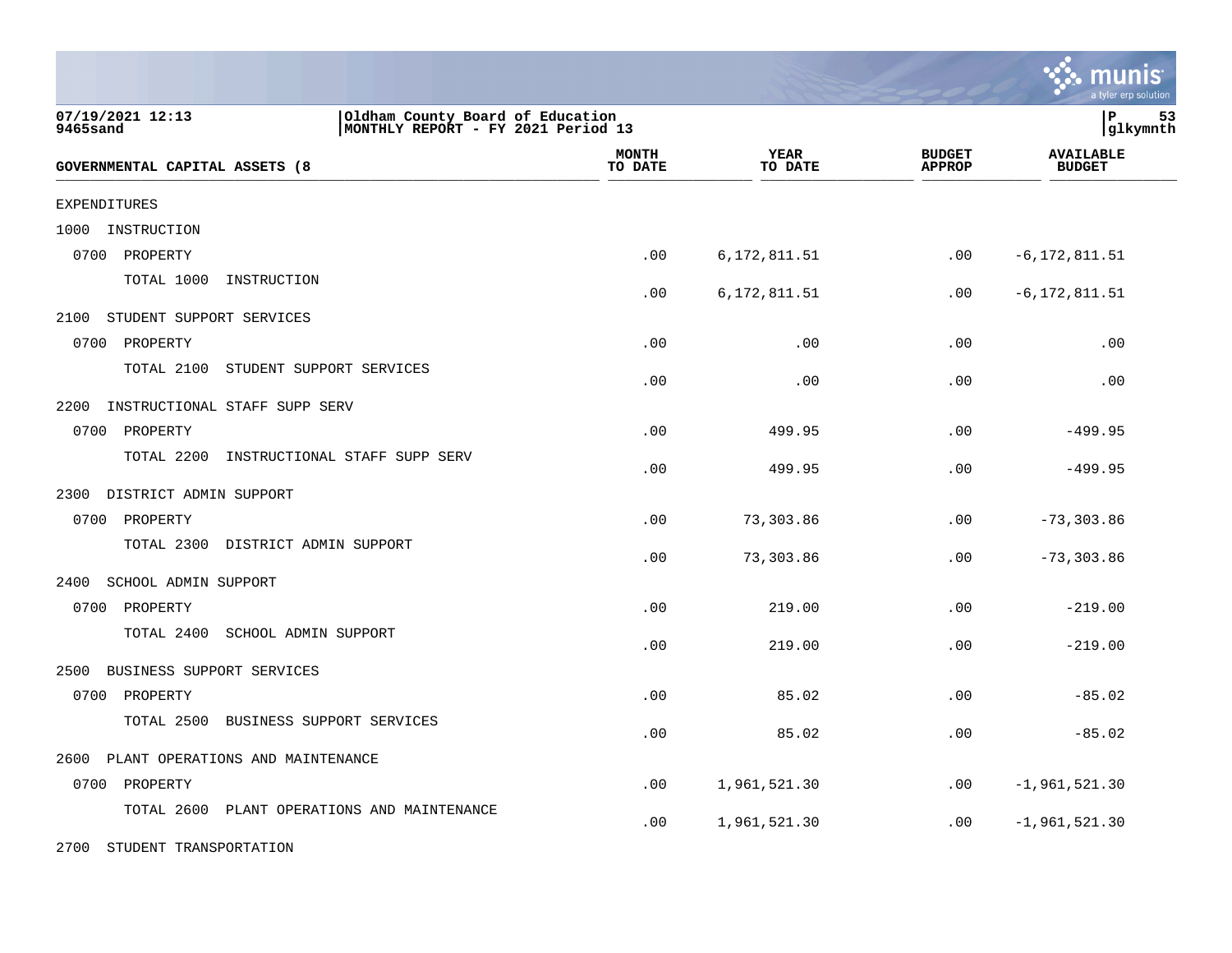| GOVERNMENTAL CAPITAL ASSETS (8 | MONTH TO DATE | YEAR TO DATE | BUDGET APPROP | AVAILABLE BUDGET |
|---|---|---|---|---|
| EXPENDITURES | | | | |
| 1000 INSTRUCTION | | | | |
| 0700 PROPERTY | .00 | 6,172,811.51 | .00 | -6,172,811.51 |
| TOTAL 1000 INSTRUCTION | .00 | 6,172,811.51 | .00 | -6,172,811.51 |
| 2100 STUDENT SUPPORT SERVICES | | | | |
| 0700 PROPERTY | .00 | .00 | .00 | .00 |
| TOTAL 2100 STUDENT SUPPORT SERVICES | .00 | .00 | .00 | .00 |
| 2200 INSTRUCTIONAL STAFF SUPP SERV | | | | |
| 0700 PROPERTY | .00 | 499.95 | .00 | -499.95 |
| TOTAL 2200 INSTRUCTIONAL STAFF SUPP SERV | .00 | 499.95 | .00 | -499.95 |
| 2300 DISTRICT ADMIN SUPPORT | | | | |
| 0700 PROPERTY | .00 | 73,303.86 | .00 | -73,303.86 |
| TOTAL 2300 DISTRICT ADMIN SUPPORT | .00 | 73,303.86 | .00 | -73,303.86 |
| 2400 SCHOOL ADMIN SUPPORT | | | | |
| 0700 PROPERTY | .00 | 219.00 | .00 | -219.00 |
| TOTAL 2400 SCHOOL ADMIN SUPPORT | .00 | 219.00 | .00 | -219.00 |
| 2500 BUSINESS SUPPORT SERVICES | | | | |
| 0700 PROPERTY | .00 | 85.02 | .00 | -85.02 |
| TOTAL 2500 BUSINESS SUPPORT SERVICES | .00 | 85.02 | .00 | -85.02 |
| 2600 PLANT OPERATIONS AND MAINTENANCE | | | | |
| 0700 PROPERTY | .00 | 1,961,521.30 | .00 | -1,961,521.30 |
| TOTAL 2600 PLANT OPERATIONS AND MAINTENANCE | .00 | 1,961,521.30 | .00 | -1,961,521.30 |
| 2700 STUDENT TRANSPORTATION | | | | |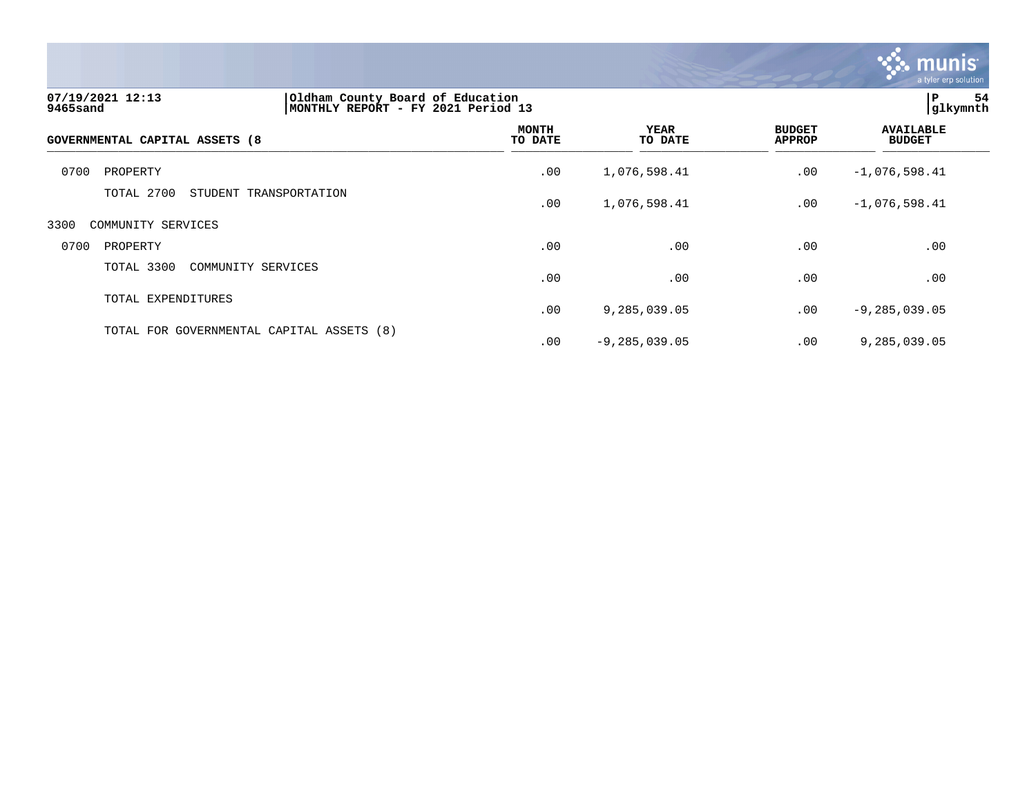| GOVERNMENTAL CAPITAL ASSETS (8 | MONTH TO DATE | YEAR TO DATE | BUDGET APPROP | AVAILABLE BUDGET |
|---|---|---|---|---|
| 0700 PROPERTY | .00 | 1,076,598.41 | .00 | -1,076,598.41 |
| TOTAL 2700 STUDENT TRANSPORTATION | .00 | 1,076,598.41 | .00 | -1,076,598.41 |
| 3300 COMMUNITY SERVICES | | | | |
| 0700 PROPERTY | .00 | .00 | .00 | .00 |
| TOTAL 3300 COMMUNITY SERVICES | .00 | .00 | .00 | .00 |
| TOTAL EXPENDITURES | .00 | 9,285,039.05 | .00 | -9,285,039.05 |
| TOTAL FOR GOVERNMENTAL CAPITAL ASSETS (8) | .00 | -9,285,039.05 | .00 | 9,285,039.05 |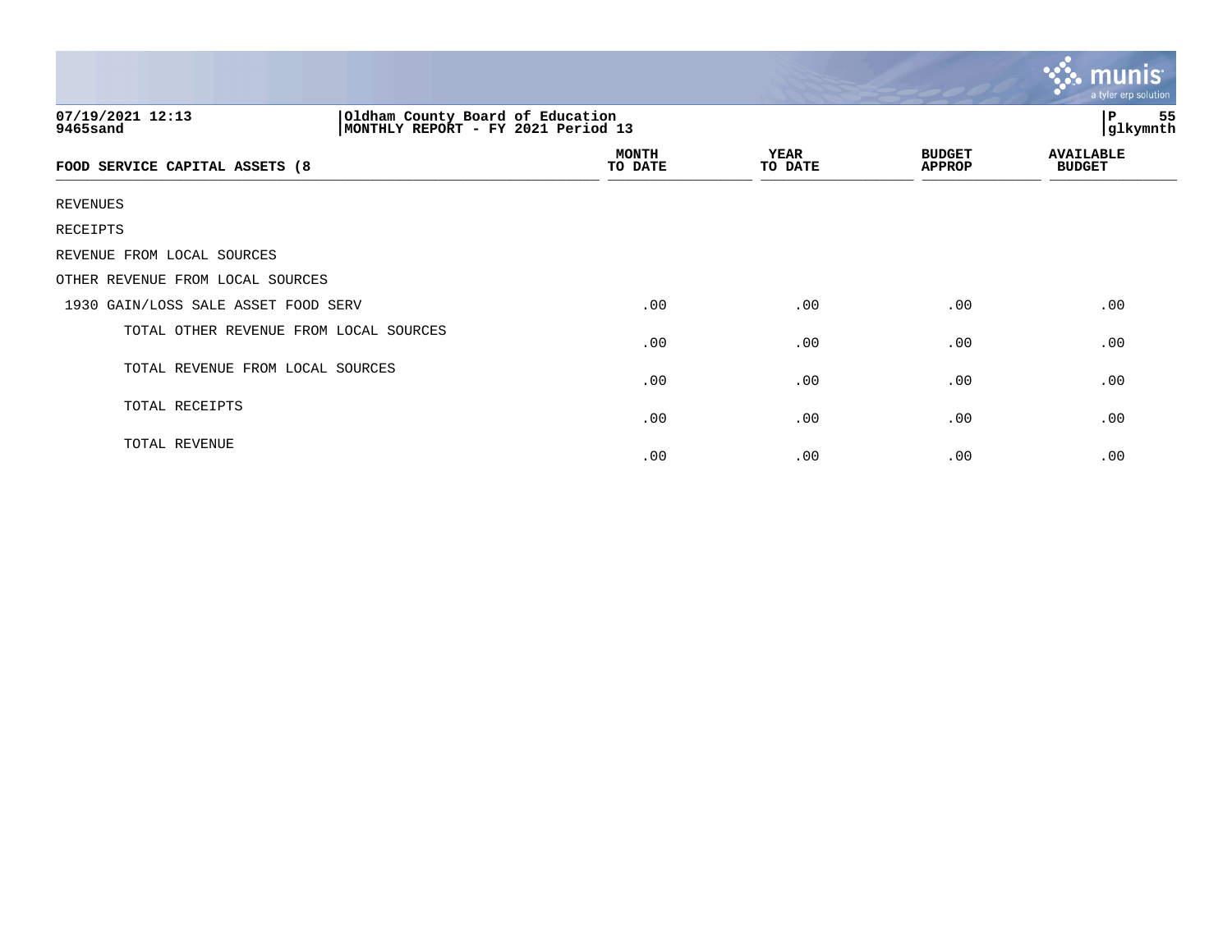**07/19/2021 12:13**
**9465sand**

**Oldham County Board of Education**
**MONTHLY REPORT - FY 2021 Period 13**

**P 55**
**glkymnth**

| FOOD SERVICE CAPITAL ASSETS (8 | MONTH TO DATE | YEAR TO DATE | BUDGET APPROP | AVAILABLE BUDGET |
|---|---|---|---|---|
| REVENUES | | | | |
| RECEIPTS | | | | |
| REVENUE FROM LOCAL SOURCES | | | | |
| OTHER REVENUE FROM LOCAL SOURCES | | | | |
| 1930 GAIN/LOSS SALE ASSET FOOD SERV | .00 | .00 | .00 | .00 |
| TOTAL OTHER REVENUE FROM LOCAL SOURCES | .00 | .00 | .00 | .00 |
| TOTAL REVENUE FROM LOCAL SOURCES | .00 | .00 | .00 | .00 |
| TOTAL RECEIPTS | .00 | .00 | .00 | .00 |
| TOTAL REVENUE | .00 | .00 | .00 | .00 |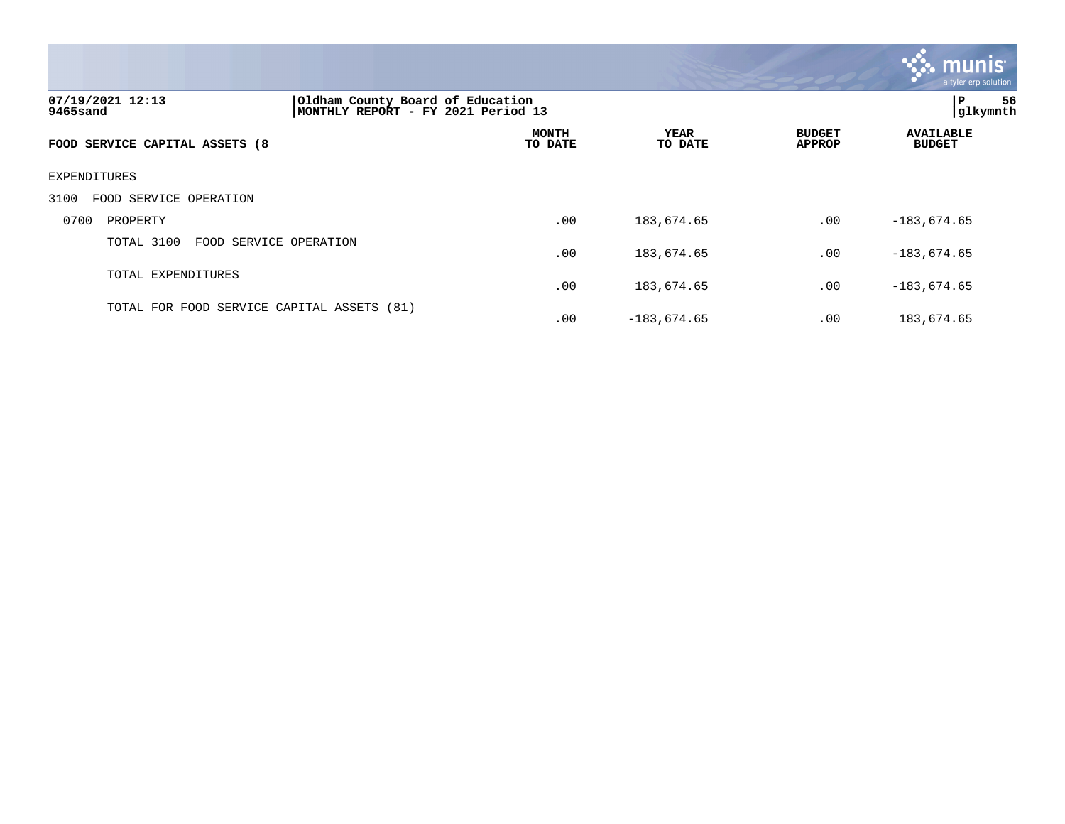Oldham County Board of Education
MONTHLY REPORT - FY 2021 Period 13

07/19/2021 12:13
9465sand

glkymnth

| FOOD SERVICE CAPITAL ASSETS (8 | MONTH TO DATE | YEAR TO DATE | BUDGET APPROP | AVAILABLE BUDGET |
|---|---|---|---|---|
| EXPENDITURES | | | | |
| 3100 FOOD SERVICE OPERATION | | | | |
| 0700 PROPERTY | .00 | 183,674.65 | .00 | -183,674.65 |
| TOTAL 3100 FOOD SERVICE OPERATION | .00 | 183,674.65 | .00 | -183,674.65 |
| TOTAL EXPENDITURES | .00 | 183,674.65 | .00 | -183,674.65 |
| TOTAL FOR FOOD SERVICE CAPITAL ASSETS (81) | .00 | -183,674.65 | .00 | 183,674.65 |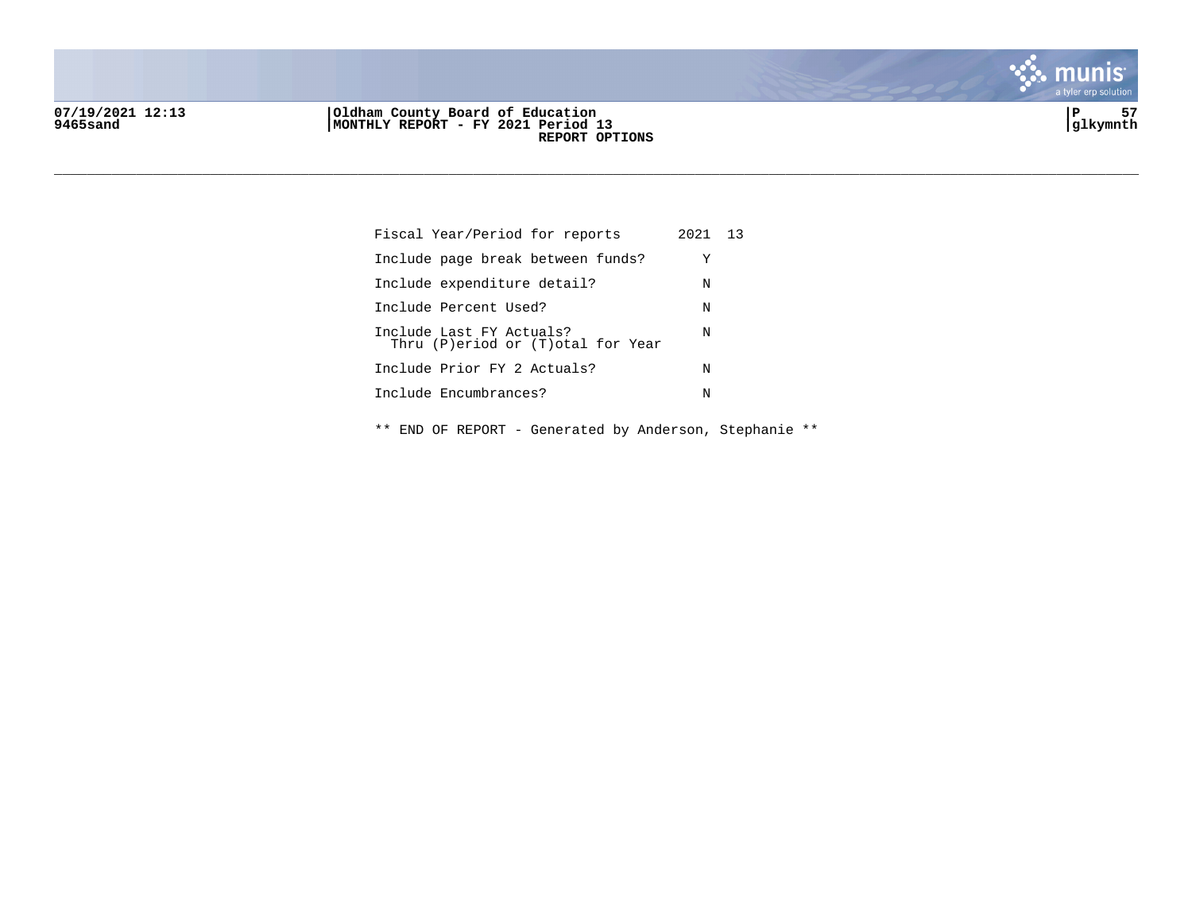07/19/2021 12:13
9465sand

Oldham County Board of Education
MONTHLY REPORT - FY 2021 Period 13

**REPORT OPTIONS**

P 57
glkymnth

| | |
|---|---|
| Fiscal Year/Period for reports | 2021 13 |
| Include page break between funds? | Y |
| Include expenditure detail? | N |
| Include Percent Used? | N |
| Include Last FY Actuals? Thru (P)eriod or (T)otal for Year | N |
| Include Prior FY 2 Actuals? | N |
| Include Encumbrances? | N |

** END OF REPORT - Generated by Anderson, Stephanie **